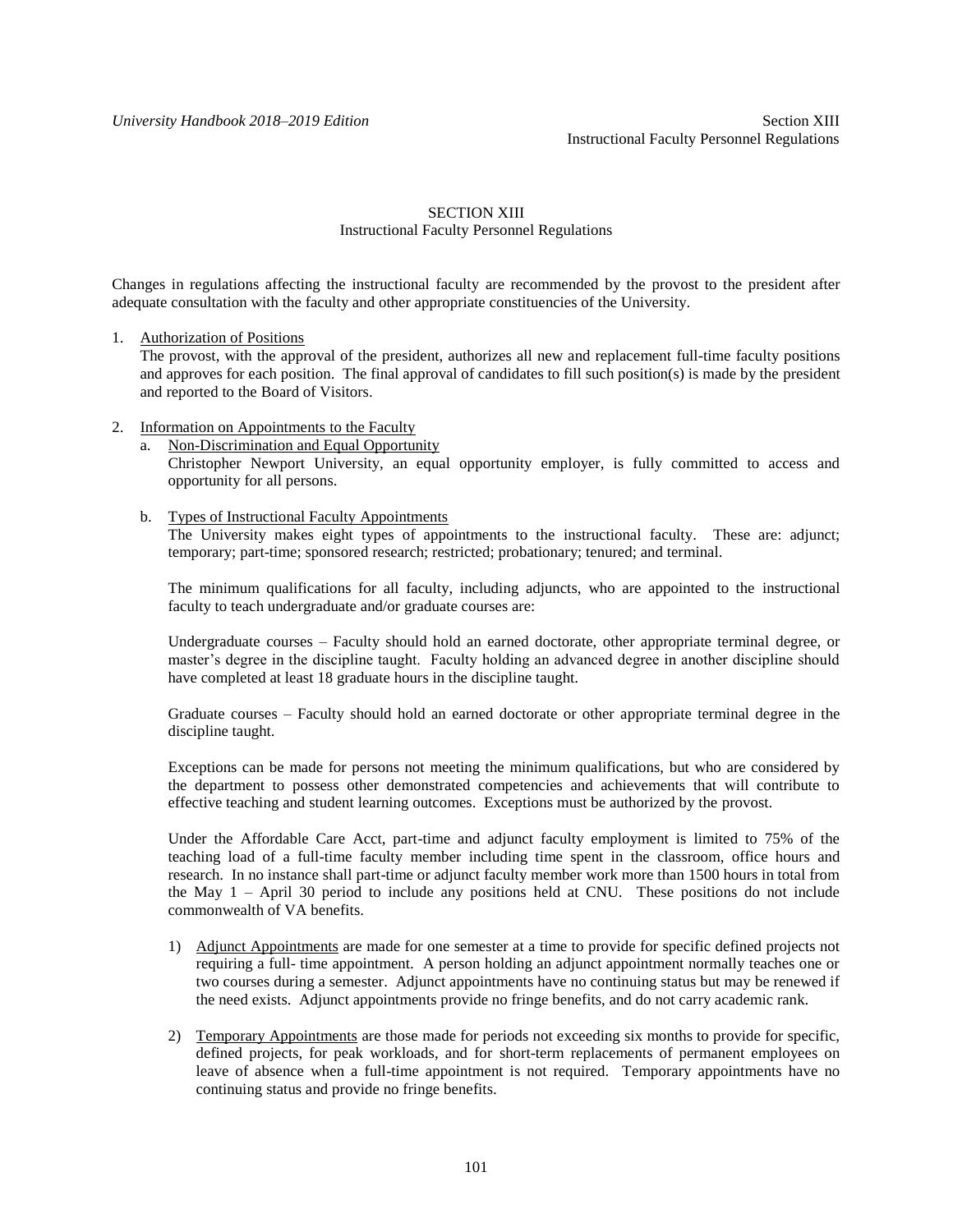# SECTION XIII
## Instructional Faculty Personnel Regulations

Changes in regulations affecting the instructional faculty are recommended by the provost to the president after adequate consultation with the faculty and other appropriate constituencies of the University.

1. Authorization of Positions

   The provost, with the approval of the president, authorizes all new and replacement full-time faculty positions and approves for each position. The final approval of candidates to fill such position(s) is made by the president and reported to the Board of Visitors.

2. Information on Appointments to the Faculty

   a. Non-Discrimination and Equal Opportunity

      Christopher Newport University, an equal opportunity employer, is fully committed to access and opportunity for all persons.

   b. Types of Instructional Faculty Appointments

      The University makes eight types of appointments to the instructional faculty. These are: adjunct; temporary; part-time; sponsored research; restricted; probationary; tenured; and terminal.

      The minimum qualifications for all faculty, including adjuncts, who are appointed to the instructional faculty to teach undergraduate and/or graduate courses are:

      Undergraduate courses – Faculty should hold an earned doctorate, other appropriate terminal degree, or master's degree in the discipline taught. Faculty holding an advanced degree in another discipline should have completed at least 18 graduate hours in the discipline taught.

      Graduate courses – Faculty should hold an earned doctorate or other appropriate terminal degree in the discipline taught.

      Exceptions can be made for persons not meeting the minimum qualifications, but who are considered by the department to possess other demonstrated competencies and achievements that will contribute to effective teaching and student learning outcomes. Exceptions must be authorized by the provost.

      Under the Affordable Care Acct, part-time and adjunct faculty employment is limited to 75% of the teaching load of a full-time faculty member including time spent in the classroom, office hours and research. In no instance shall part-time or adjunct faculty member work more than 1500 hours in total from the May 1 – April 30 period to include any positions held at CNU. These positions do not include commonwealth of VA benefits.

      1) Adjunct Appointments are made for one semester at a time to provide for specific defined projects not requiring a full- time appointment. A person holding an adjunct appointment normally teaches one or two courses during a semester. Adjunct appointments have no continuing status but may be renewed if the need exists. Adjunct appointments provide no fringe benefits, and do not carry academic rank.

      2) Temporary Appointments are those made for periods not exceeding six months to provide for specific, defined projects, for peak workloads, and for short-term replacements of permanent employees on leave of absence when a full-time appointment is not required. Temporary appointments have no continuing status and provide no fringe benefits.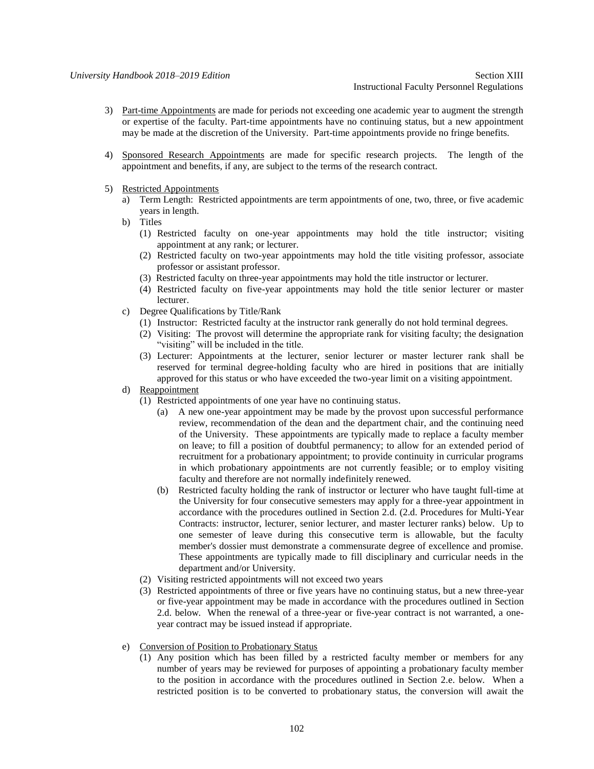3) Part-time Appointments are made for periods not exceeding one academic year to augment the strength or expertise of the faculty. Part-time appointments have no continuing status, but a new appointment may be made at the discretion of the University. Part-time appointments provide no fringe benefits.

4) Sponsored Research Appointments are made for specific research projects. The length of the appointment and benefits, if any, are subject to the terms of the research contract.

5) Restricted Appointments
   a) Term Length: Restricted appointments are term appointments of one, two, three, or five academic years in length.
   b) Titles
      (1) Restricted faculty on one-year appointments may hold the title instructor; visiting appointment at any rank; or lecturer.
      (2) Restricted faculty on two-year appointments may hold the title visiting professor, associate professor or assistant professor.
      (3) Restricted faculty on three-year appointments may hold the title instructor or lecturer.
      (4) Restricted faculty on five-year appointments may hold the title senior lecturer or master lecturer.
   c) Degree Qualifications by Title/Rank
      (1) Instructor: Restricted faculty at the instructor rank generally do not hold terminal degrees.
      (2) Visiting: The provost will determine the appropriate rank for visiting faculty; the designation "visiting" will be included in the title.
      (3) Lecturer: Appointments at the lecturer, senior lecturer or master lecturer rank shall be reserved for terminal degree-holding faculty who are hired in positions that are initially approved for this status or who have exceeded the two-year limit on a visiting appointment.
   d) Reappointment
      (1) Restricted appointments of one year have no continuing status.
         (a) A new one-year appointment may be made by the provost upon successful performance review, recommendation of the dean and the department chair, and the continuing need of the University. These appointments are typically made to replace a faculty member on leave; to fill a position of doubtful permanency; to allow for an extended period of recruitment for a probationary appointment; to provide continuity in curricular programs in which probationary appointments are not currently feasible; or to employ visiting faculty and therefore are not normally indefinitely renewed.
         (b) Restricted faculty holding the rank of instructor or lecturer who have taught full-time at the University for four consecutive semesters may apply for a three-year appointment in accordance with the procedures outlined in Section 2.d. (2.d. Procedures for Multi-Year Contracts: instructor, lecturer, senior lecturer, and master lecturer ranks) below. Up to one semester of leave during this consecutive term is allowable, but the faculty member's dossier must demonstrate a commensurate degree of excellence and promise. These appointments are typically made to fill disciplinary and curricular needs in the department and/or University.
      (2) Visiting restricted appointments will not exceed two years
      (3) Restricted appointments of three or five years have no continuing status, but a new three-year or five-year appointment may be made in accordance with the procedures outlined in Section 2.d. below. When the renewal of a three-year or five-year contract is not warranted, a one-year contract may be issued instead if appropriate.
   e) Conversion of Position to Probationary Status
      (1) Any position which has been filled by a restricted faculty member or members for any number of years may be reviewed for purposes of appointing a probationary faculty member to the position in accordance with the procedures outlined in Section 2.e. below. When a restricted position is to be converted to probationary status, the conversion will await the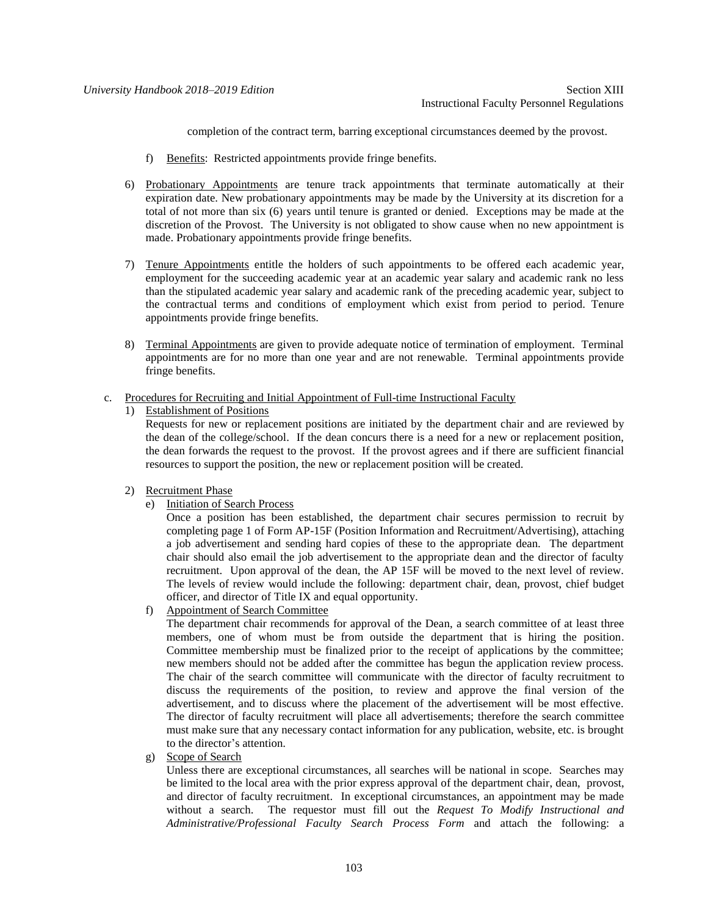completion of the contract term, barring exceptional circumstances deemed by the provost.

f) Benefits: Restricted appointments provide fringe benefits.

6) Probationary Appointments are tenure track appointments that terminate automatically at their expiration date. New probationary appointments may be made by the University at its discretion for a total of not more than six (6) years until tenure is granted or denied. Exceptions may be made at the discretion of the Provost. The University is not obligated to show cause when no new appointment is made. Probationary appointments provide fringe benefits.

7) Tenure Appointments entitle the holders of such appointments to be offered each academic year, employment for the succeeding academic year at an academic year salary and academic rank no less than the stipulated academic year salary and academic rank of the preceding academic year, subject to the contractual terms and conditions of employment which exist from period to period. Tenure appointments provide fringe benefits.

8) Terminal Appointments are given to provide adequate notice of termination of employment. Terminal appointments are for no more than one year and are not renewable. Terminal appointments provide fringe benefits.

c. Procedures for Recruiting and Initial Appointment of Full-time Instructional Faculty

1) Establishment of Positions

Requests for new or replacement positions are initiated by the department chair and are reviewed by the dean of the college/school. If the dean concurs there is a need for a new or replacement position, the dean forwards the request to the provost. If the provost agrees and if there are sufficient financial resources to support the position, the new or replacement position will be created.

2) Recruitment Phase

e) Initiation of Search Process

Once a position has been established, the department chair secures permission to recruit by completing page 1 of Form AP-15F (Position Information and Recruitment/Advertising), attaching a job advertisement and sending hard copies of these to the appropriate dean. The department chair should also email the job advertisement to the appropriate dean and the director of faculty recruitment. Upon approval of the dean, the AP 15F will be moved to the next level of review. The levels of review would include the following: department chair, dean, provost, chief budget officer, and director of Title IX and equal opportunity.

f) Appointment of Search Committee

The department chair recommends for approval of the Dean, a search committee of at least three members, one of whom must be from outside the department that is hiring the position. Committee membership must be finalized prior to the receipt of applications by the committee; new members should not be added after the committee has begun the application review process. The chair of the search committee will communicate with the director of faculty recruitment to discuss the requirements of the position, to review and approve the final version of the advertisement, and to discuss where the placement of the advertisement will be most effective. The director of faculty recruitment will place all advertisements; therefore the search committee must make sure that any necessary contact information for any publication, website, etc. is brought to the director's attention.

g) Scope of Search

Unless there are exceptional circumstances, all searches will be national in scope. Searches may be limited to the local area with the prior express approval of the department chair, dean, provost, and director of faculty recruitment. In exceptional circumstances, an appointment may be made without a search. The requestor must fill out the *Request To Modify Instructional and Administrative/Professional Faculty Search Process Form* and attach the following: a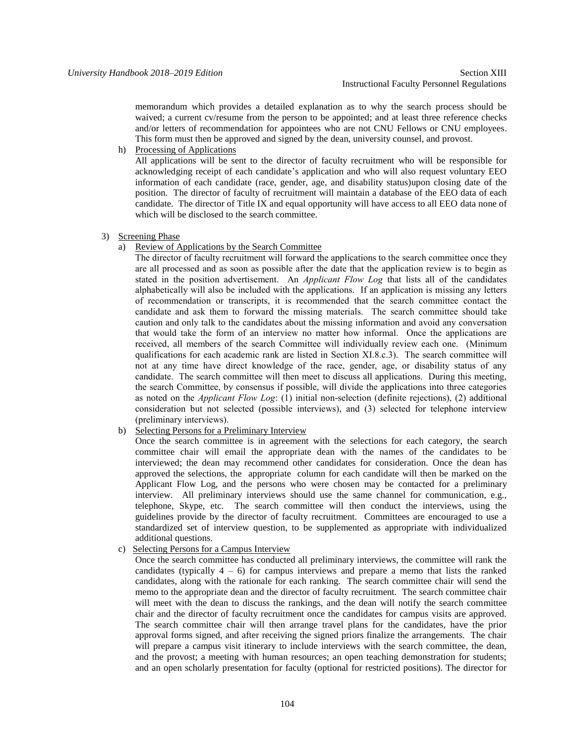memorandum which provides a detailed explanation as to why the search process should be waived; a current cv/resume from the person to be appointed; and at least three reference checks and/or letters of recommendation for appointees who are not CNU Fellows or CNU employees. This form must then be approved and signed by the dean, university counsel, and provost.

h) Processing of Applications

All applications will be sent to the director of faculty recruitment who will be responsible for acknowledging receipt of each candidate's application and who will also request voluntary EEO information of each candidate (race, gender, age, and disability status)upon closing date of the position. The director of faculty of recruitment will maintain a database of the EEO data of each candidate. The director of Title IX and equal opportunity will have access to all EEO data none of which will be disclosed to the search committee.

3) Screening Phase

a) Review of Applications by the Search Committee

The director of faculty recruitment will forward the applications to the search committee once they are all processed and as soon as possible after the date that the application review is to begin as stated in the position advertisement. An *Applicant Flow Log* that lists all of the candidates alphabetically will also be included with the applications. If an application is missing any letters of recommendation or transcripts, it is recommended that the search committee contact the candidate and ask them to forward the missing materials. The search committee should take caution and only talk to the candidates about the missing information and avoid any conversation that would take the form of an interview no matter how informal. Once the applications are received, all members of the search Committee will individually review each one. (Minimum qualifications for each academic rank are listed in Section XI.8.c.3). The search committee will not at any time have direct knowledge of the race, gender, age, or disability status of any candidate. The search committee will then meet to discuss all applications. During this meeting, the search Committee, by consensus if possible, will divide the applications into three categories as noted on the *Applicant Flow Log*: (1) initial non-selection (definite rejections), (2) additional consideration but not selected (possible interviews), and (3) selected for telephone interview (preliminary interviews).

b) Selecting Persons for a Preliminary Interview

Once the search committee is in agreement with the selections for each category, the search committee chair will email the appropriate dean with the names of the candidates to be interviewed; the dean may recommend other candidates for consideration. Once the dean has approved the selections, the appropriate column for each candidate will then be marked on the Applicant Flow Log, and the persons who were chosen may be contacted for a preliminary interview. All preliminary interviews should use the same channel for communication, e.g., telephone, Skype, etc. The search committee will then conduct the interviews, using the guidelines provide by the director of faculty recruitment. Committees are encouraged to use a standardized set of interview question, to be supplemented as appropriate with individualized additional questions.

c) Selecting Persons for a Campus Interview

Once the search committee has conducted all preliminary interviews, the committee will rank the candidates (typically 4 – 6) for campus interviews and prepare a memo that lists the ranked candidates, along with the rationale for each ranking. The search committee chair will send the memo to the appropriate dean and the director of faculty recruitment. The search committee chair will meet with the dean to discuss the rankings, and the dean will notify the search committee chair and the director of faculty recruitment once the candidates for campus visits are approved. The search committee chair will then arrange travel plans for the candidates, have the prior approval forms signed, and after receiving the signed priors finalize the arrangements. The chair will prepare a campus visit itinerary to include interviews with the search committee, the dean, and the provost; a meeting with human resources; an open teaching demonstration for students; and an open scholarly presentation for faculty (optional for restricted positions). The director for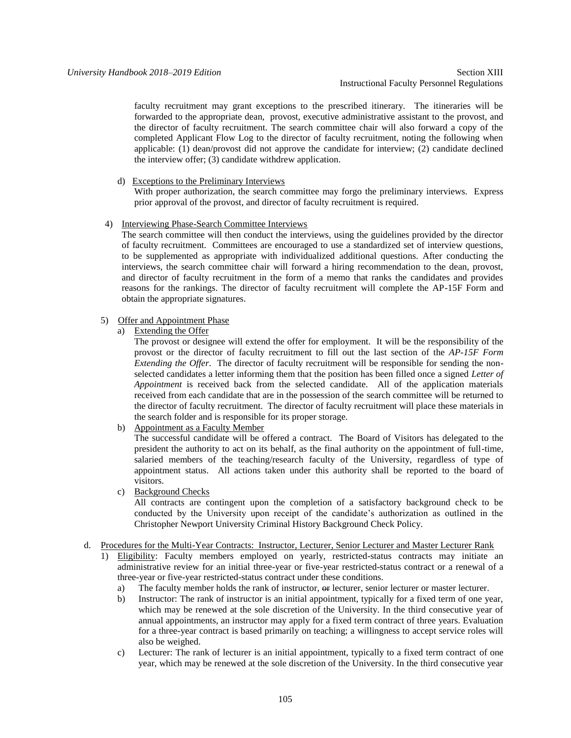faculty recruitment may grant exceptions to the prescribed itinerary. The itineraries will be forwarded to the appropriate dean, provost, executive administrative assistant to the provost, and the director of faculty recruitment. The search committee chair will also forward a copy of the completed Applicant Flow Log to the director of faculty recruitment, noting the following when applicable: (1) dean/provost did not approve the candidate for interview; (2) candidate declined the interview offer; (3) candidate withdrew application.

d) Exceptions to the Preliminary Interviews

With proper authorization, the search committee may forgo the preliminary interviews. Express prior approval of the provost, and director of faculty recruitment is required.

4) Interviewing Phase-Search Committee Interviews

The search committee will then conduct the interviews, using the guidelines provided by the director of faculty recruitment. Committees are encouraged to use a standardized set of interview questions, to be supplemented as appropriate with individualized additional questions. After conducting the interviews, the search committee chair will forward a hiring recommendation to the dean, provost, and director of faculty recruitment in the form of a memo that ranks the candidates and provides reasons for the rankings. The director of faculty recruitment will complete the AP-15F Form and obtain the appropriate signatures.

5) Offer and Appointment Phase

a) Extending the Offer

The provost or designee will extend the offer for employment. It will be the responsibility of the provost or the director of faculty recruitment to fill out the last section of the *AP-15F Form Extending the Offer*. The director of faculty recruitment will be responsible for sending the non-selected candidates a letter informing them that the position has been filled once a signed *Letter of Appointment* is received back from the selected candidate. All of the application materials received from each candidate that are in the possession of the search committee will be returned to the director of faculty recruitment. The director of faculty recruitment will place these materials in the search folder and is responsible for its proper storage.

b) Appointment as a Faculty Member

The successful candidate will be offered a contract. The Board of Visitors has delegated to the president the authority to act on its behalf, as the final authority on the appointment of full-time, salaried members of the teaching/research faculty of the University, regardless of type of appointment status. All actions taken under this authority shall be reported to the board of visitors.

c) Background Checks

All contracts are contingent upon the completion of a satisfactory background check to be conducted by the University upon receipt of the candidate's authorization as outlined in the Christopher Newport University Criminal History Background Check Policy.

d. Procedures for the Multi-Year Contracts: Instructor, Lecturer, Senior Lecturer and Master Lecturer Rank

1) Eligibility: Faculty members employed on yearly, restricted-status contracts may initiate an administrative review for an initial three-year or five-year restricted-status contract or a renewal of a three-year or five-year restricted-status contract under these conditions.

a) The faculty member holds the rank of instructor, ~~or~~ lecturer, senior lecturer or master lecturer.

b) Instructor: The rank of instructor is an initial appointment, typically for a fixed term of one year, which may be renewed at the sole discretion of the University. In the third consecutive year of annual appointments, an instructor may apply for a fixed term contract of three years. Evaluation for a three-year contract is based primarily on teaching; a willingness to accept service roles will also be weighed.

c) Lecturer: The rank of lecturer is an initial appointment, typically to a fixed term contract of one year, which may be renewed at the sole discretion of the University. In the third consecutive year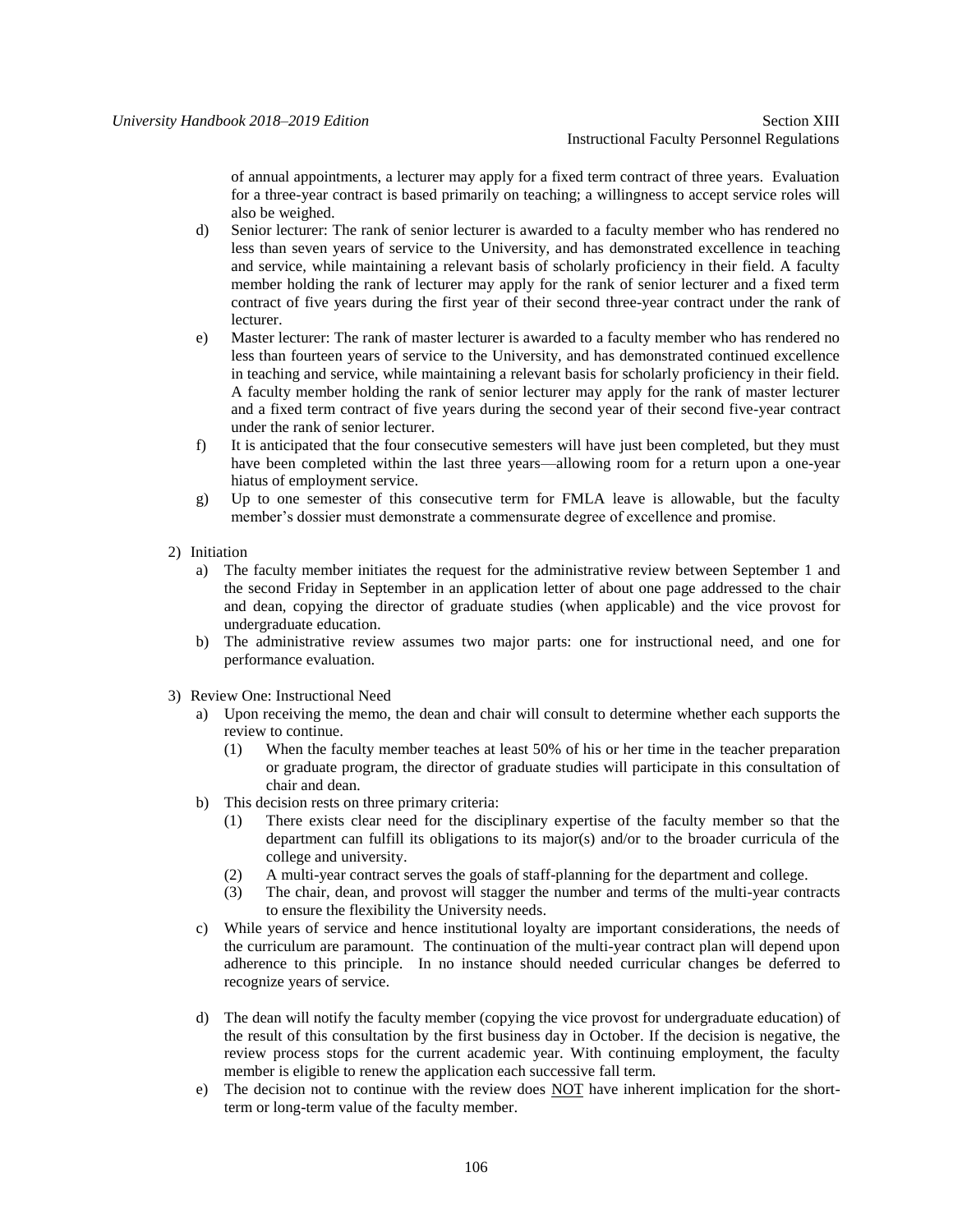of annual appointments, a lecturer may apply for a fixed term contract of three years. Evaluation for a three-year contract is based primarily on teaching; a willingness to accept service roles will also be weighed.

d) Senior lecturer: The rank of senior lecturer is awarded to a faculty member who has rendered no less than seven years of service to the University, and has demonstrated excellence in teaching and service, while maintaining a relevant basis of scholarly proficiency in their field. A faculty member holding the rank of lecturer may apply for the rank of senior lecturer and a fixed term contract of five years during the first year of their second three-year contract under the rank of lecturer.

e) Master lecturer: The rank of master lecturer is awarded to a faculty member who has rendered no less than fourteen years of service to the University, and has demonstrated continued excellence in teaching and service, while maintaining a relevant basis for scholarly proficiency in their field. A faculty member holding the rank of senior lecturer may apply for the rank of master lecturer and a fixed term contract of five years during the second year of their second five-year contract under the rank of senior lecturer.

f) It is anticipated that the four consecutive semesters will have just been completed, but they must have been completed within the last three years—allowing room for a return upon a one-year hiatus of employment service.

g) Up to one semester of this consecutive term for FMLA leave is allowable, but the faculty member's dossier must demonstrate a commensurate degree of excellence and promise.

2) Initiation

a) The faculty member initiates the request for the administrative review between September 1 and the second Friday in September in an application letter of about one page addressed to the chair and dean, copying the director of graduate studies (when applicable) and the vice provost for undergraduate education.

b) The administrative review assumes two major parts: one for instructional need, and one for performance evaluation.

3) Review One: Instructional Need

a) Upon receiving the memo, the dean and chair will consult to determine whether each supports the review to continue.

(1) When the faculty member teaches at least 50% of his or her time in the teacher preparation or graduate program, the director of graduate studies will participate in this consultation of chair and dean.

b) This decision rests on three primary criteria:

(1) There exists clear need for the disciplinary expertise of the faculty member so that the department can fulfill its obligations to its major(s) and/or to the broader curricula of the college and university.

(2) A multi-year contract serves the goals of staff-planning for the department and college.

(3) The chair, dean, and provost will stagger the number and terms of the multi-year contracts to ensure the flexibility the University needs.

c) While years of service and hence institutional loyalty are important considerations, the needs of the curriculum are paramount. The continuation of the multi-year contract plan will depend upon adherence to this principle. In no instance should needed curricular changes be deferred to recognize years of service.

d) The dean will notify the faculty member (copying the vice provost for undergraduate education) of the result of this consultation by the first business day in October. If the decision is negative, the review process stops for the current academic year. With continuing employment, the faculty member is eligible to renew the application each successive fall term.

e) The decision not to continue with the review does <u>NOT</u> have inherent implication for the short-term or long-term value of the faculty member.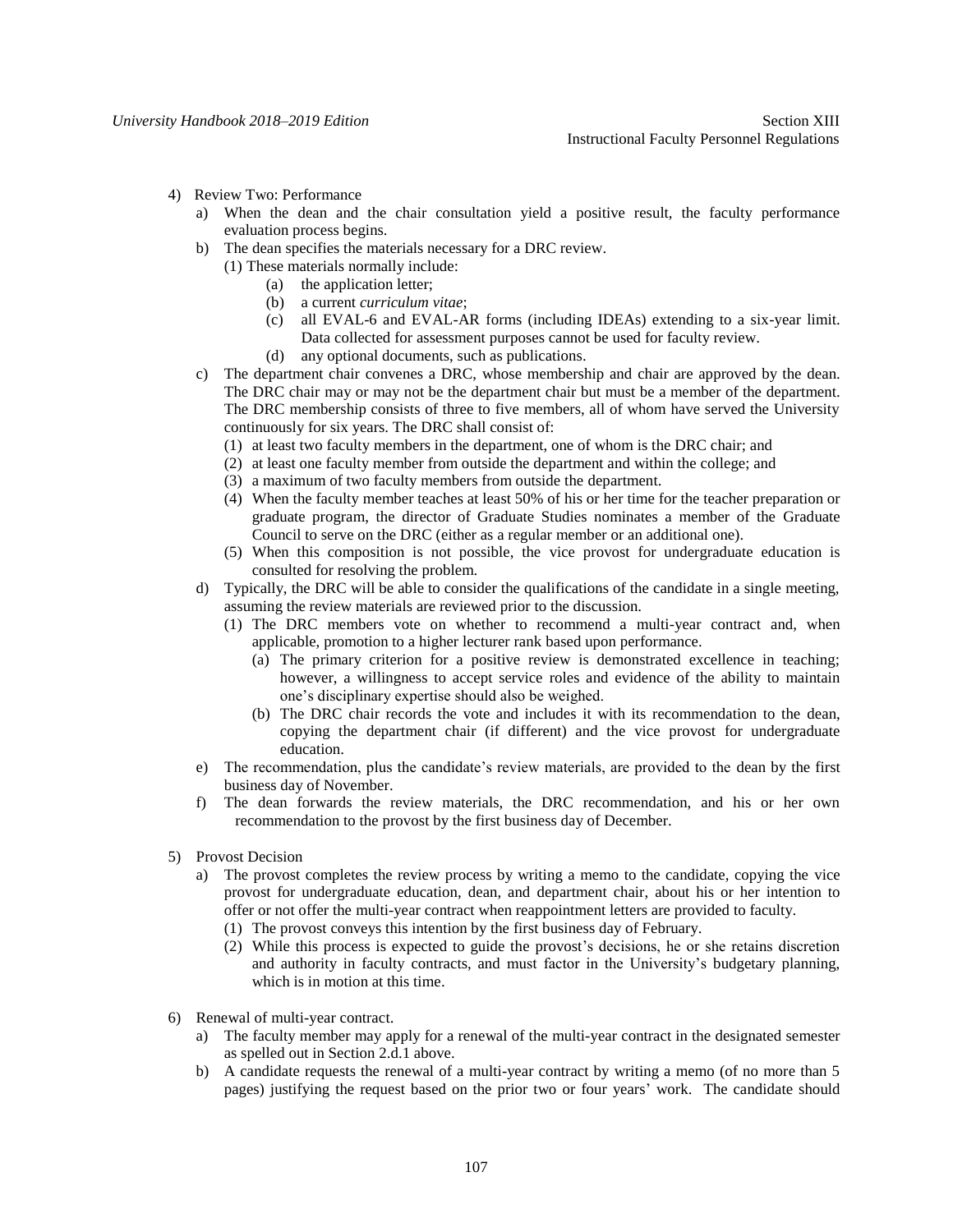4) Review Two: Performance
    a) When the dean and the chair consultation yield a positive result, the faculty performance evaluation process begins.
    b) The dean specifies the materials necessary for a DRC review.
        (1) These materials normally include:
            (a) the application letter;
            (b) a current *curriculum vitae*;
            (c) all EVAL-6 and EVAL-AR forms (including IDEAs) extending to a six-year limit. Data collected for assessment purposes cannot be used for faculty review.
            (d) any optional documents, such as publications.
    c) The department chair convenes a DRC, whose membership and chair are approved by the dean. The DRC chair may or may not be the department chair but must be a member of the department. The DRC membership consists of three to five members, all of whom have served the University continuously for six years. The DRC shall consist of:
        (1) at least two faculty members in the department, one of whom is the DRC chair; and
        (2) at least one faculty member from outside the department and within the college; and
        (3) a maximum of two faculty members from outside the department.
        (4) When the faculty member teaches at least 50% of his or her time for the teacher preparation or graduate program, the director of Graduate Studies nominates a member of the Graduate Council to serve on the DRC (either as a regular member or an additional one).
        (5) When this composition is not possible, the vice provost for undergraduate education is consulted for resolving the problem.
    d) Typically, the DRC will be able to consider the qualifications of the candidate in a single meeting, assuming the review materials are reviewed prior to the discussion.
        (1) The DRC members vote on whether to recommend a multi-year contract and, when applicable, promotion to a higher lecturer rank based upon performance.
            (a) The primary criterion for a positive review is demonstrated excellence in teaching; however, a willingness to accept service roles and evidence of the ability to maintain one's disciplinary expertise should also be weighed.
            (b) The DRC chair records the vote and includes it with its recommendation to the dean, copying the department chair (if different) and the vice provost for undergraduate education.
    e) The recommendation, plus the candidate's review materials, are provided to the dean by the first business day of November.
    f) The dean forwards the review materials, the DRC recommendation, and his or her own recommendation to the provost by the first business day of December.

5) Provost Decision
    a) The provost completes the review process by writing a memo to the candidate, copying the vice provost for undergraduate education, dean, and department chair, about his or her intention to offer or not offer the multi-year contract when reappointment letters are provided to faculty.
        (1) The provost conveys this intention by the first business day of February.
        (2) While this process is expected to guide the provost's decisions, he or she retains discretion and authority in faculty contracts, and must factor in the University's budgetary planning, which is in motion at this time.

6) Renewal of multi-year contract.
    a) The faculty member may apply for a renewal of the multi-year contract in the designated semester as spelled out in Section 2.d.1 above.
    b) A candidate requests the renewal of a multi-year contract by writing a memo (of no more than 5 pages) justifying the request based on the prior two or four years' work. The candidate should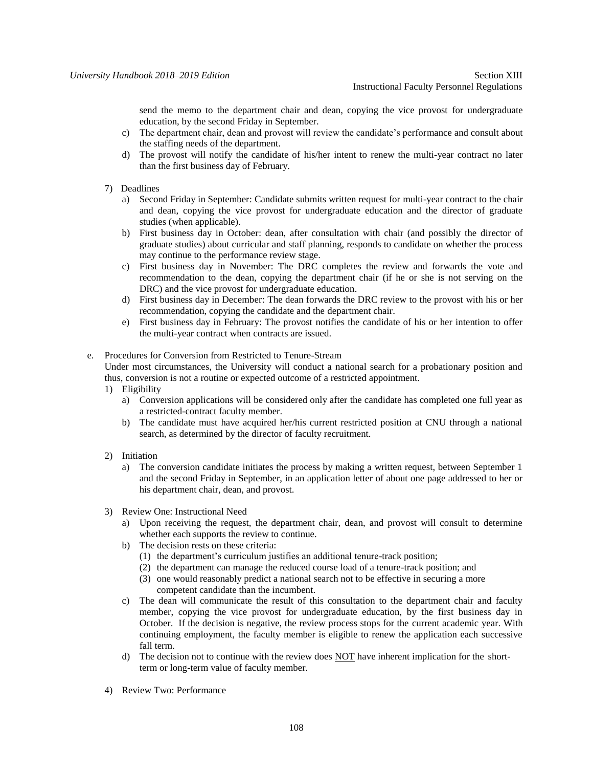send the memo to the department chair and dean, copying the vice provost for undergraduate education, by the second Friday in September.

c) The department chair, dean and provost will review the candidate's performance and consult about the staffing needs of the department.

d) The provost will notify the candidate of his/her intent to renew the multi-year contract no later than the first business day of February.

7) Deadlines

a) Second Friday in September: Candidate submits written request for multi-year contract to the chair and dean, copying the vice provost for undergraduate education and the director of graduate studies (when applicable).

b) First business day in October: dean, after consultation with chair (and possibly the director of graduate studies) about curricular and staff planning, responds to candidate on whether the process may continue to the performance review stage.

c) First business day in November: The DRC completes the review and forwards the vote and recommendation to the dean, copying the department chair (if he or she is not serving on the DRC) and the vice provost for undergraduate education.

d) First business day in December: The dean forwards the DRC review to the provost with his or her recommendation, copying the candidate and the department chair.

e) First business day in February: The provost notifies the candidate of his or her intention to offer the multi-year contract when contracts are issued.

e. Procedures for Conversion from Restricted to Tenure-Stream

Under most circumstances, the University will conduct a national search for a probationary position and thus, conversion is not a routine or expected outcome of a restricted appointment.

1) Eligibility

a) Conversion applications will be considered only after the candidate has completed one full year as a restricted-contract faculty member.

b) The candidate must have acquired her/his current restricted position at CNU through a national search, as determined by the director of faculty recruitment.

2) Initiation

a) The conversion candidate initiates the process by making a written request, between September 1 and the second Friday in September, in an application letter of about one page addressed to her or his department chair, dean, and provost.

3) Review One: Instructional Need

a) Upon receiving the request, the department chair, dean, and provost will consult to determine whether each supports the review to continue.

b) The decision rests on these criteria:

(1) the department's curriculum justifies an additional tenure-track position;

(2) the department can manage the reduced course load of a tenure-track position; and

(3) one would reasonably predict a national search not to be effective in securing a more competent candidate than the incumbent.

c) The dean will communicate the result of this consultation to the department chair and faculty member, copying the vice provost for undergraduate education, by the first business day in October. If the decision is negative, the review process stops for the current academic year. With continuing employment, the faculty member is eligible to renew the application each successive fall term.

d) The decision not to continue with the review does <u>NOT</u> have inherent implication for the short-term or long-term value of faculty member.

4) Review Two: Performance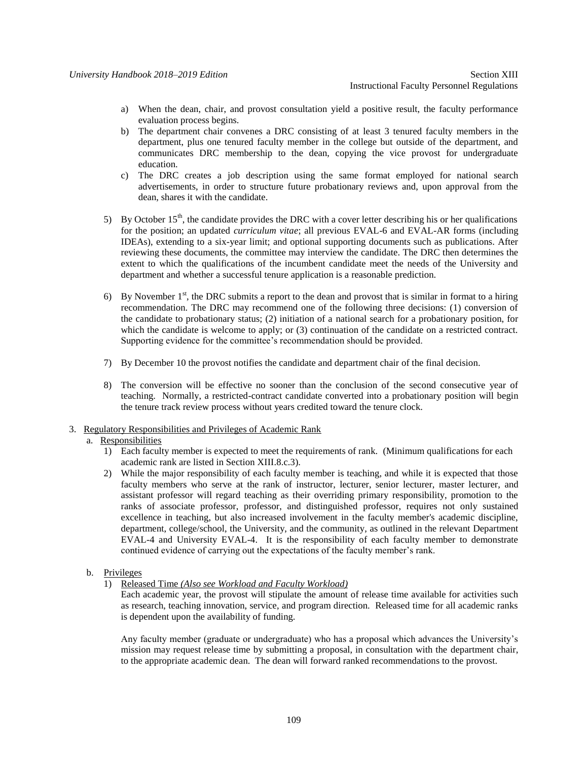a) When the dean, chair, and provost consultation yield a positive result, the faculty performance evaluation process begins.
   b) The department chair convenes a DRC consisting of at least 3 tenured faculty members in the department, plus one tenured faculty member in the college but outside of the department, and communicates DRC membership to the dean, copying the vice provost for undergraduate education.
   c) The DRC creates a job description using the same format employed for national search advertisements, in order to structure future probationary reviews and, upon approval from the dean, shares it with the candidate.

5) By October 15th, the candidate provides the DRC with a cover letter describing his or her qualifications for the position; an updated *curriculum vitae*; all previous EVAL-6 and EVAL-AR forms (including IDEAs), extending to a six-year limit; and optional supporting documents such as publications. After reviewing these documents, the committee may interview the candidate. The DRC then determines the extent to which the qualifications of the incumbent candidate meet the needs of the University and department and whether a successful tenure application is a reasonable prediction.

6) By November 1st, the DRC submits a report to the dean and provost that is similar in format to a hiring recommendation. The DRC may recommend one of the following three decisions: (1) conversion of the candidate to probationary status; (2) initiation of a national search for a probationary position, for which the candidate is welcome to apply; or (3) continuation of the candidate on a restricted contract. Supporting evidence for the committee's recommendation should be provided.

7) By December 10 the provost notifies the candidate and department chair of the final decision.

8) The conversion will be effective no sooner than the conclusion of the second consecutive year of teaching. Normally, a restricted-contract candidate converted into a probationary position will begin the tenure track review process without years credited toward the tenure clock.

3. Regulatory Responsibilities and Privileges of Academic Rank
   a. Responsibilities
      1) Each faculty member is expected to meet the requirements of rank. (Minimum qualifications for each academic rank are listed in Section XIII.8.c.3).
      2) While the major responsibility of each faculty member is teaching, and while it is expected that those faculty members who serve at the rank of instructor, lecturer, senior lecturer, master lecturer, and assistant professor will regard teaching as their overriding primary responsibility, promotion to the ranks of associate professor, professor, and distinguished professor, requires not only sustained excellence in teaching, but also increased involvement in the faculty member's academic discipline, department, college/school, the University, and the community, as outlined in the relevant Department EVAL-4 and University EVAL-4. It is the responsibility of each faculty member to demonstrate continued evidence of carrying out the expectations of the faculty member's rank.

   b. Privileges
      1) Released Time *(Also see Workload and Faculty Workload)*

         Each academic year, the provost will stipulate the amount of release time available for activities such as research, teaching innovation, service, and program direction. Released time for all academic ranks is dependent upon the availability of funding.

         Any faculty member (graduate or undergraduate) who has a proposal which advances the University's mission may request release time by submitting a proposal, in consultation with the department chair, to the appropriate academic dean. The dean will forward ranked recommendations to the provost.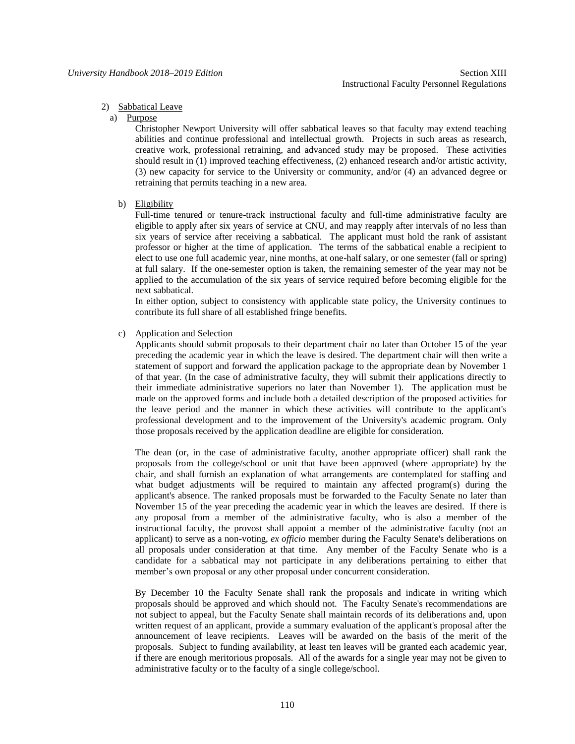2) Sabbatical Leave

a) Purpose

Christopher Newport University will offer sabbatical leaves so that faculty may extend teaching abilities and continue professional and intellectual growth. Projects in such areas as research, creative work, professional retraining, and advanced study may be proposed. These activities should result in (1) improved teaching effectiveness, (2) enhanced research and/or artistic activity, (3) new capacity for service to the University or community, and/or (4) an advanced degree or retraining that permits teaching in a new area.

b) Eligibility

Full-time tenured or tenure-track instructional faculty and full-time administrative faculty are eligible to apply after six years of service at CNU, and may reapply after intervals of no less than six years of service after receiving a sabbatical. The applicant must hold the rank of assistant professor or higher at the time of application. The terms of the sabbatical enable a recipient to elect to use one full academic year, nine months, at one-half salary, or one semester (fall or spring) at full salary. If the one-semester option is taken, the remaining semester of the year may not be applied to the accumulation of the six years of service required before becoming eligible for the next sabbatical.

In either option, subject to consistency with applicable state policy, the University continues to contribute its full share of all established fringe benefits.

c) Application and Selection

Applicants should submit proposals to their department chair no later than October 15 of the year preceding the academic year in which the leave is desired. The department chair will then write a statement of support and forward the application package to the appropriate dean by November 1 of that year. (In the case of administrative faculty, they will submit their applications directly to their immediate administrative superiors no later than November 1). The application must be made on the approved forms and include both a detailed description of the proposed activities for the leave period and the manner in which these activities will contribute to the applicant's professional development and to the improvement of the University's academic program. Only those proposals received by the application deadline are eligible for consideration.

The dean (or, in the case of administrative faculty, another appropriate officer) shall rank the proposals from the college/school or unit that have been approved (where appropriate) by the chair, and shall furnish an explanation of what arrangements are contemplated for staffing and what budget adjustments will be required to maintain any affected program(s) during the applicant's absence. The ranked proposals must be forwarded to the Faculty Senate no later than November 15 of the year preceding the academic year in which the leaves are desired. If there is any proposal from a member of the administrative faculty, who is also a member of the instructional faculty, the provost shall appoint a member of the administrative faculty (not an applicant) to serve as a non-voting, *ex officio* member during the Faculty Senate's deliberations on all proposals under consideration at that time. Any member of the Faculty Senate who is a candidate for a sabbatical may not participate in any deliberations pertaining to either that member's own proposal or any other proposal under concurrent consideration.

By December 10 the Faculty Senate shall rank the proposals and indicate in writing which proposals should be approved and which should not. The Faculty Senate's recommendations are not subject to appeal, but the Faculty Senate shall maintain records of its deliberations and, upon written request of an applicant, provide a summary evaluation of the applicant's proposal after the announcement of leave recipients. Leaves will be awarded on the basis of the merit of the proposals. Subject to funding availability, at least ten leaves will be granted each academic year, if there are enough meritorious proposals. All of the awards for a single year may not be given to administrative faculty or to the faculty of a single college/school.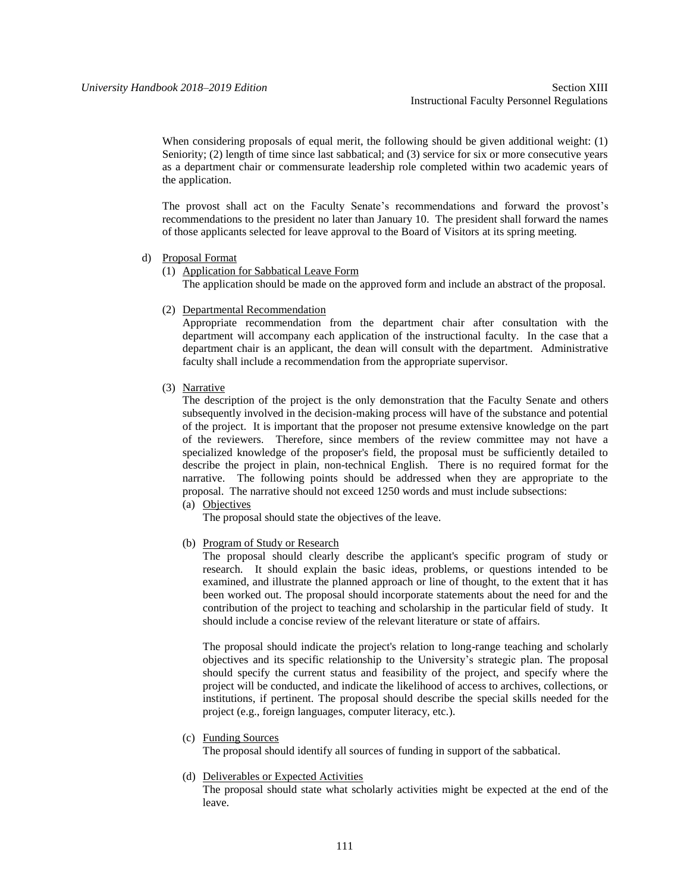When considering proposals of equal merit, the following should be given additional weight: (1) Seniority; (2) length of time since last sabbatical; and (3) service for six or more consecutive years as a department chair or commensurate leadership role completed within two academic years of the application.

The provost shall act on the Faculty Senate's recommendations and forward the provost's recommendations to the president no later than January 10. The president shall forward the names of those applicants selected for leave approval to the Board of Visitors at its spring meeting.

d) Proposal Format

(1) Application for Sabbatical Leave Form

The application should be made on the approved form and include an abstract of the proposal.

(2) Departmental Recommendation

Appropriate recommendation from the department chair after consultation with the department will accompany each application of the instructional faculty. In the case that a department chair is an applicant, the dean will consult with the department. Administrative faculty shall include a recommendation from the appropriate supervisor.

(3) Narrative

The description of the project is the only demonstration that the Faculty Senate and others subsequently involved in the decision-making process will have of the substance and potential of the project. It is important that the proposer not presume extensive knowledge on the part of the reviewers. Therefore, since members of the review committee may not have a specialized knowledge of the proposer's field, the proposal must be sufficiently detailed to describe the project in plain, non-technical English. There is no required format for the narrative. The following points should be addressed when they are appropriate to the proposal. The narrative should not exceed 1250 words and must include subsections:

(a) Objectives

The proposal should state the objectives of the leave.

(b) Program of Study or Research

The proposal should clearly describe the applicant's specific program of study or research. It should explain the basic ideas, problems, or questions intended to be examined, and illustrate the planned approach or line of thought, to the extent that it has been worked out. The proposal should incorporate statements about the need for and the contribution of the project to teaching and scholarship in the particular field of study. It should include a concise review of the relevant literature or state of affairs.

The proposal should indicate the project's relation to long-range teaching and scholarly objectives and its specific relationship to the University's strategic plan. The proposal should specify the current status and feasibility of the project, and specify where the project will be conducted, and indicate the likelihood of access to archives, collections, or institutions, if pertinent. The proposal should describe the special skills needed for the project (e.g., foreign languages, computer literacy, etc.).

(c) Funding Sources

The proposal should identify all sources of funding in support of the sabbatical.

(d) Deliverables or Expected Activities

The proposal should state what scholarly activities might be expected at the end of the leave.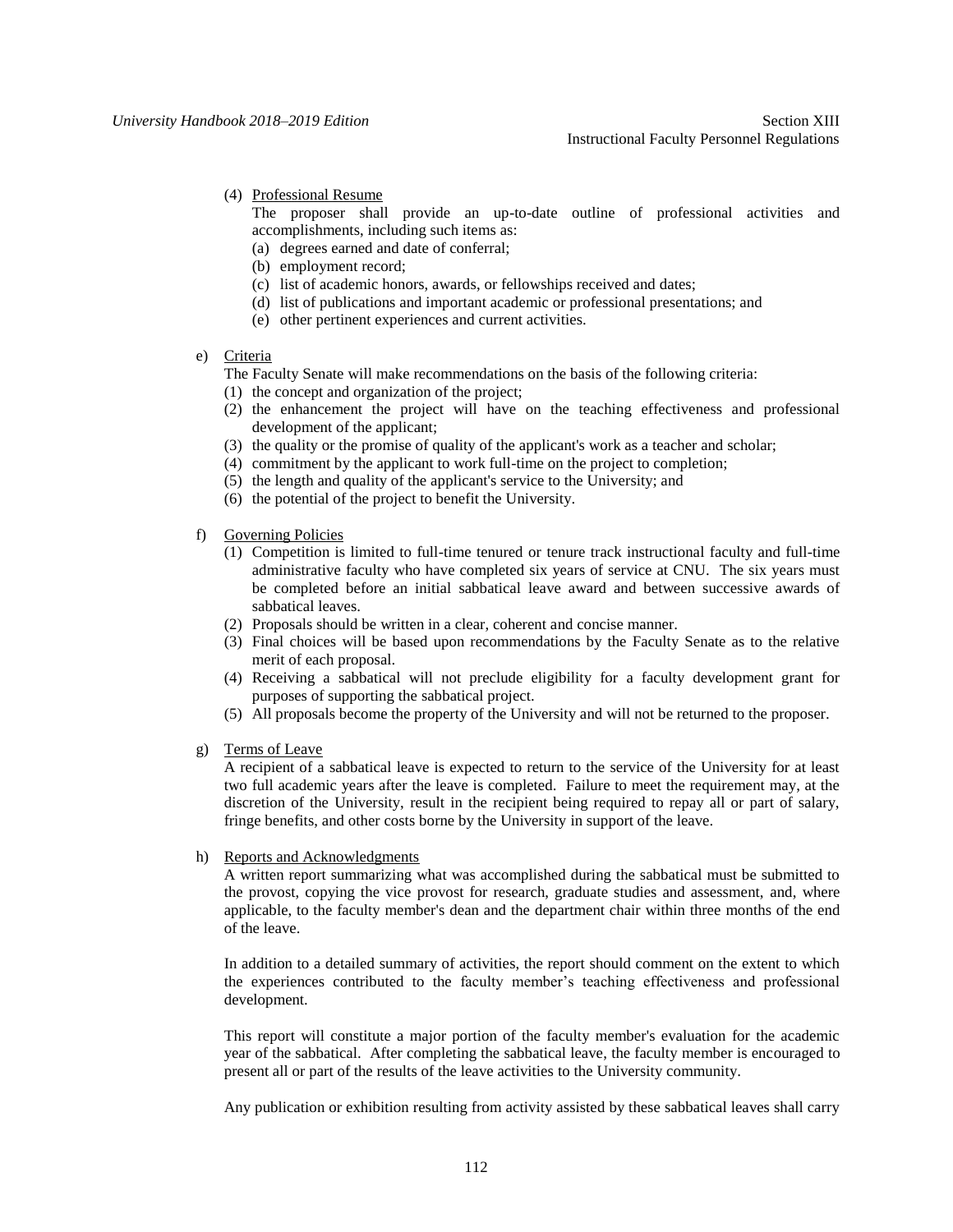(4) <u>Professional Resume</u>

The proposer shall provide an up-to-date outline of professional activities and accomplishments, including such items as:

(a) degrees earned and date of conferral;
(b) employment record;
(c) list of academic honors, awards, or fellowships received and dates;
(d) list of publications and important academic or professional presentations; and
(e) other pertinent experiences and current activities.

e) <u>Criteria</u>

The Faculty Senate will make recommendations on the basis of the following criteria:

(1) the concept and organization of the project;
(2) the enhancement the project will have on the teaching effectiveness and professional development of the applicant;
(3) the quality or the promise of quality of the applicant's work as a teacher and scholar;
(4) commitment by the applicant to work full-time on the project to completion;
(5) the length and quality of the applicant's service to the University; and
(6) the potential of the project to benefit the University.

f) <u>Governing Policies</u>

(1) Competition is limited to full-time tenured or tenure track instructional faculty and full-time administrative faculty who have completed six years of service at CNU. The six years must be completed before an initial sabbatical leave award and between successive awards of sabbatical leaves.
(2) Proposals should be written in a clear, coherent and concise manner.
(3) Final choices will be based upon recommendations by the Faculty Senate as to the relative merit of each proposal.
(4) Receiving a sabbatical will not preclude eligibility for a faculty development grant for purposes of supporting the sabbatical project.
(5) All proposals become the property of the University and will not be returned to the proposer.

g) <u>Terms of Leave</u>

A recipient of a sabbatical leave is expected to return to the service of the University for at least two full academic years after the leave is completed. Failure to meet the requirement may, at the discretion of the University, result in the recipient being required to repay all or part of salary, fringe benefits, and other costs borne by the University in support of the leave.

h) <u>Reports and Acknowledgments</u>

A written report summarizing what was accomplished during the sabbatical must be submitted to the provost, copying the vice provost for research, graduate studies and assessment, and, where applicable, to the faculty member's dean and the department chair within three months of the end of the leave.

In addition to a detailed summary of activities, the report should comment on the extent to which the experiences contributed to the faculty member's teaching effectiveness and professional development.

This report will constitute a major portion of the faculty member's evaluation for the academic year of the sabbatical. After completing the sabbatical leave, the faculty member is encouraged to present all or part of the results of the leave activities to the University community.

Any publication or exhibition resulting from activity assisted by these sabbatical leaves shall carry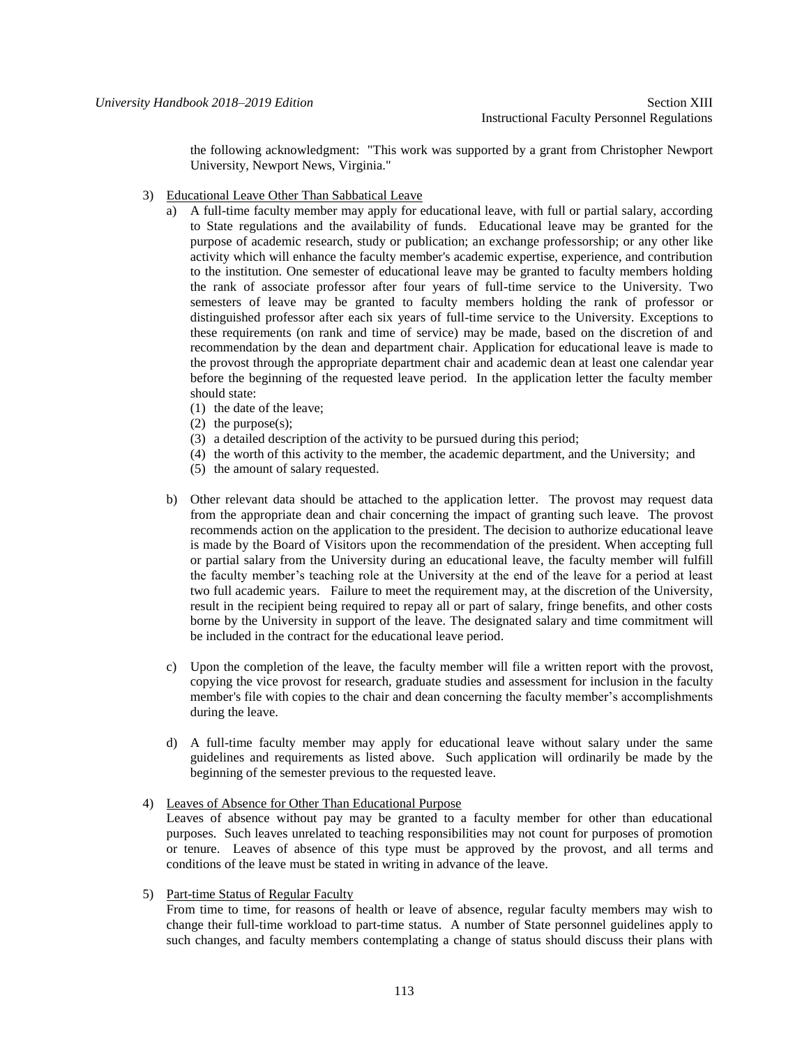the following acknowledgment: "This work was supported by a grant from Christopher Newport University, Newport News, Virginia."

3) <u>Educational Leave Other Than Sabbatical Leave</u>

   a) A full-time faculty member may apply for educational leave, with full or partial salary, according to State regulations and the availability of funds. Educational leave may be granted for the purpose of academic research, study or publication; an exchange professorship; or any other like activity which will enhance the faculty member's academic expertise, experience, and contribution to the institution. One semester of educational leave may be granted to faculty members holding the rank of associate professor after four years of full-time service to the University. Two semesters of leave may be granted to faculty members holding the rank of professor or distinguished professor after each six years of full-time service to the University. Exceptions to these requirements (on rank and time of service) may be made, based on the discretion of and recommendation by the dean and department chair. Application for educational leave is made to the provost through the appropriate department chair and academic dean at least one calendar year before the beginning of the requested leave period. In the application letter the faculty member should state:
      (1) the date of the leave;
      (2) the purpose(s);
      (3) a detailed description of the activity to be pursued during this period;
      (4) the worth of this activity to the member, the academic department, and the University; and
      (5) the amount of salary requested.

   b) Other relevant data should be attached to the application letter. The provost may request data from the appropriate dean and chair concerning the impact of granting such leave. The provost recommends action on the application to the president. The decision to authorize educational leave is made by the Board of Visitors upon the recommendation of the president. When accepting full or partial salary from the University during an educational leave, the faculty member will fulfill the faculty member's teaching role at the University at the end of the leave for a period at least two full academic years. Failure to meet the requirement may, at the discretion of the University, result in the recipient being required to repay all or part of salary, fringe benefits, and other costs borne by the University in support of the leave. The designated salary and time commitment will be included in the contract for the educational leave period.

   c) Upon the completion of the leave, the faculty member will file a written report with the provost, copying the vice provost for research, graduate studies and assessment for inclusion in the faculty member's file with copies to the chair and dean concerning the faculty member's accomplishments during the leave.

   d) A full-time faculty member may apply for educational leave without salary under the same guidelines and requirements as listed above. Such application will ordinarily be made by the beginning of the semester previous to the requested leave.

4) <u>Leaves of Absence for Other Than Educational Purpose</u>

   Leaves of absence without pay may be granted to a faculty member for other than educational purposes. Such leaves unrelated to teaching responsibilities may not count for purposes of promotion or tenure. Leaves of absence of this type must be approved by the provost, and all terms and conditions of the leave must be stated in writing in advance of the leave.

5) <u>Part-time Status of Regular Faculty</u>

   From time to time, for reasons of health or leave of absence, regular faculty members may wish to change their full-time workload to part-time status. A number of State personnel guidelines apply to such changes, and faculty members contemplating a change of status should discuss their plans with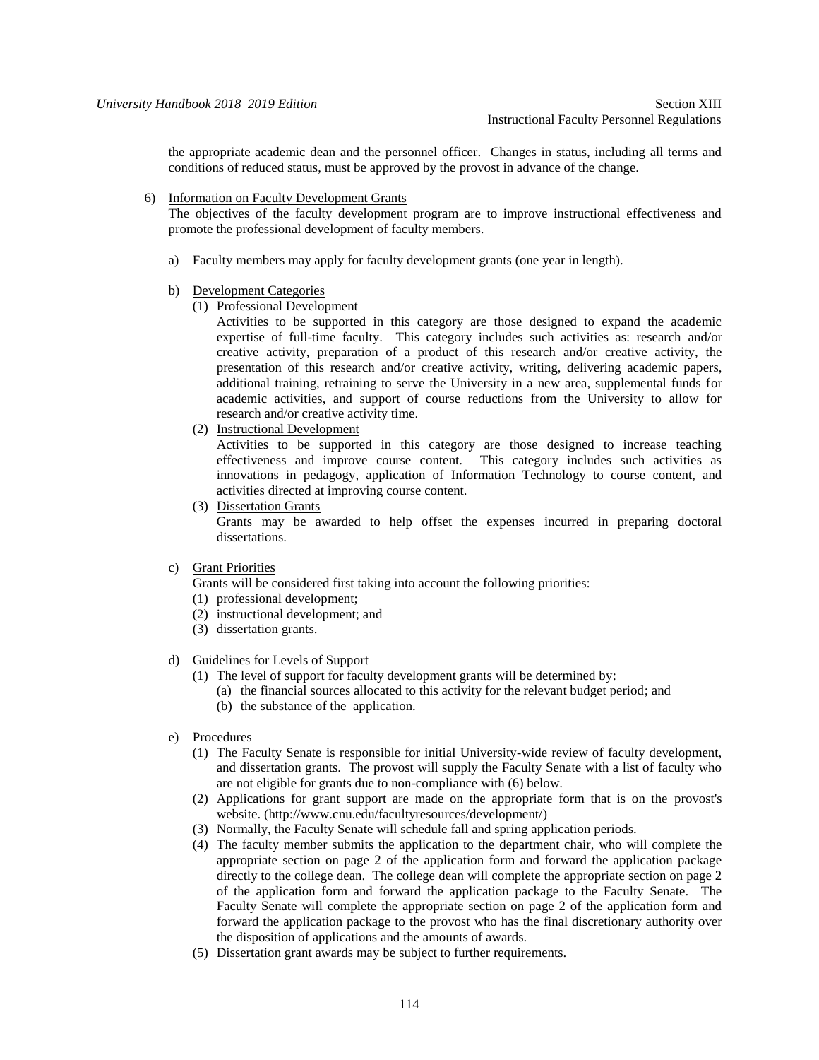the appropriate academic dean and the personnel officer. Changes in status, including all terms and conditions of reduced status, must be approved by the provost in advance of the change.

6) Information on Faculty Development Grants

The objectives of the faculty development program are to improve instructional effectiveness and promote the professional development of faculty members.

a) Faculty members may apply for faculty development grants (one year in length).

b) Development Categories

(1) Professional Development

Activities to be supported in this category are those designed to expand the academic expertise of full-time faculty. This category includes such activities as: research and/or creative activity, preparation of a product of this research and/or creative activity, the presentation of this research and/or creative activity, writing, delivering academic papers, additional training, retraining to serve the University in a new area, supplemental funds for academic activities, and support of course reductions from the University to allow for research and/or creative activity time.

(2) Instructional Development

Activities to be supported in this category are those designed to increase teaching effectiveness and improve course content. This category includes such activities as innovations in pedagogy, application of Information Technology to course content, and activities directed at improving course content.

(3) Dissertation Grants

Grants may be awarded to help offset the expenses incurred in preparing doctoral dissertations.

c) Grant Priorities

Grants will be considered first taking into account the following priorities:

(1) professional development;
(2) instructional development; and
(3) dissertation grants.

d) Guidelines for Levels of Support

(1) The level of support for faculty development grants will be determined by:
   (a) the financial sources allocated to this activity for the relevant budget period; and
   (b) the substance of the application.

e) Procedures

(1) The Faculty Senate is responsible for initial University-wide review of faculty development, and dissertation grants. The provost will supply the Faculty Senate with a list of faculty who are not eligible for grants due to non-compliance with (6) below.
(2) Applications for grant support are made on the appropriate form that is on the provost's website. (http://www.cnu.edu/facultyresources/development/)
(3) Normally, the Faculty Senate will schedule fall and spring application periods.
(4) The faculty member submits the application to the department chair, who will complete the appropriate section on page 2 of the application form and forward the application package directly to the college dean. The college dean will complete the appropriate section on page 2 of the application form and forward the application package to the Faculty Senate. The Faculty Senate will complete the appropriate section on page 2 of the application form and forward the application package to the provost who has the final discretionary authority over the disposition of applications and the amounts of awards.
(5) Dissertation grant awards may be subject to further requirements.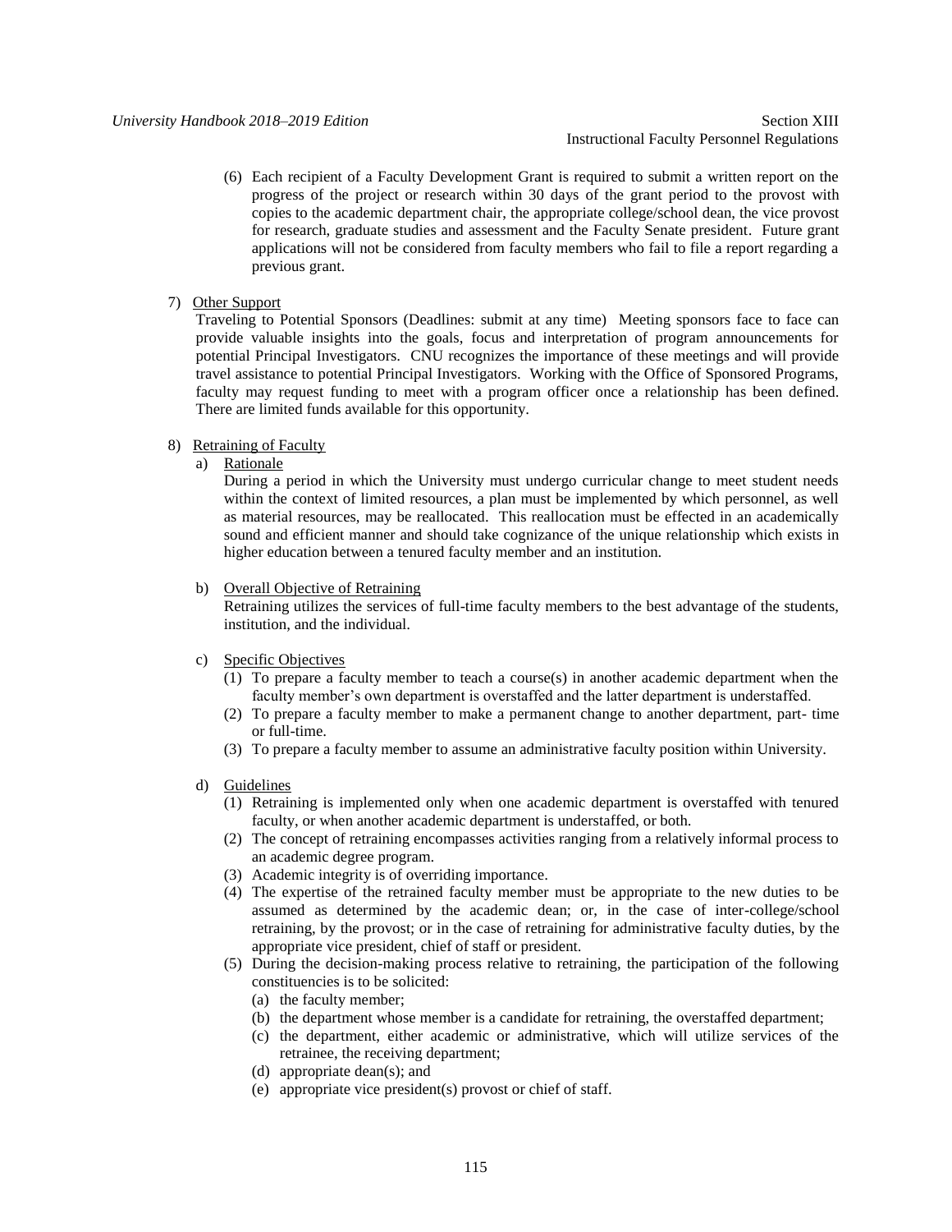(6) Each recipient of a Faculty Development Grant is required to submit a written report on the progress of the project or research within 30 days of the grant period to the provost with copies to the academic department chair, the appropriate college/school dean, the vice provost for research, graduate studies and assessment and the Faculty Senate president. Future grant applications will not be considered from faculty members who fail to file a report regarding a previous grant.

7) Other Support

Traveling to Potential Sponsors (Deadlines: submit at any time) Meeting sponsors face to face can provide valuable insights into the goals, focus and interpretation of program announcements for potential Principal Investigators. CNU recognizes the importance of these meetings and will provide travel assistance to potential Principal Investigators. Working with the Office of Sponsored Programs, faculty may request funding to meet with a program officer once a relationship has been defined. There are limited funds available for this opportunity.

8) Retraining of Faculty

a) Rationale

During a period in which the University must undergo curricular change to meet student needs within the context of limited resources, a plan must be implemented by which personnel, as well as material resources, may be reallocated. This reallocation must be effected in an academically sound and efficient manner and should take cognizance of the unique relationship which exists in higher education between a tenured faculty member and an institution.

b) Overall Objective of Retraining

Retraining utilizes the services of full-time faculty members to the best advantage of the students, institution, and the individual.

c) Specific Objectives

(1) To prepare a faculty member to teach a course(s) in another academic department when the faculty member's own department is overstaffed and the latter department is understaffed.

(2) To prepare a faculty member to make a permanent change to another department, part- time or full-time.

(3) To prepare a faculty member to assume an administrative faculty position within University.

d) Guidelines

(1) Retraining is implemented only when one academic department is overstaffed with tenured faculty, or when another academic department is understaffed, or both.

(2) The concept of retraining encompasses activities ranging from a relatively informal process to an academic degree program.

(3) Academic integrity is of overriding importance.

(4) The expertise of the retrained faculty member must be appropriate to the new duties to be assumed as determined by the academic dean; or, in the case of inter-college/school retraining, by the provost; or in the case of retraining for administrative faculty duties, by the appropriate vice president, chief of staff or president.

(5) During the decision-making process relative to retraining, the participation of the following constituencies is to be solicited:

(a) the faculty member;

(b) the department whose member is a candidate for retraining, the overstaffed department;

(c) the department, either academic or administrative, which will utilize services of the retrainee, the receiving department;

(d) appropriate dean(s); and

(e) appropriate vice president(s) provost or chief of staff.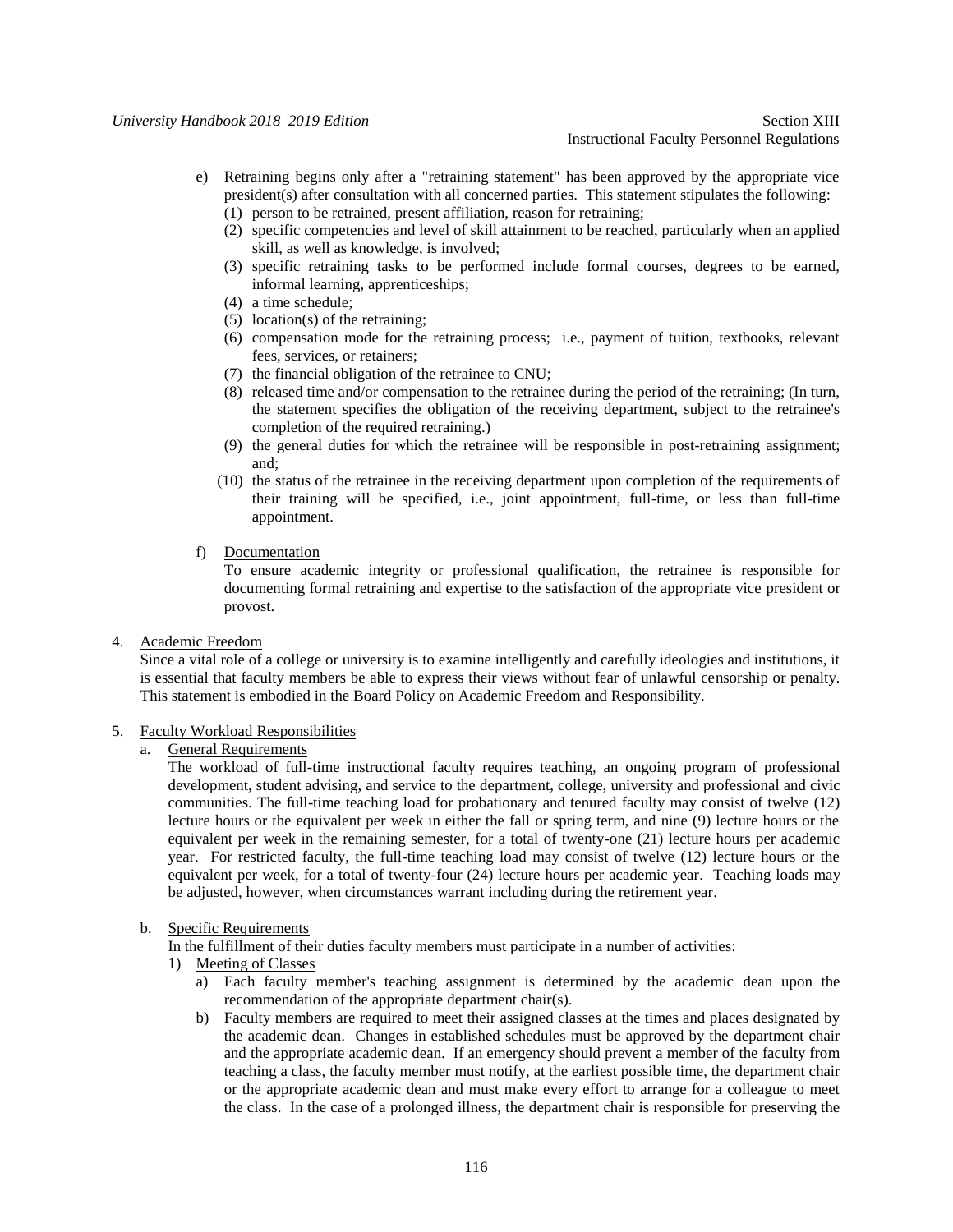e) Retraining begins only after a "retraining statement" has been approved by the appropriate vice president(s) after consultation with all concerned parties. This statement stipulates the following:
   (1) person to be retrained, present affiliation, reason for retraining;
   (2) specific competencies and level of skill attainment to be reached, particularly when an applied skill, as well as knowledge, is involved;
   (3) specific retraining tasks to be performed include formal courses, degrees to be earned, informal learning, apprenticeships;
   (4) a time schedule;
   (5) location(s) of the retraining;
   (6) compensation mode for the retraining process; i.e., payment of tuition, textbooks, relevant fees, services, or retainers;
   (7) the financial obligation of the retrainee to CNU;
   (8) released time and/or compensation to the retrainee during the period of the retraining; (In turn, the statement specifies the obligation of the receiving department, subject to the retrainee's completion of the required retraining.)
   (9) the general duties for which the retrainee will be responsible in post-retraining assignment; and;
   (10) the status of the retrainee in the receiving department upon completion of the requirements of their training will be specified, i.e., joint appointment, full-time, or less than full-time appointment.

f) Documentation

   To ensure academic integrity or professional qualification, the retrainee is responsible for documenting formal retraining and expertise to the satisfaction of the appropriate vice president or provost.

4. Academic Freedom

   Since a vital role of a college or university is to examine intelligently and carefully ideologies and institutions, it is essential that faculty members be able to express their views without fear of unlawful censorship or penalty. This statement is embodied in the Board Policy on Academic Freedom and Responsibility.

5. Faculty Workload Responsibilities

   a. General Requirements

   The workload of full-time instructional faculty requires teaching, an ongoing program of professional development, student advising, and service to the department, college, university and professional and civic communities. The full-time teaching load for probationary and tenured faculty may consist of twelve (12) lecture hours or the equivalent per week in either the fall or spring term, and nine (9) lecture hours or the equivalent per week in the remaining semester, for a total of twenty-one (21) lecture hours per academic year. For restricted faculty, the full-time teaching load may consist of twelve (12) lecture hours or the equivalent per week, for a total of twenty-four (24) lecture hours per academic year. Teaching loads may be adjusted, however, when circumstances warrant including during the retirement year.

   b. Specific Requirements

   In the fulfillment of their duties faculty members must participate in a number of activities:

   1) Meeting of Classes
      a) Each faculty member's teaching assignment is determined by the academic dean upon the recommendation of the appropriate department chair(s).
      b) Faculty members are required to meet their assigned classes at the times and places designated by the academic dean. Changes in established schedules must be approved by the department chair and the appropriate academic dean. If an emergency should prevent a member of the faculty from teaching a class, the faculty member must notify, at the earliest possible time, the department chair or the appropriate academic dean and must make every effort to arrange for a colleague to meet the class. In the case of a prolonged illness, the department chair is responsible for preserving the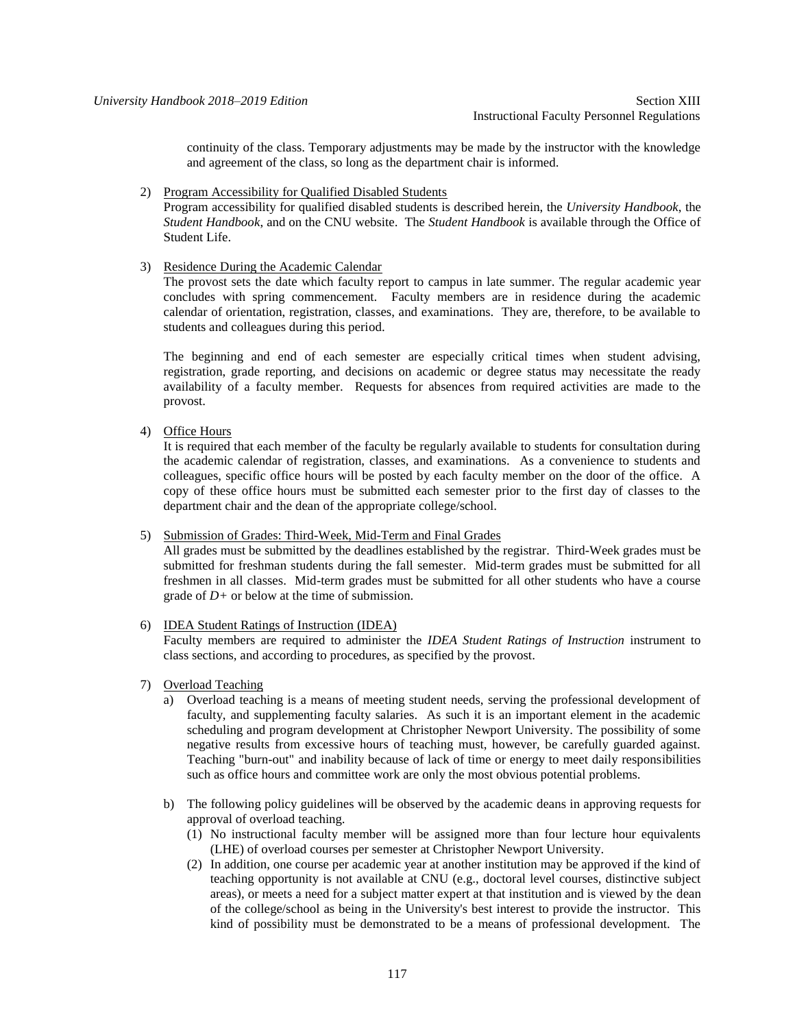continuity of the class. Temporary adjustments may be made by the instructor with the knowledge and agreement of the class, so long as the department chair is informed.

2) Program Accessibility for Qualified Disabled Students
Program accessibility for qualified disabled students is described herein, the *University Handbook*, the *Student Handbook*, and on the CNU website. The *Student Handbook* is available through the Office of Student Life.

3) Residence During the Academic Calendar
The provost sets the date which faculty report to campus in late summer. The regular academic year concludes with spring commencement. Faculty members are in residence during the academic calendar of orientation, registration, classes, and examinations. They are, therefore, to be available to students and colleagues during this period.

The beginning and end of each semester are especially critical times when student advising, registration, grade reporting, and decisions on academic or degree status may necessitate the ready availability of a faculty member. Requests for absences from required activities are made to the provost.

4) Office Hours
It is required that each member of the faculty be regularly available to students for consultation during the academic calendar of registration, classes, and examinations. As a convenience to students and colleagues, specific office hours will be posted by each faculty member on the door of the office. A copy of these office hours must be submitted each semester prior to the first day of classes to the department chair and the dean of the appropriate college/school.

5) Submission of Grades: Third-Week, Mid-Term and Final Grades
All grades must be submitted by the deadlines established by the registrar. Third-Week grades must be submitted for freshman students during the fall semester. Mid-term grades must be submitted for all freshmen in all classes. Mid-term grades must be submitted for all other students who have a course grade of *D+* or below at the time of submission.

6) IDEA Student Ratings of Instruction (IDEA)
Faculty members are required to administer the *IDEA Student Ratings of Instruction* instrument to class sections, and according to procedures, as specified by the provost.

7) Overload Teaching
   a) Overload teaching is a means of meeting student needs, serving the professional development of faculty, and supplementing faculty salaries. As such it is an important element in the academic scheduling and program development at Christopher Newport University. The possibility of some negative results from excessive hours of teaching must, however, be carefully guarded against. Teaching "burn-out" and inability because of lack of time or energy to meet daily responsibilities such as office hours and committee work are only the most obvious potential problems.

   b) The following policy guidelines will be observed by the academic deans in approving requests for approval of overload teaching.
      (1) No instructional faculty member will be assigned more than four lecture hour equivalents (LHE) of overload courses per semester at Christopher Newport University.
      (2) In addition, one course per academic year at another institution may be approved if the kind of teaching opportunity is not available at CNU (e.g., doctoral level courses, distinctive subject areas), or meets a need for a subject matter expert at that institution and is viewed by the dean of the college/school as being in the University's best interest to provide the instructor. This kind of possibility must be demonstrated to be a means of professional development. The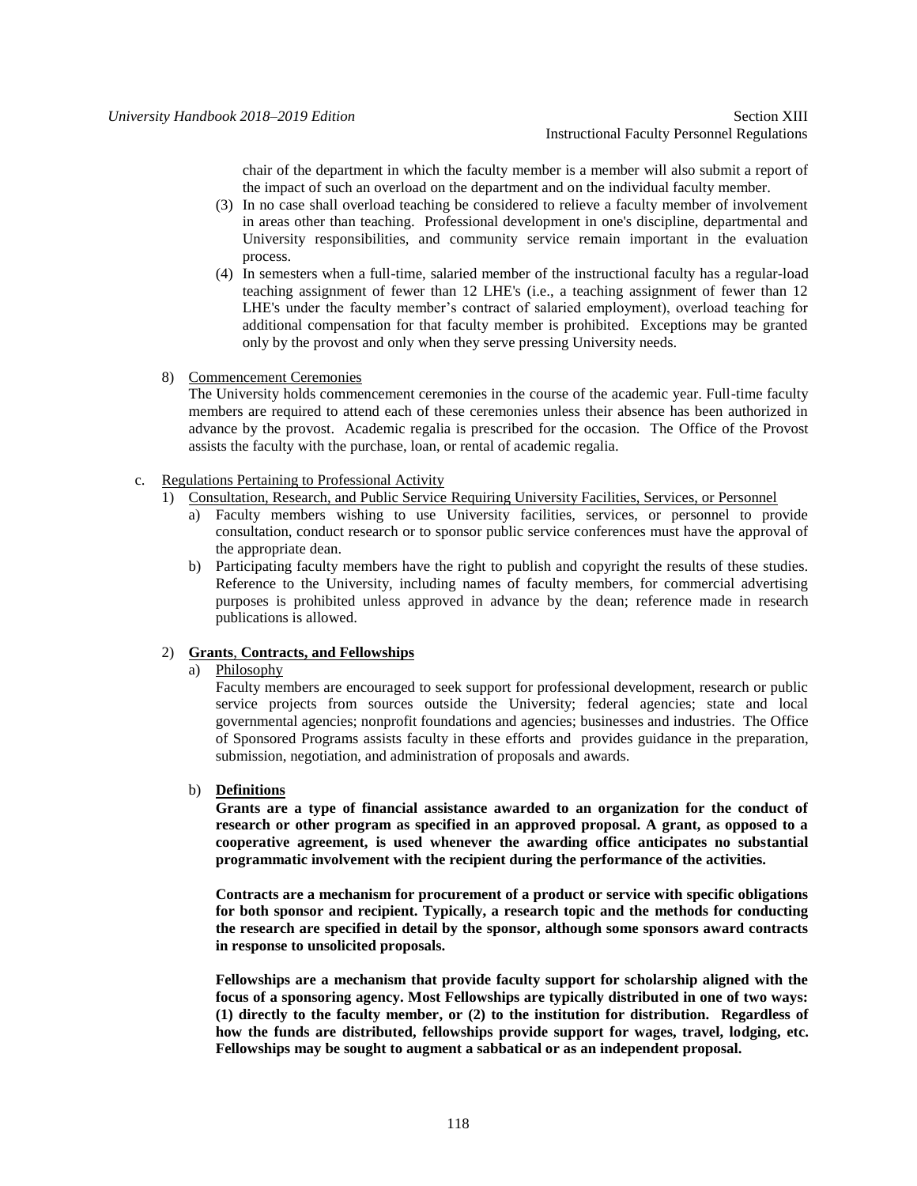chair of the department in which the faculty member is a member will also submit a report of the impact of such an overload on the department and on the individual faculty member.

(3) In no case shall overload teaching be considered to relieve a faculty member of involvement in areas other than teaching. Professional development in one's discipline, departmental and University responsibilities, and community service remain important in the evaluation process.

(4) In semesters when a full-time, salaried member of the instructional faculty has a regular-load teaching assignment of fewer than 12 LHE's (i.e., a teaching assignment of fewer than 12 LHE's under the faculty member's contract of salaried employment), overload teaching for additional compensation for that faculty member is prohibited. Exceptions may be granted only by the provost and only when they serve pressing University needs.

8) Commencement Ceremonies

The University holds commencement ceremonies in the course of the academic year. Full-time faculty members are required to attend each of these ceremonies unless their absence has been authorized in advance by the provost. Academic regalia is prescribed for the occasion. The Office of the Provost assists the faculty with the purchase, loan, or rental of academic regalia.

c. Regulations Pertaining to Professional Activity

1) Consultation, Research, and Public Service Requiring University Facilities, Services, or Personnel

a) Faculty members wishing to use University facilities, services, or personnel to provide consultation, conduct research or to sponsor public service conferences must have the approval of the appropriate dean.

b) Participating faculty members have the right to publish and copyright the results of these studies. Reference to the University, including names of faculty members, for commercial advertising purposes is prohibited unless approved in advance by the dean; reference made in research publications is allowed.

2) **Grants, Contracts, and Fellowships**

a) Philosophy

Faculty members are encouraged to seek support for professional development, research or public service projects from sources outside the University; federal agencies; state and local governmental agencies; nonprofit foundations and agencies; businesses and industries. The Office of Sponsored Programs assists faculty in these efforts and provides guidance in the preparation, submission, negotiation, and administration of proposals and awards.

b) **Definitions**

**Grants are a type of financial assistance awarded to an organization for the conduct of research or other program as specified in an approved proposal. A grant, as opposed to a cooperative agreement, is used whenever the awarding office anticipates no substantial programmatic involvement with the recipient during the performance of the activities.**

**Contracts are a mechanism for procurement of a product or service with specific obligations for both sponsor and recipient. Typically, a research topic and the methods for conducting the research are specified in detail by the sponsor, although some sponsors award contracts in response to unsolicited proposals.**

**Fellowships are a mechanism that provide faculty support for scholarship aligned with the focus of a sponsoring agency. Most Fellowships are typically distributed in one of two ways: (1) directly to the faculty member, or (2) to the institution for distribution. Regardless of how the funds are distributed, fellowships provide support for wages, travel, lodging, etc. Fellowships may be sought to augment a sabbatical or as an independent proposal.**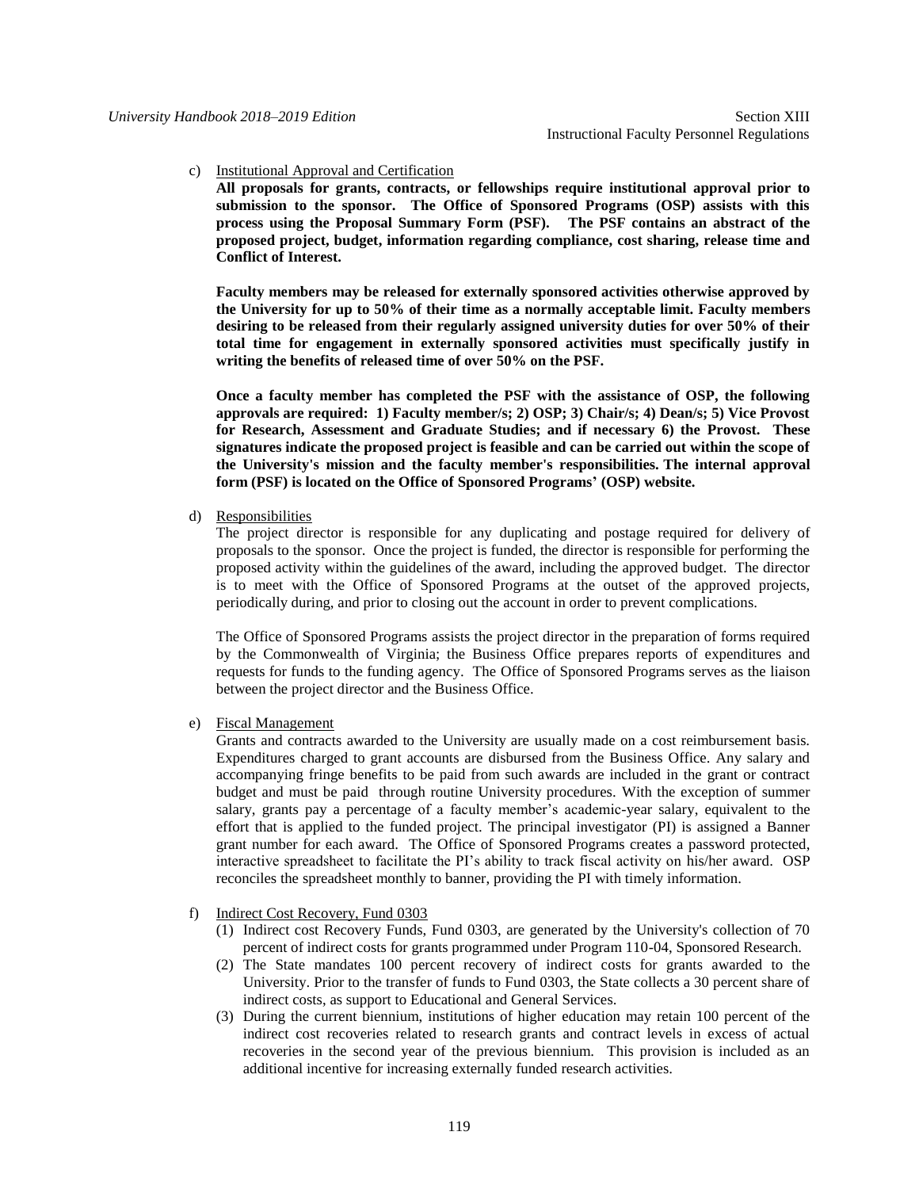c) <u>Institutional Approval and Certification</u>

**All proposals for grants, contracts, or fellowships require institutional approval prior to submission to the sponsor. The Office of Sponsored Programs (OSP) assists with this process using the Proposal Summary Form (PSF). The PSF contains an abstract of the proposed project, budget, information regarding compliance, cost sharing, release time and Conflict of Interest.**

**Faculty members may be released for externally sponsored activities otherwise approved by the University for up to 50% of their time as a normally acceptable limit. Faculty members desiring to be released from their regularly assigned university duties for over 50% of their total time for engagement in externally sponsored activities must specifically justify in writing the benefits of released time of over 50% on the PSF.**

**Once a faculty member has completed the PSF with the assistance of OSP, the following approvals are required: 1) Faculty member/s; 2) OSP; 3) Chair/s; 4) Dean/s; 5) Vice Provost for Research, Assessment and Graduate Studies; and if necessary 6) the Provost. These signatures indicate the proposed project is feasible and can be carried out within the scope of the University's mission and the faculty member's responsibilities. The internal approval form (PSF) is located on the Office of Sponsored Programs' (OSP) website.**

d) <u>Responsibilities</u>

The project director is responsible for any duplicating and postage required for delivery of proposals to the sponsor. Once the project is funded, the director is responsible for performing the proposed activity within the guidelines of the award, including the approved budget. The director is to meet with the Office of Sponsored Programs at the outset of the approved projects, periodically during, and prior to closing out the account in order to prevent complications.

The Office of Sponsored Programs assists the project director in the preparation of forms required by the Commonwealth of Virginia; the Business Office prepares reports of expenditures and requests for funds to the funding agency. The Office of Sponsored Programs serves as the liaison between the project director and the Business Office.

e) <u>Fiscal Management</u>

Grants and contracts awarded to the University are usually made on a cost reimbursement basis. Expenditures charged to grant accounts are disbursed from the Business Office. Any salary and accompanying fringe benefits to be paid from such awards are included in the grant or contract budget and must be paid through routine University procedures. With the exception of summer salary, grants pay a percentage of a faculty member's academic-year salary, equivalent to the effort that is applied to the funded project. The principal investigator (PI) is assigned a Banner grant number for each award. The Office of Sponsored Programs creates a password protected, interactive spreadsheet to facilitate the PI's ability to track fiscal activity on his/her award. OSP reconciles the spreadsheet monthly to banner, providing the PI with timely information.

f) <u>Indirect Cost Recovery, Fund 0303</u>

(1) Indirect cost Recovery Funds, Fund 0303, are generated by the University's collection of 70 percent of indirect costs for grants programmed under Program 110-04, Sponsored Research.

(2) The State mandates 100 percent recovery of indirect costs for grants awarded to the University. Prior to the transfer of funds to Fund 0303, the State collects a 30 percent share of indirect costs, as support to Educational and General Services.

(3) During the current biennium, institutions of higher education may retain 100 percent of the indirect cost recoveries related to research grants and contract levels in excess of actual recoveries in the second year of the previous biennium. This provision is included as an additional incentive for increasing externally funded research activities.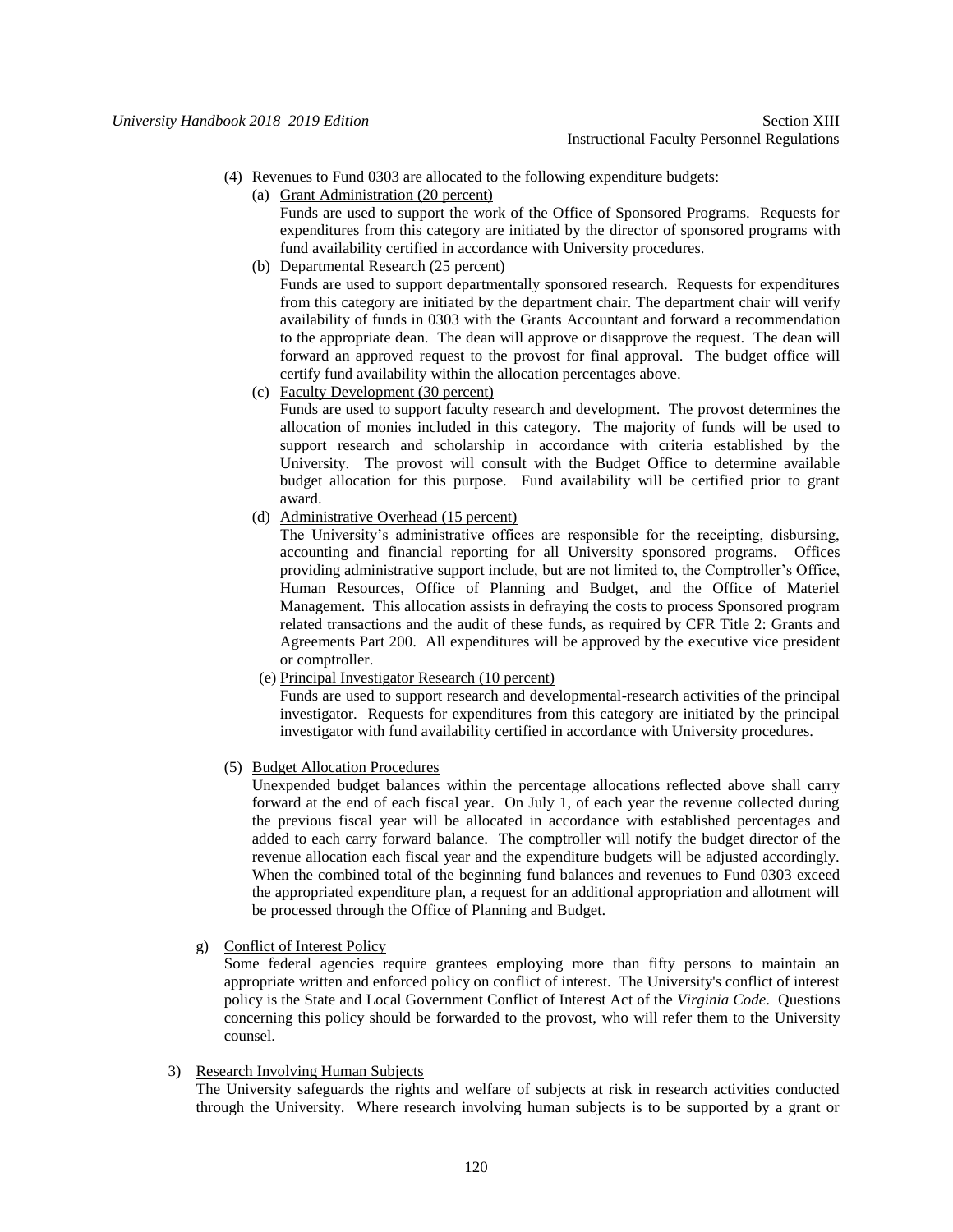(4) Revenues to Fund 0303 are allocated to the following expenditure budgets:

(a) <u>Grant Administration (20 percent)</u>
Funds are used to support the work of the Office of Sponsored Programs. Requests for expenditures from this category are initiated by the director of sponsored programs with fund availability certified in accordance with University procedures.

(b) <u>Departmental Research (25 percent)</u>
Funds are used to support departmentally sponsored research. Requests for expenditures from this category are initiated by the department chair. The department chair will verify availability of funds in 0303 with the Grants Accountant and forward a recommendation to the appropriate dean. The dean will approve or disapprove the request. The dean will forward an approved request to the provost for final approval. The budget office will certify fund availability within the allocation percentages above.

(c) <u>Faculty Development (30 percent)</u>
Funds are used to support faculty research and development. The provost determines the allocation of monies included in this category. The majority of funds will be used to support research and scholarship in accordance with criteria established by the University. The provost will consult with the Budget Office to determine available budget allocation for this purpose. Fund availability will be certified prior to grant award.

(d) <u>Administrative Overhead (15 percent)</u>
The University's administrative offices are responsible for the receipting, disbursing, accounting and financial reporting for all University sponsored programs. Offices providing administrative support include, but are not limited to, the Comptroller's Office, Human Resources, Office of Planning and Budget, and the Office of Materiel Management. This allocation assists in defraying the costs to process Sponsored program related transactions and the audit of these funds, as required by CFR Title 2: Grants and Agreements Part 200. All expenditures will be approved by the executive vice president or comptroller.

(e) <u>Principal Investigator Research (10 percent)</u>
Funds are used to support research and developmental-research activities of the principal investigator. Requests for expenditures from this category are initiated by the principal investigator with fund availability certified in accordance with University procedures.

(5) <u>Budget Allocation Procedures</u>
Unexpended budget balances within the percentage allocations reflected above shall carry forward at the end of each fiscal year. On July 1, of each year the revenue collected during the previous fiscal year will be allocated in accordance with established percentages and added to each carry forward balance. The comptroller will notify the budget director of the revenue allocation each fiscal year and the expenditure budgets will be adjusted accordingly. When the combined total of the beginning fund balances and revenues to Fund 0303 exceed the appropriated expenditure plan, a request for an additional appropriation and allotment will be processed through the Office of Planning and Budget.

g) <u>Conflict of Interest Policy</u>
Some federal agencies require grantees employing more than fifty persons to maintain an appropriate written and enforced policy on conflict of interest. The University's conflict of interest policy is the State and Local Government Conflict of Interest Act of the *Virginia Code*. Questions concerning this policy should be forwarded to the provost, who will refer them to the University counsel.

3) <u>Research Involving Human Subjects</u>
The University safeguards the rights and welfare of subjects at risk in research activities conducted through the University. Where research involving human subjects is to be supported by a grant or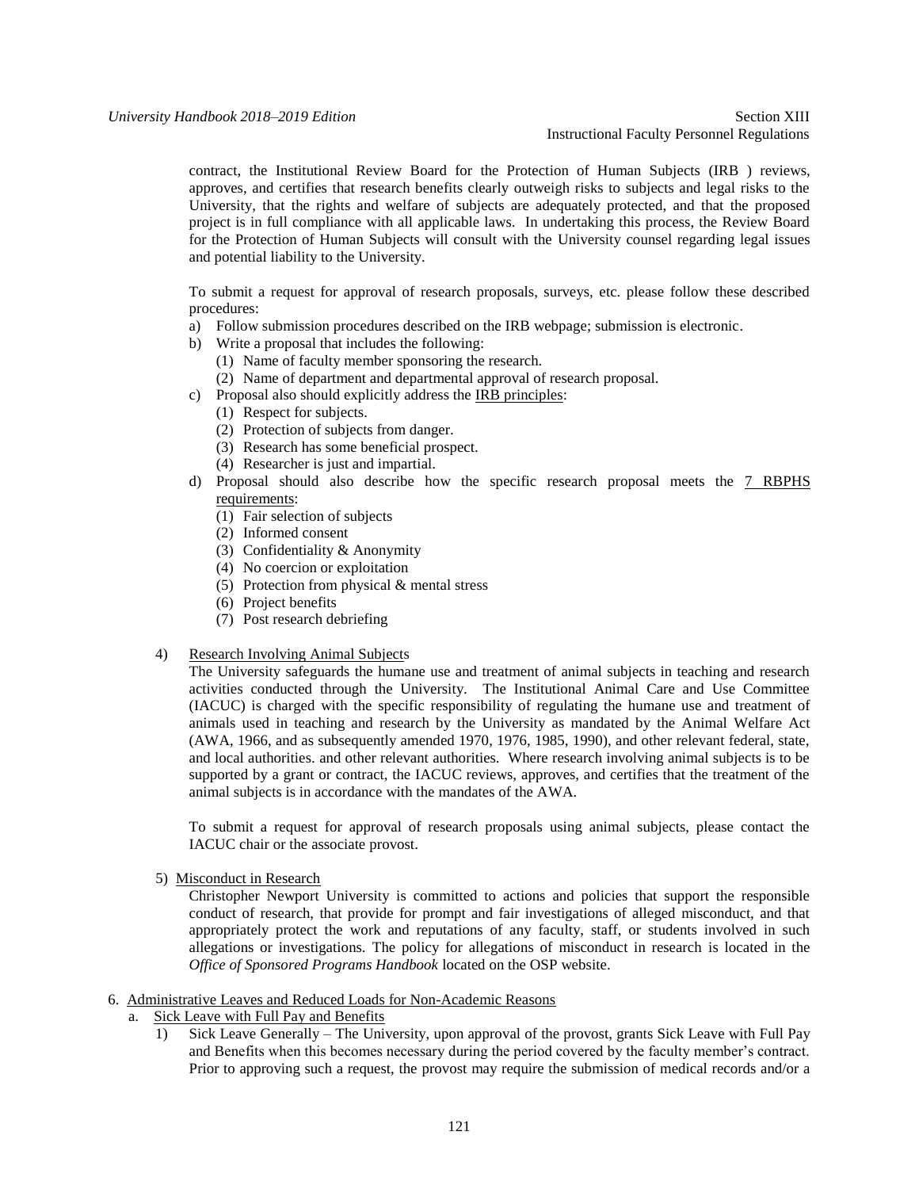contract, the Institutional Review Board for the Protection of Human Subjects (IRB ) reviews, approves, and certifies that research benefits clearly outweigh risks to subjects and legal risks to the University, that the rights and welfare of subjects are adequately protected, and that the proposed project is in full compliance with all applicable laws. In undertaking this process, the Review Board for the Protection of Human Subjects will consult with the University counsel regarding legal issues and potential liability to the University.

To submit a request for approval of research proposals, surveys, etc. please follow these described procedures:

a) Follow submission procedures described on the IRB webpage; submission is electronic.
b) Write a proposal that includes the following:
   (1) Name of faculty member sponsoring the research.
   (2) Name of department and departmental approval of research proposal.
c) Proposal also should explicitly address the IRB principles:
   (1) Respect for subjects.
   (2) Protection of subjects from danger.
   (3) Research has some beneficial prospect.
   (4) Researcher is just and impartial.
d) Proposal should also describe how the specific research proposal meets the 7 RBPHS requirements:
   (1) Fair selection of subjects
   (2) Informed consent
   (3) Confidentiality & Anonymity
   (4) No coercion or exploitation
   (5) Protection from physical & mental stress
   (6) Project benefits
   (7) Post research debriefing

4) Research Involving Animal Subjects

The University safeguards the humane use and treatment of animal subjects in teaching and research activities conducted through the University. The Institutional Animal Care and Use Committee (IACUC) is charged with the specific responsibility of regulating the humane use and treatment of animals used in teaching and research by the University as mandated by the Animal Welfare Act (AWA, 1966, and as subsequently amended 1970, 1976, 1985, 1990), and other relevant federal, state, and local authorities. and other relevant authorities. Where research involving animal subjects is to be supported by a grant or contract, the IACUC reviews, approves, and certifies that the treatment of the animal subjects is in accordance with the mandates of the AWA.

To submit a request for approval of research proposals using animal subjects, please contact the IACUC chair or the associate provost.

5) Misconduct in Research

Christopher Newport University is committed to actions and policies that support the responsible conduct of research, that provide for prompt and fair investigations of alleged misconduct, and that appropriately protect the work and reputations of any faculty, staff, or students involved in such allegations or investigations. The policy for allegations of misconduct in research is located in the *Office of Sponsored Programs Handbook* located on the OSP website.

6. Administrative Leaves and Reduced Loads for Non-Academic Reasons

a. Sick Leave with Full Pay and Benefits

1) Sick Leave Generally – The University, upon approval of the provost, grants Sick Leave with Full Pay and Benefits when this becomes necessary during the period covered by the faculty member's contract. Prior to approving such a request, the provost may require the submission of medical records and/or a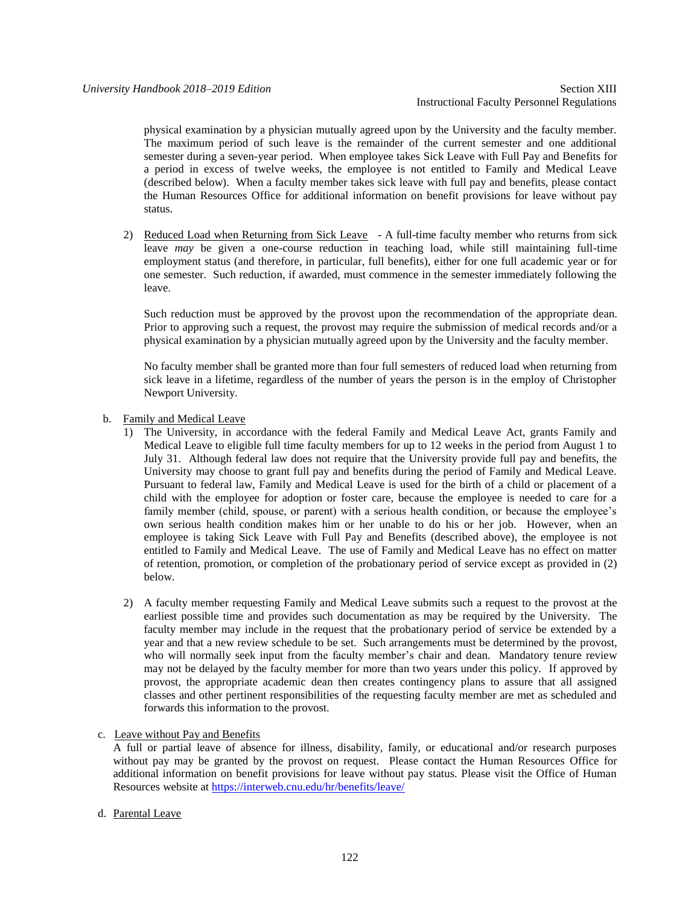physical examination by a physician mutually agreed upon by the University and the faculty member. The maximum period of such leave is the remainder of the current semester and one additional semester during a seven-year period. When employee takes Sick Leave with Full Pay and Benefits for a period in excess of twelve weeks, the employee is not entitled to Family and Medical Leave (described below). When a faculty member takes sick leave with full pay and benefits, please contact the Human Resources Office for additional information on benefit provisions for leave without pay status.

2) Reduced Load when Returning from Sick Leave - A full-time faculty member who returns from sick leave *may* be given a one-course reduction in teaching load, while still maintaining full-time employment status (and therefore, in particular, full benefits), either for one full academic year or for one semester. Such reduction, if awarded, must commence in the semester immediately following the leave.

   Such reduction must be approved by the provost upon the recommendation of the appropriate dean. Prior to approving such a request, the provost may require the submission of medical records and/or a physical examination by a physician mutually agreed upon by the University and the faculty member.

   No faculty member shall be granted more than four full semesters of reduced load when returning from sick leave in a lifetime, regardless of the number of years the person is in the employ of Christopher Newport University.

b. Family and Medical Leave

1) The University, in accordance with the federal Family and Medical Leave Act, grants Family and Medical Leave to eligible full time faculty members for up to 12 weeks in the period from August 1 to July 31. Although federal law does not require that the University provide full pay and benefits, the University may choose to grant full pay and benefits during the period of Family and Medical Leave. Pursuant to federal law, Family and Medical Leave is used for the birth of a child or placement of a child with the employee for adoption or foster care, because the employee is needed to care for a family member (child, spouse, or parent) with a serious health condition, or because the employee's own serious health condition makes him or her unable to do his or her job. However, when an employee is taking Sick Leave with Full Pay and Benefits (described above), the employee is not entitled to Family and Medical Leave. The use of Family and Medical Leave has no effect on matter of retention, promotion, or completion of the probationary period of service except as provided in (2) below.

2) A faculty member requesting Family and Medical Leave submits such a request to the provost at the earliest possible time and provides such documentation as may be required by the University. The faculty member may include in the request that the probationary period of service be extended by a year and that a new review schedule to be set. Such arrangements must be determined by the provost, who will normally seek input from the faculty member's chair and dean. Mandatory tenure review may not be delayed by the faculty member for more than two years under this policy. If approved by provost, the appropriate academic dean then creates contingency plans to assure that all assigned classes and other pertinent responsibilities of the requesting faculty member are met as scheduled and forwards this information to the provost.

c. Leave without Pay and Benefits

A full or partial leave of absence for illness, disability, family, or educational and/or research purposes without pay may be granted by the provost on request. Please contact the Human Resources Office for additional information on benefit provisions for leave without pay status. Please visit the Office of Human Resources website at https://interweb.cnu.edu/hr/benefits/leave/

d. Parental Leave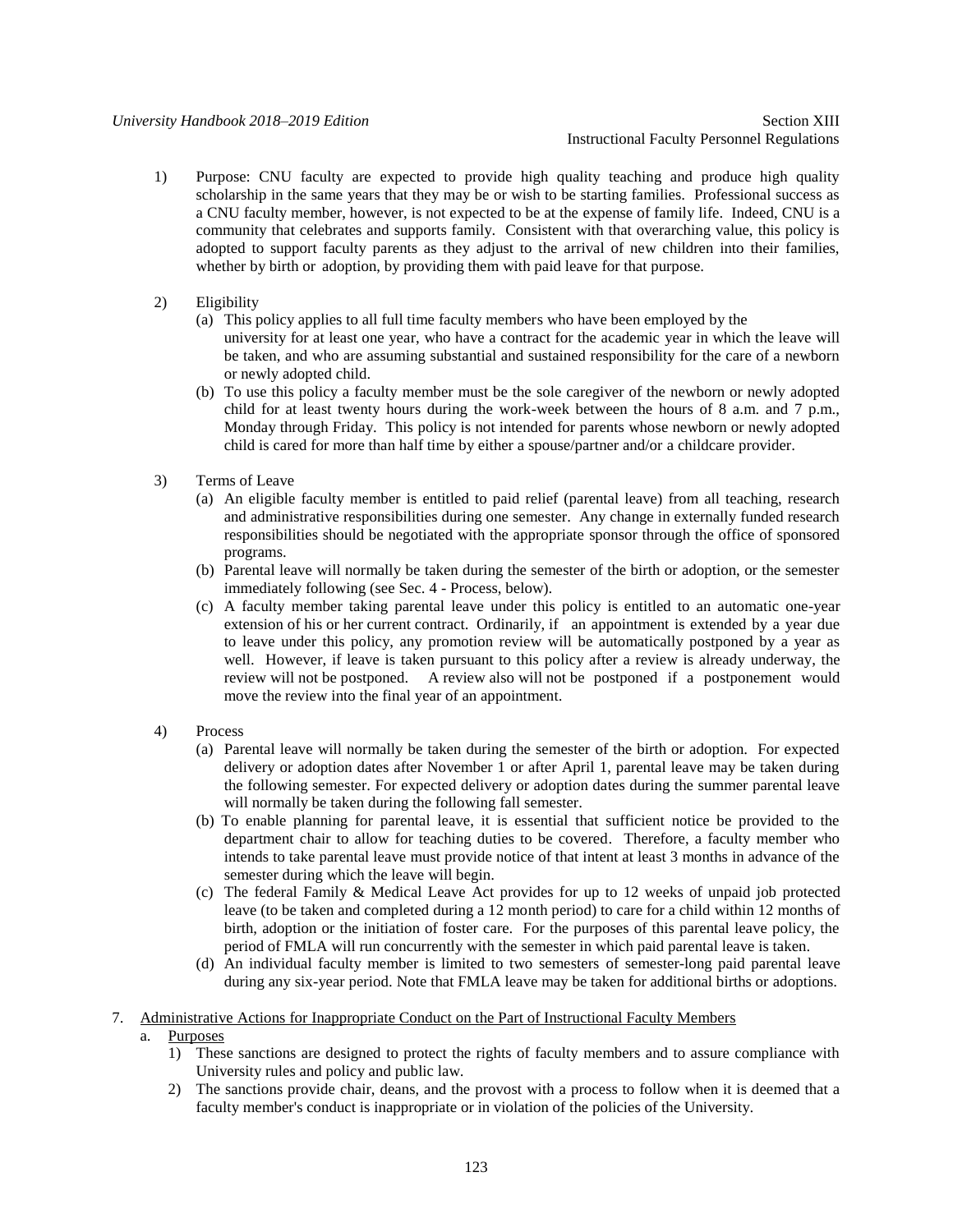1) Purpose: CNU faculty are expected to provide high quality teaching and produce high quality scholarship in the same years that they may be or wish to be starting families. Professional success as a CNU faculty member, however, is not expected to be at the expense of family life. Indeed, CNU is a community that celebrates and supports family. Consistent with that overarching value, this policy is adopted to support faculty parents as they adjust to the arrival of new children into their families, whether by birth or adoption, by providing them with paid leave for that purpose.

2) Eligibility
   - (a) This policy applies to all full time faculty members who have been employed by the university for at least one year, who have a contract for the academic year in which the leave will be taken, and who are assuming substantial and sustained responsibility for the care of a newborn or newly adopted child.
   - (b) To use this policy a faculty member must be the sole caregiver of the newborn or newly adopted child for at least twenty hours during the work-week between the hours of 8 a.m. and 7 p.m., Monday through Friday. This policy is not intended for parents whose newborn or newly adopted child is cared for more than half time by either a spouse/partner and/or a childcare provider.

3) Terms of Leave
   - (a) An eligible faculty member is entitled to paid relief (parental leave) from all teaching, research and administrative responsibilities during one semester. Any change in externally funded research responsibilities should be negotiated with the appropriate sponsor through the office of sponsored programs.
   - (b) Parental leave will normally be taken during the semester of the birth or adoption, or the semester immediately following (see Sec. 4 - Process, below).
   - (c) A faculty member taking parental leave under this policy is entitled to an automatic one-year extension of his or her current contract. Ordinarily, if an appointment is extended by a year due to leave under this policy, any promotion review will be automatically postponed by a year as well. However, if leave is taken pursuant to this policy after a review is already underway, the review will not be postponed. A review also will not be postponed if a postponement would move the review into the final year of an appointment.

4) Process
   - (a) Parental leave will normally be taken during the semester of the birth or adoption. For expected delivery or adoption dates after November 1 or after April 1, parental leave may be taken during the following semester. For expected delivery or adoption dates during the summer parental leave will normally be taken during the following fall semester.
   - (b) To enable planning for parental leave, it is essential that sufficient notice be provided to the department chair to allow for teaching duties to be covered. Therefore, a faculty member who intends to take parental leave must provide notice of that intent at least 3 months in advance of the semester during which the leave will begin.
   - (c) The federal Family & Medical Leave Act provides for up to 12 weeks of unpaid job protected leave (to be taken and completed during a 12 month period) to care for a child within 12 months of birth, adoption or the initiation of foster care. For the purposes of this parental leave policy, the period of FMLA will run concurrently with the semester in which paid parental leave is taken.
   - (d) An individual faculty member is limited to two semesters of semester-long paid parental leave during any six-year period. Note that FMLA leave may be taken for additional births or adoptions.

7. Administrative Actions for Inappropriate Conduct on the Part of Instructional Faculty Members
   - a. Purposes
     1) These sanctions are designed to protect the rights of faculty members and to assure compliance with University rules and policy and public law.
     2) The sanctions provide chair, deans, and the provost with a process to follow when it is deemed that a faculty member's conduct is inappropriate or in violation of the policies of the University.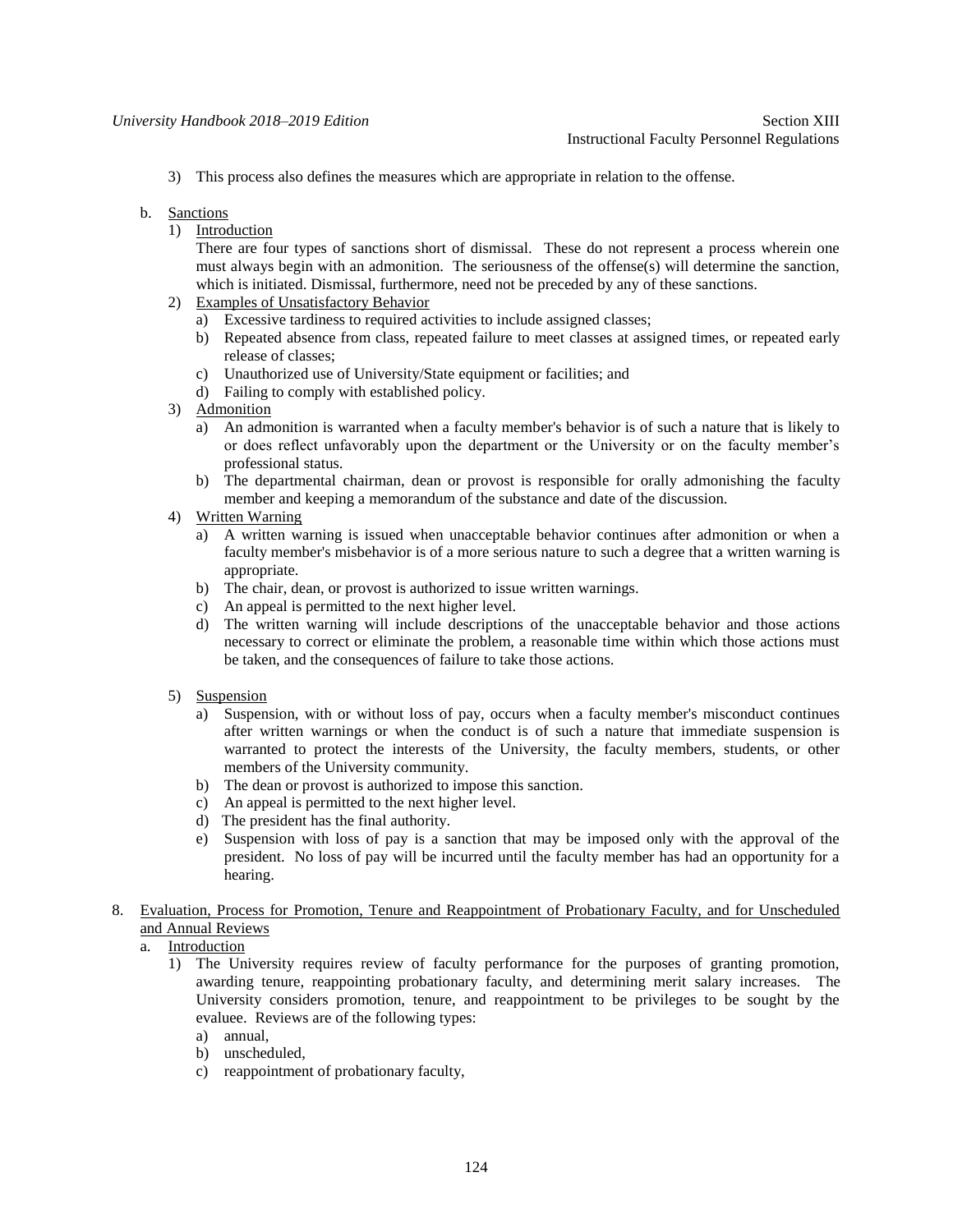3) This process also defines the measures which are appropriate in relation to the offense.

b. Sanctions

1) Introduction

There are four types of sanctions short of dismissal. These do not represent a process wherein one must always begin with an admonition. The seriousness of the offense(s) will determine the sanction, which is initiated. Dismissal, furthermore, need not be preceded by any of these sanctions.

2) Examples of Unsatisfactory Behavior

a) Excessive tardiness to required activities to include assigned classes;
b) Repeated absence from class, repeated failure to meet classes at assigned times, or repeated early release of classes;
c) Unauthorized use of University/State equipment or facilities; and
d) Failing to comply with established policy.

3) Admonition

a) An admonition is warranted when a faculty member's behavior is of such a nature that is likely to or does reflect unfavorably upon the department or the University or on the faculty member's professional status.
b) The departmental chairman, dean or provost is responsible for orally admonishing the faculty member and keeping a memorandum of the substance and date of the discussion.

4) Written Warning

a) A written warning is issued when unacceptable behavior continues after admonition or when a faculty member's misbehavior is of a more serious nature to such a degree that a written warning is appropriate.
b) The chair, dean, or provost is authorized to issue written warnings.
c) An appeal is permitted to the next higher level.
d) The written warning will include descriptions of the unacceptable behavior and those actions necessary to correct or eliminate the problem, a reasonable time within which those actions must be taken, and the consequences of failure to take those actions.

5) Suspension

a) Suspension, with or without loss of pay, occurs when a faculty member's misconduct continues after written warnings or when the conduct is of such a nature that immediate suspension is warranted to protect the interests of the University, the faculty members, students, or other members of the University community.
b) The dean or provost is authorized to impose this sanction.
c) An appeal is permitted to the next higher level.
d) The president has the final authority.
e) Suspension with loss of pay is a sanction that may be imposed only with the approval of the president. No loss of pay will be incurred until the faculty member has had an opportunity for a hearing.

8. Evaluation, Process for Promotion, Tenure and Reappointment of Probationary Faculty, and for Unscheduled and Annual Reviews

a. Introduction

1) The University requires review of faculty performance for the purposes of granting promotion, awarding tenure, reappointing probationary faculty, and determining merit salary increases. The University considers promotion, tenure, and reappointment to be privileges to be sought by the evaluee. Reviews are of the following types:

a) annual,
b) unscheduled,
c) reappointment of probationary faculty,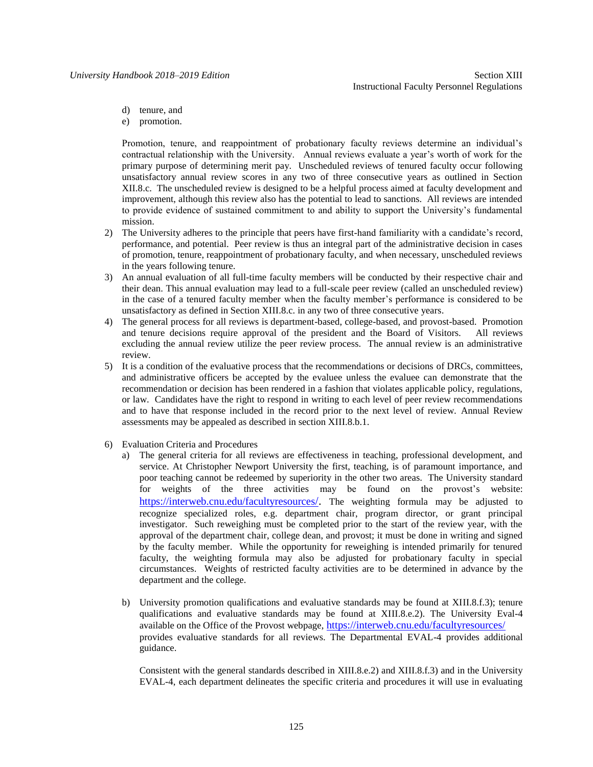d) tenure, and
e) promotion.

Promotion, tenure, and reappointment of probationary faculty reviews determine an individual's contractual relationship with the University. Annual reviews evaluate a year's worth of work for the primary purpose of determining merit pay. Unscheduled reviews of tenured faculty occur following unsatisfactory annual review scores in any two of three consecutive years as outlined in Section XII.8.c. The unscheduled review is designed to be a helpful process aimed at faculty development and improvement, although this review also has the potential to lead to sanctions. All reviews are intended to provide evidence of sustained commitment to and ability to support the University's fundamental mission.

2) The University adheres to the principle that peers have first-hand familiarity with a candidate's record, performance, and potential. Peer review is thus an integral part of the administrative decision in cases of promotion, tenure, reappointment of probationary faculty, and when necessary, unscheduled reviews in the years following tenure.

3) An annual evaluation of all full-time faculty members will be conducted by their respective chair and their dean. This annual evaluation may lead to a full-scale peer review (called an unscheduled review) in the case of a tenured faculty member when the faculty member's performance is considered to be unsatisfactory as defined in Section XIII.8.c. in any two of three consecutive years.

4) The general process for all reviews is department-based, college-based, and provost-based. Promotion and tenure decisions require approval of the president and the Board of Visitors. All reviews excluding the annual review utilize the peer review process. The annual review is an administrative review.

5) It is a condition of the evaluative process that the recommendations or decisions of DRCs, committees, and administrative officers be accepted by the evaluee unless the evaluee can demonstrate that the recommendation or decision has been rendered in a fashion that violates applicable policy, regulations, or law. Candidates have the right to respond in writing to each level of peer review recommendations and to have that response included in the record prior to the next level of review. Annual Review assessments may be appealed as described in section XIII.8.b.1.

6) Evaluation Criteria and Procedures

   a) The general criteria for all reviews are effectiveness in teaching, professional development, and service. At Christopher Newport University the first, teaching, is of paramount importance, and poor teaching cannot be redeemed by superiority in the other two areas. The University standard for weights of the three activities may be found on the provost's website: https://interweb.cnu.edu/facultyresources/. The weighting formula may be adjusted to recognize specialized roles, e.g. department chair, program director, or grant principal investigator. Such reweighing must be completed prior to the start of the review year, with the approval of the department chair, college dean, and provost; it must be done in writing and signed by the faculty member. While the opportunity for reweighing is intended primarily for tenured faculty, the weighting formula may also be adjusted for probationary faculty in special circumstances. Weights of restricted faculty activities are to be determined in advance by the department and the college.

   b) University promotion qualifications and evaluative standards may be found at XIII.8.f.3); tenure qualifications and evaluative standards may be found at XIII.8.e.2). The University Eval-4 available on the Office of the Provost webpage, https://interweb.cnu.edu/facultyresources/ provides evaluative standards for all reviews. The Departmental EVAL-4 provides additional guidance.

   Consistent with the general standards described in XIII.8.e.2) and XIII.8.f.3) and in the University EVAL-4, each department delineates the specific criteria and procedures it will use in evaluating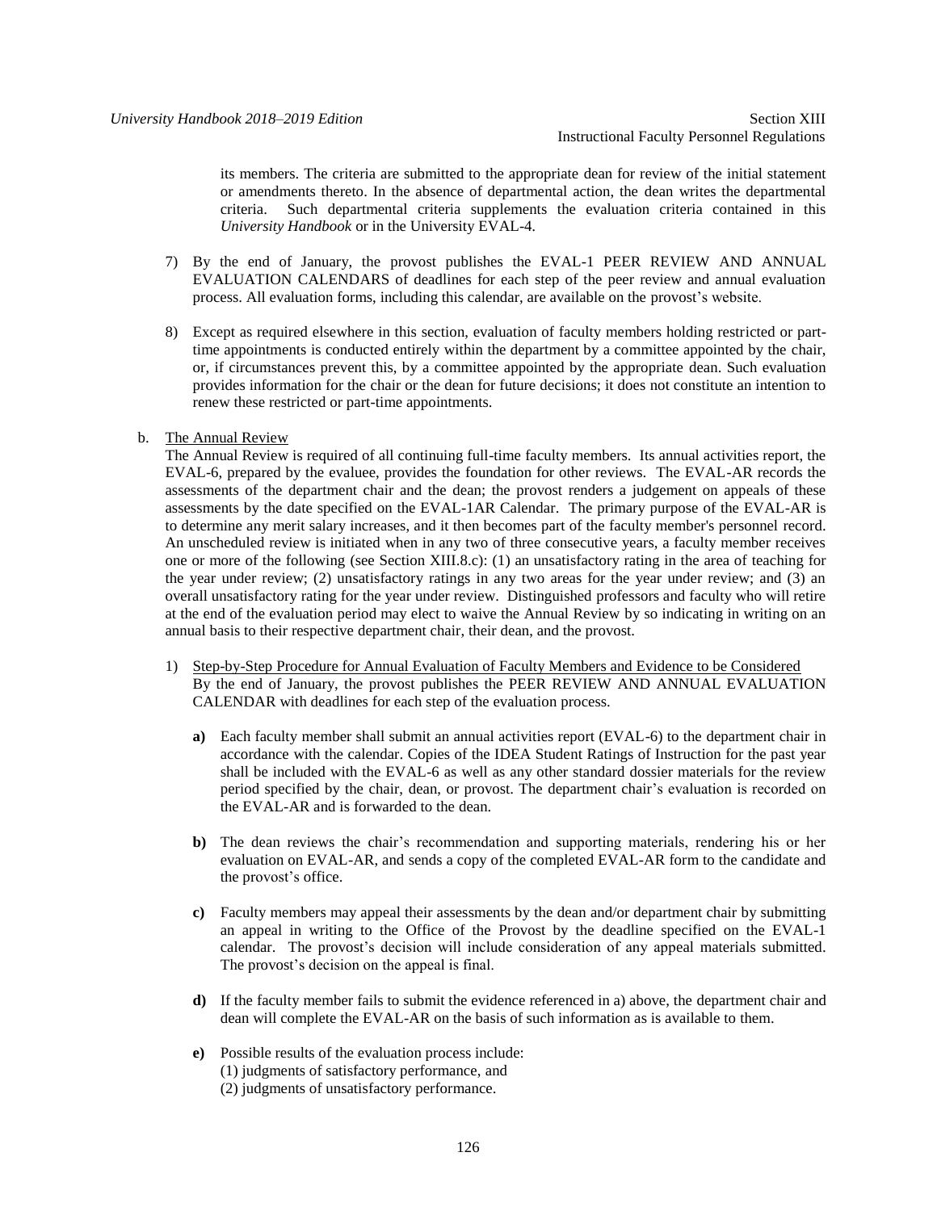its members. The criteria are submitted to the appropriate dean for review of the initial statement or amendments thereto. In the absence of departmental action, the dean writes the departmental criteria. Such departmental criteria supplements the evaluation criteria contained in this *University Handbook* or in the University EVAL-4.

7) By the end of January, the provost publishes the EVAL-1 PEER REVIEW AND ANNUAL EVALUATION CALENDARS of deadlines for each step of the peer review and annual evaluation process. All evaluation forms, including this calendar, are available on the provost's website.

8) Except as required elsewhere in this section, evaluation of faculty members holding restricted or part-time appointments is conducted entirely within the department by a committee appointed by the chair, or, if circumstances prevent this, by a committee appointed by the appropriate dean. Such evaluation provides information for the chair or the dean for future decisions; it does not constitute an intention to renew these restricted or part-time appointments.

b. The Annual Review

The Annual Review is required of all continuing full-time faculty members. Its annual activities report, the EVAL-6, prepared by the evaluee, provides the foundation for other reviews. The EVAL-AR records the assessments of the department chair and the dean; the provost renders a judgement on appeals of these assessments by the date specified on the EVAL-1AR Calendar. The primary purpose of the EVAL-AR is to determine any merit salary increases, and it then becomes part of the faculty member's personnel record. An unscheduled review is initiated when in any two of three consecutive years, a faculty member receives one or more of the following (see Section XIII.8.c): (1) an unsatisfactory rating in the area of teaching for the year under review; (2) unsatisfactory ratings in any two areas for the year under review; and (3) an overall unsatisfactory rating for the year under review. Distinguished professors and faculty who will retire at the end of the evaluation period may elect to waive the Annual Review by so indicating in writing on an annual basis to their respective department chair, their dean, and the provost.

1) Step-by-Step Procedure for Annual Evaluation of Faculty Members and Evidence to be Considered

By the end of January, the provost publishes the PEER REVIEW AND ANNUAL EVALUATION CALENDAR with deadlines for each step of the evaluation process.

**a)** Each faculty member shall submit an annual activities report (EVAL-6) to the department chair in accordance with the calendar. Copies of the IDEA Student Ratings of Instruction for the past year shall be included with the EVAL-6 as well as any other standard dossier materials for the review period specified by the chair, dean, or provost. The department chair's evaluation is recorded on the EVAL-AR and is forwarded to the dean.

**b)** The dean reviews the chair's recommendation and supporting materials, rendering his or her evaluation on EVAL-AR, and sends a copy of the completed EVAL-AR form to the candidate and the provost's office.

**c)** Faculty members may appeal their assessments by the dean and/or department chair by submitting an appeal in writing to the Office of the Provost by the deadline specified on the EVAL-1 calendar. The provost's decision will include consideration of any appeal materials submitted. The provost's decision on the appeal is final.

**d)** If the faculty member fails to submit the evidence referenced in a) above, the department chair and dean will complete the EVAL-AR on the basis of such information as is available to them.

**e)** Possible results of the evaluation process include:
(1) judgments of satisfactory performance, and
(2) judgments of unsatisfactory performance.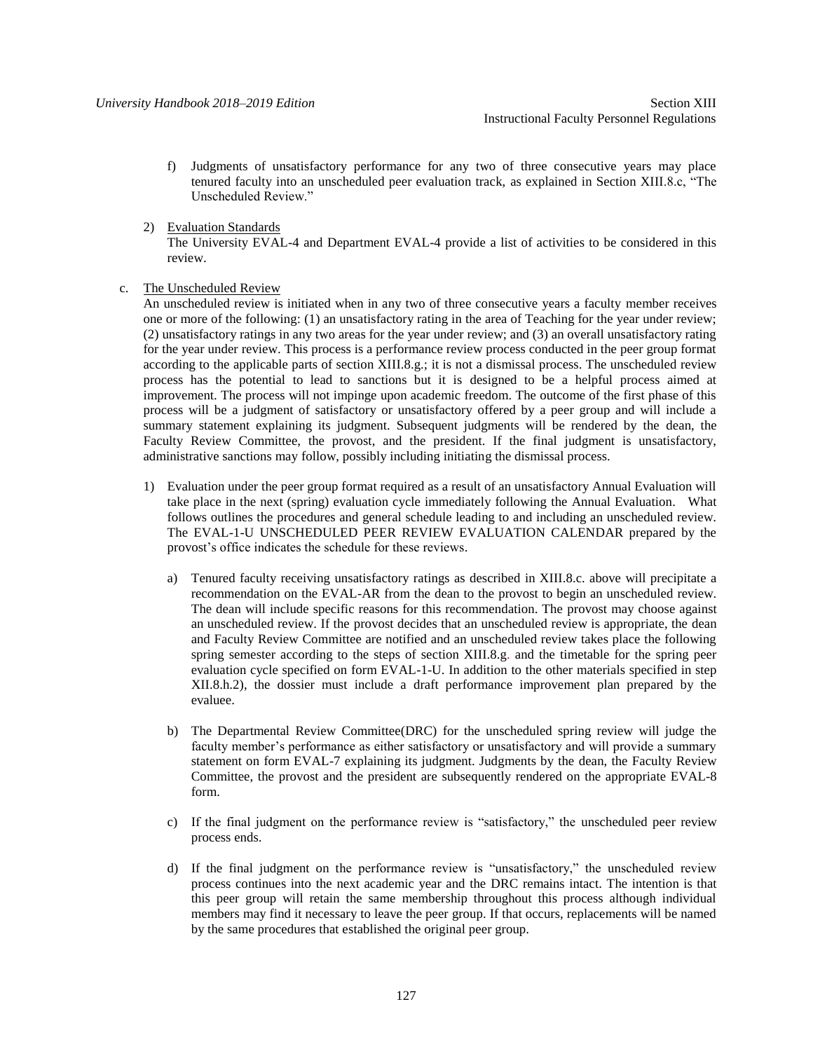f) Judgments of unsatisfactory performance for any two of three consecutive years may place tenured faculty into an unscheduled peer evaluation track, as explained in Section XIII.8.c, "The Unscheduled Review."

2) Evaluation Standards
The University EVAL-4 and Department EVAL-4 provide a list of activities to be considered in this review.

c. The Unscheduled Review
An unscheduled review is initiated when in any two of three consecutive years a faculty member receives one or more of the following: (1) an unsatisfactory rating in the area of Teaching for the year under review; (2) unsatisfactory ratings in any two areas for the year under review; and (3) an overall unsatisfactory rating for the year under review. This process is a performance review process conducted in the peer group format according to the applicable parts of section XIII.8.g.; it is not a dismissal process. The unscheduled review process has the potential to lead to sanctions but it is designed to be a helpful process aimed at improvement. The process will not impinge upon academic freedom. The outcome of the first phase of this process will be a judgment of satisfactory or unsatisfactory offered by a peer group and will include a summary statement explaining its judgment. Subsequent judgments will be rendered by the dean, the Faculty Review Committee, the provost, and the president. If the final judgment is unsatisfactory, administrative sanctions may follow, possibly including initiating the dismissal process.

1) Evaluation under the peer group format required as a result of an unsatisfactory Annual Evaluation will take place in the next (spring) evaluation cycle immediately following the Annual Evaluation. What follows outlines the procedures and general schedule leading to and including an unscheduled review. The EVAL-1-U UNSCHEDULED PEER REVIEW EVALUATION CALENDAR prepared by the provost's office indicates the schedule for these reviews.

a) Tenured faculty receiving unsatisfactory ratings as described in XIII.8.c. above will precipitate a recommendation on the EVAL-AR from the dean to the provost to begin an unscheduled review. The dean will include specific reasons for this recommendation. The provost may choose against an unscheduled review. If the provost decides that an unscheduled review is appropriate, the dean and Faculty Review Committee are notified and an unscheduled review takes place the following spring semester according to the steps of section XIII.8.g. and the timetable for the spring peer evaluation cycle specified on form EVAL-1-U. In addition to the other materials specified in step XII.8.h.2), the dossier must include a draft performance improvement plan prepared by the evaluee.

b) The Departmental Review Committee(DRC) for the unscheduled spring review will judge the faculty member's performance as either satisfactory or unsatisfactory and will provide a summary statement on form EVAL-7 explaining its judgment. Judgments by the dean, the Faculty Review Committee, the provost and the president are subsequently rendered on the appropriate EVAL-8 form.

c) If the final judgment on the performance review is "satisfactory," the unscheduled peer review process ends.

d) If the final judgment on the performance review is "unsatisfactory," the unscheduled review process continues into the next academic year and the DRC remains intact. The intention is that this peer group will retain the same membership throughout this process although individual members may find it necessary to leave the peer group. If that occurs, replacements will be named by the same procedures that established the original peer group.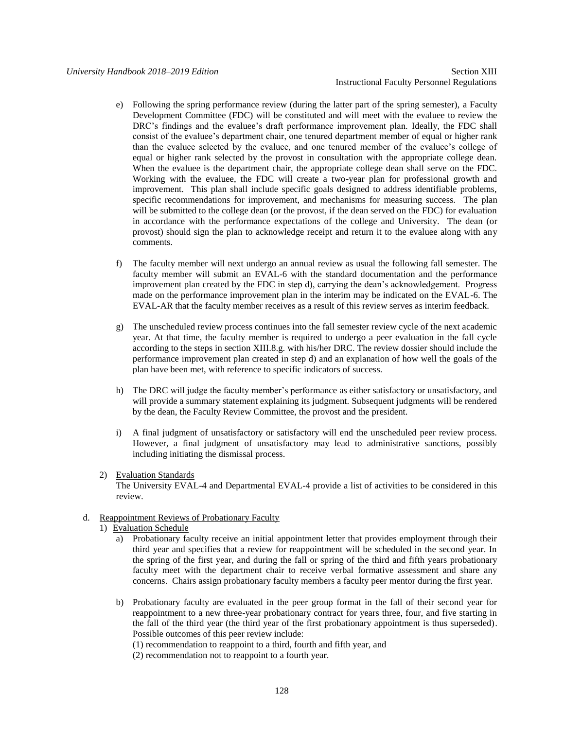e) Following the spring performance review (during the latter part of the spring semester), a Faculty Development Committee (FDC) will be constituted and will meet with the evaluee to review the DRC's findings and the evaluee's draft performance improvement plan. Ideally, the FDC shall consist of the evaluee's department chair, one tenured department member of equal or higher rank than the evaluee selected by the evaluee, and one tenured member of the evaluee's college of equal or higher rank selected by the provost in consultation with the appropriate college dean. When the evaluee is the department chair, the appropriate college dean shall serve on the FDC. Working with the evaluee, the FDC will create a two-year plan for professional growth and improvement. This plan shall include specific goals designed to address identifiable problems, specific recommendations for improvement, and mechanisms for measuring success. The plan will be submitted to the college dean (or the provost, if the dean served on the FDC) for evaluation in accordance with the performance expectations of the college and University. The dean (or provost) should sign the plan to acknowledge receipt and return it to the evaluee along with any comments.

f) The faculty member will next undergo an annual review as usual the following fall semester. The faculty member will submit an EVAL-6 with the standard documentation and the performance improvement plan created by the FDC in step d), carrying the dean's acknowledgement. Progress made on the performance improvement plan in the interim may be indicated on the EVAL-6. The EVAL-AR that the faculty member receives as a result of this review serves as interim feedback.

g) The unscheduled review process continues into the fall semester review cycle of the next academic year. At that time, the faculty member is required to undergo a peer evaluation in the fall cycle according to the steps in section XIII.8.g. with his/her DRC. The review dossier should include the performance improvement plan created in step d) and an explanation of how well the goals of the plan have been met, with reference to specific indicators of success.

h) The DRC will judge the faculty member's performance as either satisfactory or unsatisfactory, and will provide a summary statement explaining its judgment. Subsequent judgments will be rendered by the dean, the Faculty Review Committee, the provost and the president.

i) A final judgment of unsatisfactory or satisfactory will end the unscheduled peer review process. However, a final judgment of unsatisfactory may lead to administrative sanctions, possibly including initiating the dismissal process.

2) Evaluation Standards

The University EVAL-4 and Departmental EVAL-4 provide a list of activities to be considered in this review.

d. Reappointment Reviews of Probationary Faculty

1) Evaluation Schedule

a) Probationary faculty receive an initial appointment letter that provides employment through their third year and specifies that a review for reappointment will be scheduled in the second year. In the spring of the first year, and during the fall or spring of the third and fifth years probationary faculty meet with the department chair to receive verbal formative assessment and share any concerns. Chairs assign probationary faculty members a faculty peer mentor during the first year.

b) Probationary faculty are evaluated in the peer group format in the fall of their second year for reappointment to a new three-year probationary contract for years three, four, and five starting in the fall of the third year (the third year of the first probationary appointment is thus superseded). Possible outcomes of this peer review include:

(1) recommendation to reappoint to a third, fourth and fifth year, and

(2) recommendation not to reappoint to a fourth year.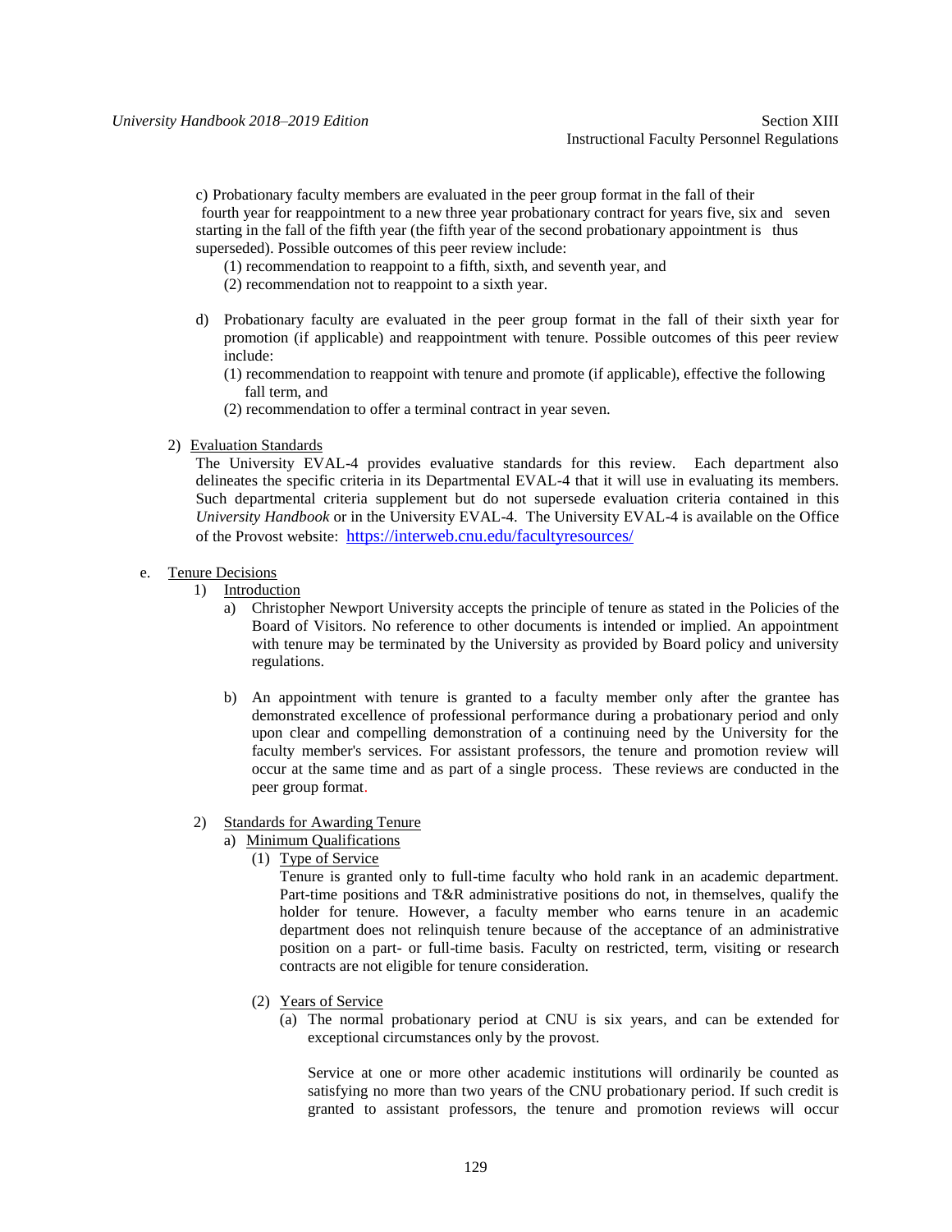c) Probationary faculty members are evaluated in the peer group format in the fall of their fourth year for reappointment to a new three year probationary contract for years five, six and seven starting in the fall of the fifth year (the fifth year of the second probationary appointment is thus superseded). Possible outcomes of this peer review include:

(1) recommendation to reappoint to a fifth, sixth, and seventh year, and

(2) recommendation not to reappoint to a sixth year.

d) Probationary faculty are evaluated in the peer group format in the fall of their sixth year for promotion (if applicable) and reappointment with tenure. Possible outcomes of this peer review include:

(1) recommendation to reappoint with tenure and promote (if applicable), effective the following fall term, and

(2) recommendation to offer a terminal contract in year seven.

2) Evaluation Standards

The University EVAL-4 provides evaluative standards for this review. Each department also delineates the specific criteria in its Departmental EVAL-4 that it will use in evaluating its members. Such departmental criteria supplement but do not supersede evaluation criteria contained in this *University Handbook* or in the University EVAL-4. The University EVAL-4 is available on the Office of the Provost website: https://interweb.cnu.edu/facultyresources/

e. Tenure Decisions

1) Introduction

a) Christopher Newport University accepts the principle of tenure as stated in the Policies of the Board of Visitors. No reference to other documents is intended or implied. An appointment with tenure may be terminated by the University as provided by Board policy and university regulations.

b) An appointment with tenure is granted to a faculty member only after the grantee has demonstrated excellence of professional performance during a probationary period and only upon clear and compelling demonstration of a continuing need by the University for the faculty member's services. For assistant professors, the tenure and promotion review will occur at the same time and as part of a single process. These reviews are conducted in the peer group format.

2) Standards for Awarding Tenure

a) Minimum Qualifications

(1) Type of Service

Tenure is granted only to full-time faculty who hold rank in an academic department. Part-time positions and T&R administrative positions do not, in themselves, qualify the holder for tenure. However, a faculty member who earns tenure in an academic department does not relinquish tenure because of the acceptance of an administrative position on a part- or full-time basis. Faculty on restricted, term, visiting or research contracts are not eligible for tenure consideration.

(2) Years of Service

(a) The normal probationary period at CNU is six years, and can be extended for exceptional circumstances only by the provost.

Service at one or more other academic institutions will ordinarily be counted as satisfying no more than two years of the CNU probationary period. If such credit is granted to assistant professors, the tenure and promotion reviews will occur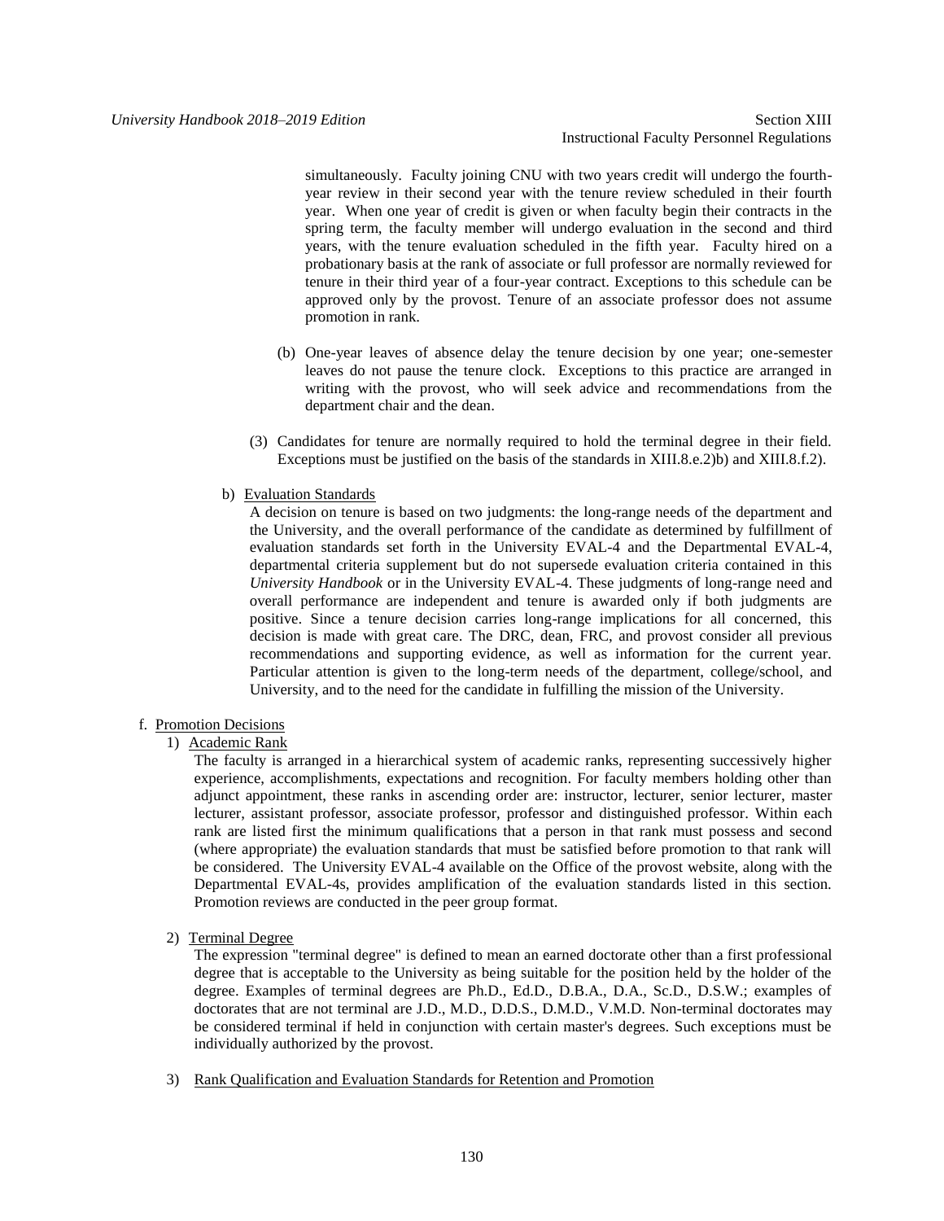simultaneously. Faculty joining CNU with two years credit will undergo the fourth-year review in their second year with the tenure review scheduled in their fourth year. When one year of credit is given or when faculty begin their contracts in the spring term, the faculty member will undergo evaluation in the second and third years, with the tenure evaluation scheduled in the fifth year. Faculty hired on a probationary basis at the rank of associate or full professor are normally reviewed for tenure in their third year of a four-year contract. Exceptions to this schedule can be approved only by the provost. Tenure of an associate professor does not assume promotion in rank.

(b) One-year leaves of absence delay the tenure decision by one year; one-semester leaves do not pause the tenure clock. Exceptions to this practice are arranged in writing with the provost, who will seek advice and recommendations from the department chair and the dean.

(3) Candidates for tenure are normally required to hold the terminal degree in their field. Exceptions must be justified on the basis of the standards in XIII.8.e.2)b) and XIII.8.f.2).

b) Evaluation Standards

A decision on tenure is based on two judgments: the long-range needs of the department and the University, and the overall performance of the candidate as determined by fulfillment of evaluation standards set forth in the University EVAL-4 and the Departmental EVAL-4, departmental criteria supplement but do not supersede evaluation criteria contained in this *University Handbook* or in the University EVAL-4. These judgments of long-range need and overall performance are independent and tenure is awarded only if both judgments are positive. Since a tenure decision carries long-range implications for all concerned, this decision is made with great care. The DRC, dean, FRC, and provost consider all previous recommendations and supporting evidence, as well as information for the current year. Particular attention is given to the long-term needs of the department, college/school, and University, and to the need for the candidate in fulfilling the mission of the University.

f. Promotion Decisions

1) Academic Rank

The faculty is arranged in a hierarchical system of academic ranks, representing successively higher experience, accomplishments, expectations and recognition. For faculty members holding other than adjunct appointment, these ranks in ascending order are: instructor, lecturer, senior lecturer, master lecturer, assistant professor, associate professor, professor and distinguished professor. Within each rank are listed first the minimum qualifications that a person in that rank must possess and second (where appropriate) the evaluation standards that must be satisfied before promotion to that rank will be considered. The University EVAL-4 available on the Office of the provost website, along with the Departmental EVAL-4s, provides amplification of the evaluation standards listed in this section. Promotion reviews are conducted in the peer group format.

2) Terminal Degree

The expression "terminal degree" is defined to mean an earned doctorate other than a first professional degree that is acceptable to the University as being suitable for the position held by the holder of the degree. Examples of terminal degrees are Ph.D., Ed.D., D.B.A., D.A., Sc.D., D.S.W.; examples of doctorates that are not terminal are J.D., M.D., D.D.S., D.M.D., V.M.D. Non-terminal doctorates may be considered terminal if held in conjunction with certain master's degrees. Such exceptions must be individually authorized by the provost.

3) Rank Qualification and Evaluation Standards for Retention and Promotion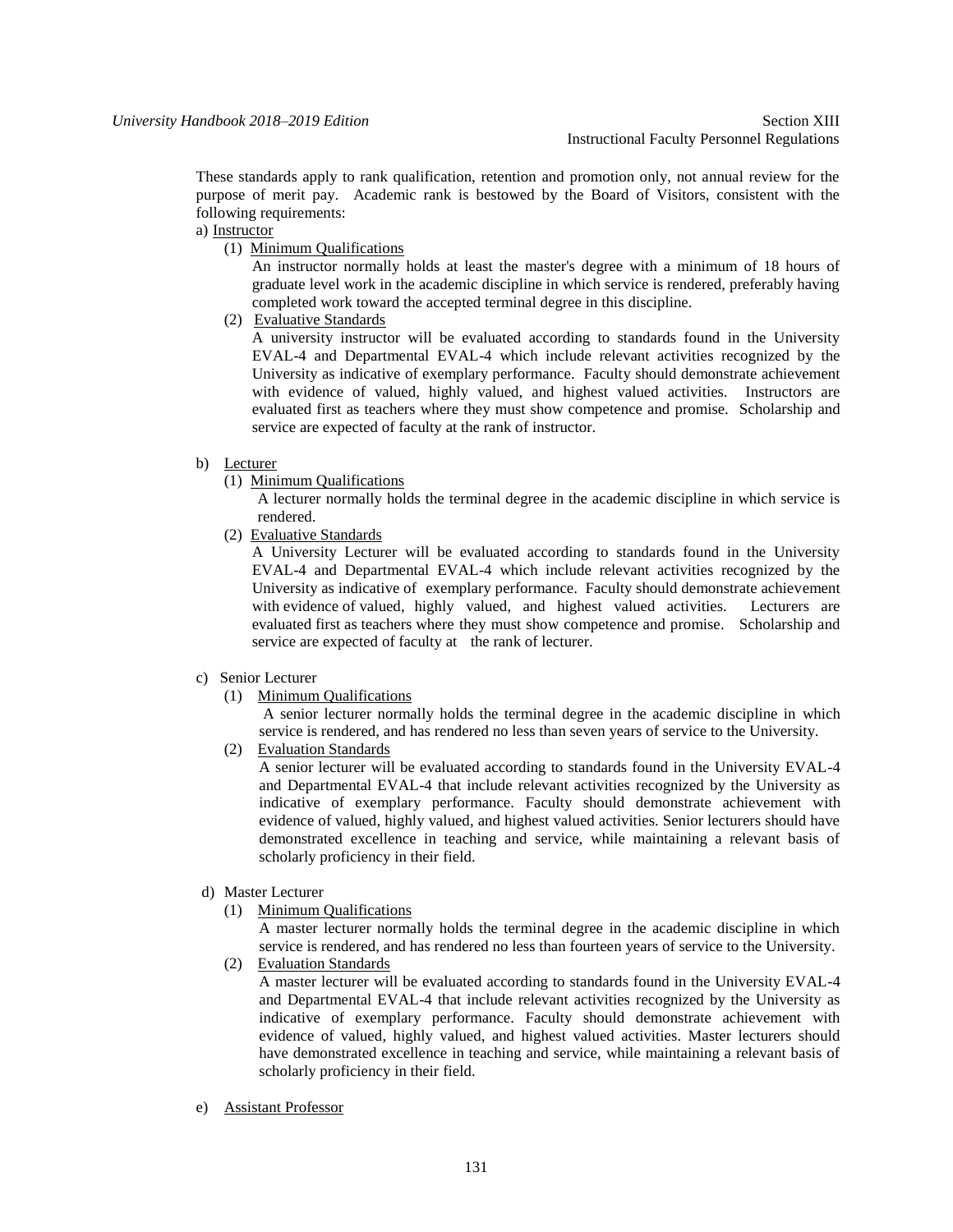These standards apply to rank qualification, retention and promotion only, not annual review for the purpose of merit pay. Academic rank is bestowed by the Board of Visitors, consistent with the following requirements:

a) Instructor

(1) Minimum Qualifications

An instructor normally holds at least the master's degree with a minimum of 18 hours of graduate level work in the academic discipline in which service is rendered, preferably having completed work toward the accepted terminal degree in this discipline.

(2) Evaluative Standards

A university instructor will be evaluated according to standards found in the University EVAL-4 and Departmental EVAL-4 which include relevant activities recognized by the University as indicative of exemplary performance. Faculty should demonstrate achievement with evidence of valued, highly valued, and highest valued activities. Instructors are evaluated first as teachers where they must show competence and promise. Scholarship and service are expected of faculty at the rank of instructor.

b) Lecturer

(1) Minimum Qualifications

A lecturer normally holds the terminal degree in the academic discipline in which service is rendered.

(2) Evaluative Standards

A University Lecturer will be evaluated according to standards found in the University EVAL-4 and Departmental EVAL-4 which include relevant activities recognized by the University as indicative of exemplary performance. Faculty should demonstrate achievement with evidence of valued, highly valued, and highest valued activities. Lecturers are evaluated first as teachers where they must show competence and promise. Scholarship and service are expected of faculty at the rank of lecturer.

c) Senior Lecturer

(1) Minimum Qualifications

A senior lecturer normally holds the terminal degree in the academic discipline in which service is rendered, and has rendered no less than seven years of service to the University.

(2) Evaluation Standards

A senior lecturer will be evaluated according to standards found in the University EVAL-4 and Departmental EVAL-4 that include relevant activities recognized by the University as indicative of exemplary performance. Faculty should demonstrate achievement with evidence of valued, highly valued, and highest valued activities. Senior lecturers should have demonstrated excellence in teaching and service, while maintaining a relevant basis of scholarly proficiency in their field.

d) Master Lecturer

(1) Minimum Qualifications

A master lecturer normally holds the terminal degree in the academic discipline in which service is rendered, and has rendered no less than fourteen years of service to the University.

(2) Evaluation Standards

A master lecturer will be evaluated according to standards found in the University EVAL-4 and Departmental EVAL-4 that include relevant activities recognized by the University as indicative of exemplary performance. Faculty should demonstrate achievement with evidence of valued, highly valued, and highest valued activities. Master lecturers should have demonstrated excellence in teaching and service, while maintaining a relevant basis of scholarly proficiency in their field.

e) Assistant Professor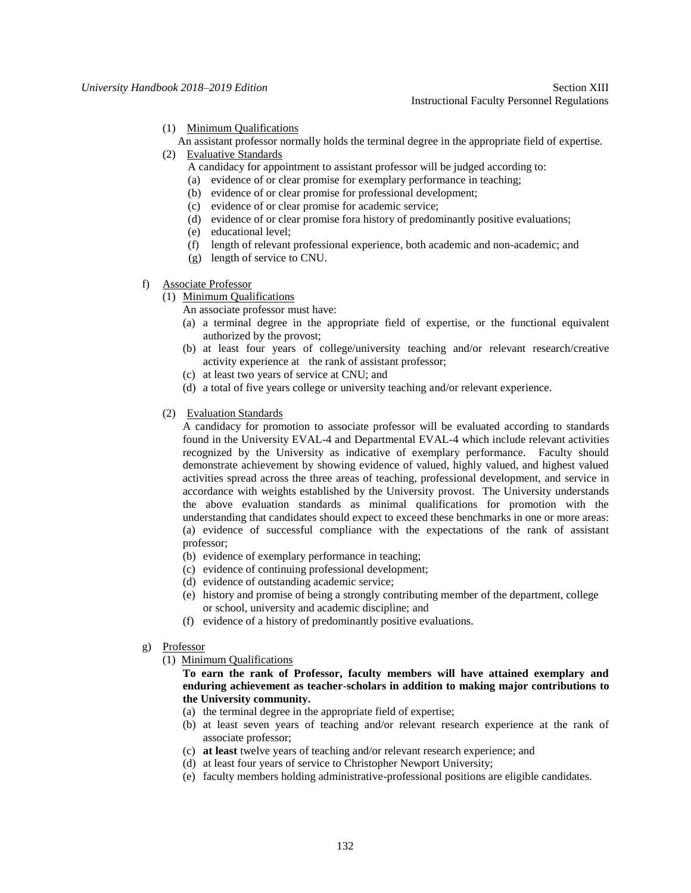(1) <u>Minimum Qualifications</u>

An assistant professor normally holds the terminal degree in the appropriate field of expertise.

(2) <u>Evaluative Standards</u>

A candidacy for appointment to assistant professor will be judged according to:

(a) evidence of or clear promise for exemplary performance in teaching;
(b) evidence of or clear promise for professional development;
(c) evidence of or clear promise for academic service;
(d) evidence of or clear promise fora history of predominantly positive evaluations;
(e) educational level;
(f) length of relevant professional experience, both academic and non-academic; and
(g) length of service to CNU.

f) <u>Associate Professor</u>

(1) <u>Minimum Qualifications</u>

An associate professor must have:

(a) a terminal degree in the appropriate field of expertise, or the functional equivalent authorized by the provost;
(b) at least four years of college/university teaching and/or relevant research/creative activity experience at the rank of assistant professor;
(c) at least two years of service at CNU; and
(d) a total of five years college or university teaching and/or relevant experience.

(2) <u>Evaluation Standards</u>

A candidacy for promotion to associate professor will be evaluated according to standards found in the University EVAL-4 and Departmental EVAL-4 which include relevant activities recognized by the University as indicative of exemplary performance. Faculty should demonstrate achievement by showing evidence of valued, highly valued, and highest valued activities spread across the three areas of teaching, professional development, and service in accordance with weights established by the University provost. The University understands the above evaluation standards as minimal qualifications for promotion with the understanding that candidates should expect to exceed these benchmarks in one or more areas:

(a) evidence of successful compliance with the expectations of the rank of assistant professor;
(b) evidence of exemplary performance in teaching;
(c) evidence of continuing professional development;
(d) evidence of outstanding academic service;
(e) history and promise of being a strongly contributing member of the department, college or school, university and academic discipline; and
(f) evidence of a history of predominantly positive evaluations.

g) <u>Professor</u>

(1) <u>Minimum Qualifications</u>

**To earn the rank of Professor, faculty members will have attained exemplary and enduring achievement as teacher-scholars in addition to making major contributions to the University community.**

(a) the terminal degree in the appropriate field of expertise;
(b) at least seven years of teaching and/or relevant research experience at the rank of associate professor;
(c) **at least** twelve years of teaching and/or relevant research experience; and
(d) at least four years of service to Christopher Newport University;
(e) faculty members holding administrative-professional positions are eligible candidates.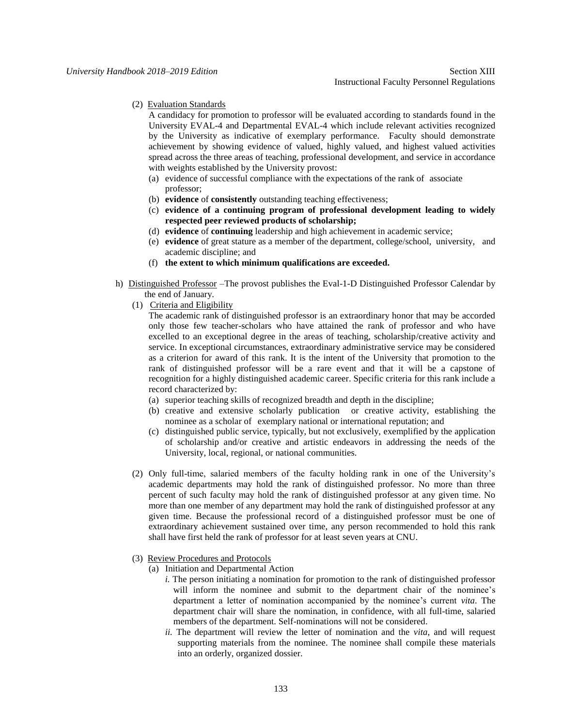(2) Evaluation Standards

A candidacy for promotion to professor will be evaluated according to standards found in the University EVAL-4 and Departmental EVAL-4 which include relevant activities recognized by the University as indicative of exemplary performance. Faculty should demonstrate achievement by showing evidence of valued, highly valued, and highest valued activities spread across the three areas of teaching, professional development, and service in accordance with weights established by the University provost:

(a) evidence of successful compliance with the expectations of the rank of associate professor;

(b) **evidence** of **consistently** outstanding teaching effectiveness;

(c) **evidence of a continuing program of professional development leading to widely respected peer reviewed products of scholarship;**

(d) **evidence** of **continuing** leadership and high achievement in academic service;

(e) **evidence** of great stature as a member of the department, college/school, university, and academic discipline; and

(f) **the extent to which minimum qualifications are exceeded.**

h) Distinguished Professor –The provost publishes the Eval-1-D Distinguished Professor Calendar by the end of January.

(1) Criteria and Eligibility

The academic rank of distinguished professor is an extraordinary honor that may be accorded only those few teacher-scholars who have attained the rank of professor and who have excelled to an exceptional degree in the areas of teaching, scholarship/creative activity and service. In exceptional circumstances, extraordinary administrative service may be considered as a criterion for award of this rank. It is the intent of the University that promotion to the rank of distinguished professor will be a rare event and that it will be a capstone of recognition for a highly distinguished academic career. Specific criteria for this rank include a record characterized by:

(a) superior teaching skills of recognized breadth and depth in the discipline;

(b) creative and extensive scholarly publication or creative activity, establishing the nominee as a scholar of exemplary national or international reputation; and

(c) distinguished public service, typically, but not exclusively, exemplified by the application of scholarship and/or creative and artistic endeavors in addressing the needs of the University, local, regional, or national communities.

(2) Only full-time, salaried members of the faculty holding rank in one of the University's academic departments may hold the rank of distinguished professor. No more than three percent of such faculty may hold the rank of distinguished professor at any given time. No more than one member of any department may hold the rank of distinguished professor at any given time. Because the professional record of a distinguished professor must be one of extraordinary achievement sustained over time, any person recommended to hold this rank shall have first held the rank of professor for at least seven years at CNU.

(3) Review Procedures and Protocols

(a) Initiation and Departmental Action

*i.* The person initiating a nomination for promotion to the rank of distinguished professor will inform the nominee and submit to the department chair of the nominee's department a letter of nomination accompanied by the nominee's current *vita*. The department chair will share the nomination, in confidence, with all full-time, salaried members of the department. Self-nominations will not be considered.

*ii.* The department will review the letter of nomination and the *vita*, and will request supporting materials from the nominee. The nominee shall compile these materials into an orderly, organized dossier.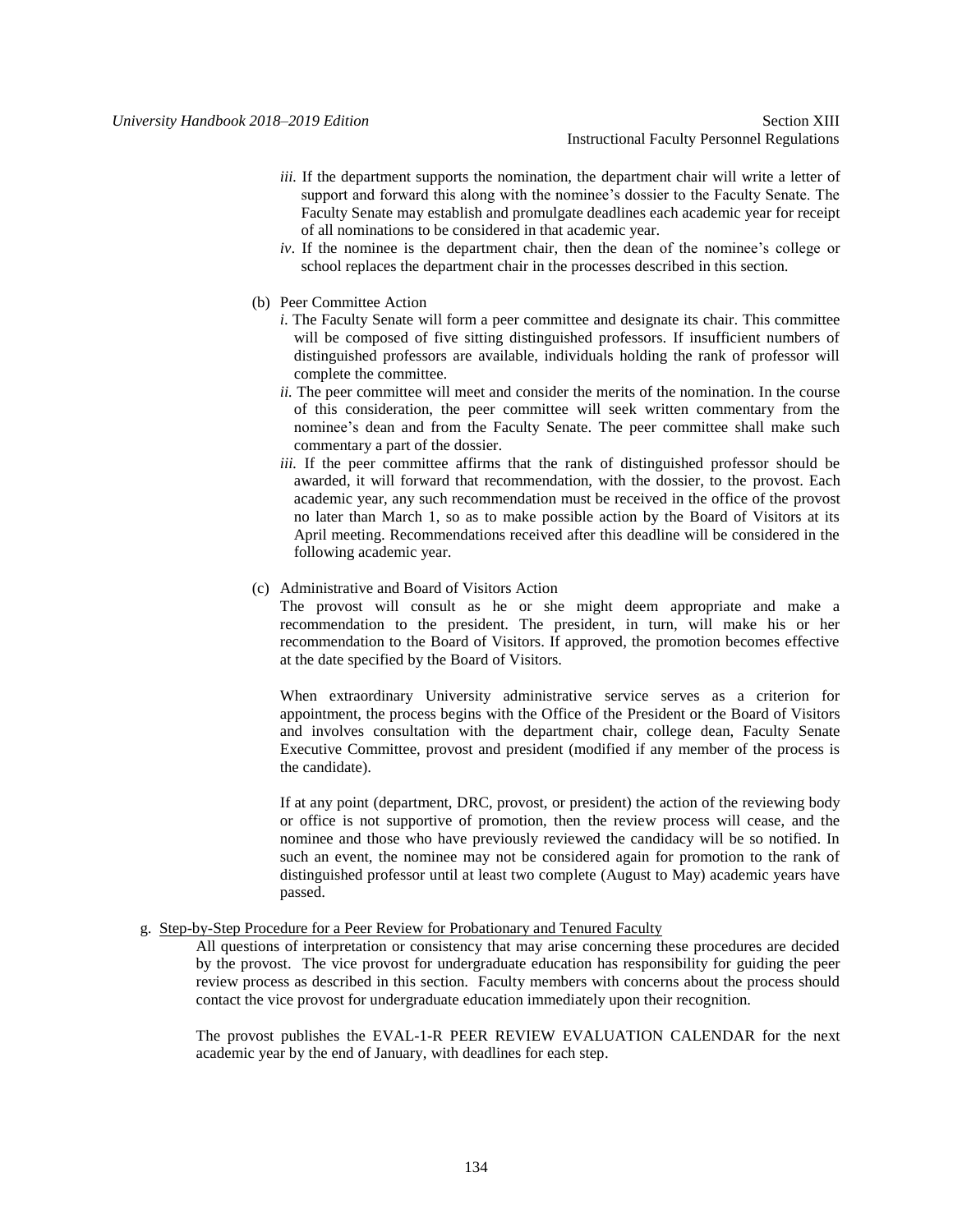*iii.* If the department supports the nomination, the department chair will write a letter of support and forward this along with the nominee's dossier to the Faculty Senate. The Faculty Senate may establish and promulgate deadlines each academic year for receipt of all nominations to be considered in that academic year.

*iv*. If the nominee is the department chair, then the dean of the nominee's college or school replaces the department chair in the processes described in this section.

(b) Peer Committee Action

*i.* The Faculty Senate will form a peer committee and designate its chair. This committee will be composed of five sitting distinguished professors. If insufficient numbers of distinguished professors are available, individuals holding the rank of professor will complete the committee.

*ii.* The peer committee will meet and consider the merits of the nomination. In the course of this consideration, the peer committee will seek written commentary from the nominee's dean and from the Faculty Senate. The peer committee shall make such commentary a part of the dossier.

*iii.* If the peer committee affirms that the rank of distinguished professor should be awarded, it will forward that recommendation, with the dossier, to the provost. Each academic year, any such recommendation must be received in the office of the provost no later than March 1, so as to make possible action by the Board of Visitors at its April meeting. Recommendations received after this deadline will be considered in the following academic year.

(c) Administrative and Board of Visitors Action

The provost will consult as he or she might deem appropriate and make a recommendation to the president. The president, in turn, will make his or her recommendation to the Board of Visitors. If approved, the promotion becomes effective at the date specified by the Board of Visitors.

When extraordinary University administrative service serves as a criterion for appointment, the process begins with the Office of the President or the Board of Visitors and involves consultation with the department chair, college dean, Faculty Senate Executive Committee, provost and president (modified if any member of the process is the candidate).

If at any point (department, DRC, provost, or president) the action of the reviewing body or office is not supportive of promotion, then the review process will cease, and the nominee and those who have previously reviewed the candidacy will be so notified. In such an event, the nominee may not be considered again for promotion to the rank of distinguished professor until at least two complete (August to May) academic years have passed.

g. Step-by-Step Procedure for a Peer Review for Probationary and Tenured Faculty

All questions of interpretation or consistency that may arise concerning these procedures are decided by the provost. The vice provost for undergraduate education has responsibility for guiding the peer review process as described in this section. Faculty members with concerns about the process should contact the vice provost for undergraduate education immediately upon their recognition.

The provost publishes the EVAL-1-R PEER REVIEW EVALUATION CALENDAR for the next academic year by the end of January, with deadlines for each step.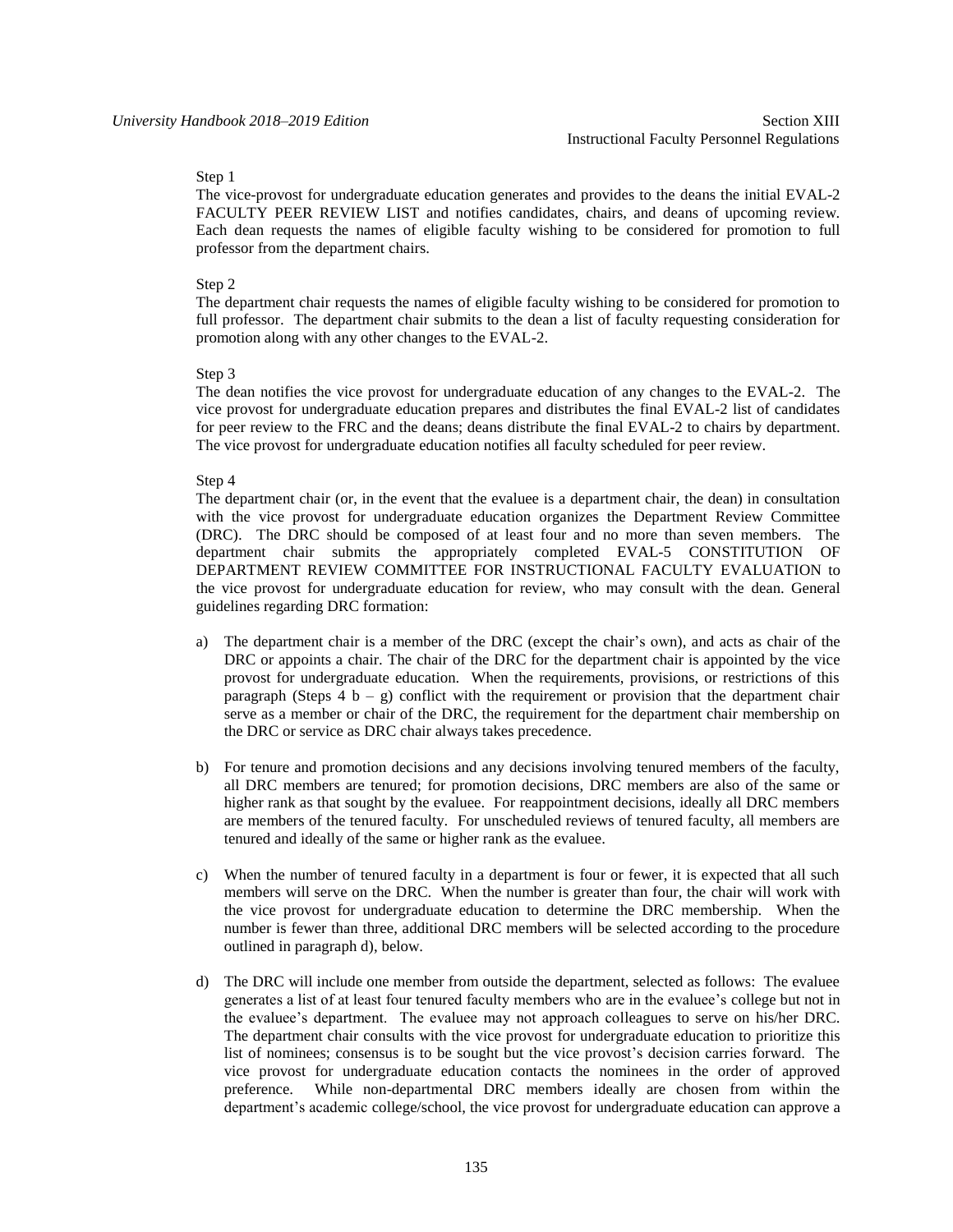Step 1

The vice-provost for undergraduate education generates and provides to the deans the initial EVAL-2 FACULTY PEER REVIEW LIST and notifies candidates, chairs, and deans of upcoming review. Each dean requests the names of eligible faculty wishing to be considered for promotion to full professor from the department chairs.

Step 2

The department chair requests the names of eligible faculty wishing to be considered for promotion to full professor. The department chair submits to the dean a list of faculty requesting consideration for promotion along with any other changes to the EVAL-2.

Step 3

The dean notifies the vice provost for undergraduate education of any changes to the EVAL-2. The vice provost for undergraduate education prepares and distributes the final EVAL-2 list of candidates for peer review to the FRC and the deans; deans distribute the final EVAL-2 to chairs by department. The vice provost for undergraduate education notifies all faculty scheduled for peer review.

Step 4

The department chair (or, in the event that the evaluee is a department chair, the dean) in consultation with the vice provost for undergraduate education organizes the Department Review Committee (DRC). The DRC should be composed of at least four and no more than seven members. The department chair submits the appropriately completed EVAL-5 CONSTITUTION OF DEPARTMENT REVIEW COMMITTEE FOR INSTRUCTIONAL FACULTY EVALUATION to the vice provost for undergraduate education for review, who may consult with the dean. General guidelines regarding DRC formation:

a) The department chair is a member of the DRC (except the chair's own), and acts as chair of the DRC or appoints a chair. The chair of the DRC for the department chair is appointed by the vice provost for undergraduate education. When the requirements, provisions, or restrictions of this paragraph (Steps 4 b – g) conflict with the requirement or provision that the department chair serve as a member or chair of the DRC, the requirement for the department chair membership on the DRC or service as DRC chair always takes precedence.

b) For tenure and promotion decisions and any decisions involving tenured members of the faculty, all DRC members are tenured; for promotion decisions, DRC members are also of the same or higher rank as that sought by the evaluee. For reappointment decisions, ideally all DRC members are members of the tenured faculty. For unscheduled reviews of tenured faculty, all members are tenured and ideally of the same or higher rank as the evaluee.

c) When the number of tenured faculty in a department is four or fewer, it is expected that all such members will serve on the DRC. When the number is greater than four, the chair will work with the vice provost for undergraduate education to determine the DRC membership. When the number is fewer than three, additional DRC members will be selected according to the procedure outlined in paragraph d), below.

d) The DRC will include one member from outside the department, selected as follows: The evaluee generates a list of at least four tenured faculty members who are in the evaluee's college but not in the evaluee's department. The evaluee may not approach colleagues to serve on his/her DRC. The department chair consults with the vice provost for undergraduate education to prioritize this list of nominees; consensus is to be sought but the vice provost's decision carries forward. The vice provost for undergraduate education contacts the nominees in the order of approved preference. While non-departmental DRC members ideally are chosen from within the department's academic college/school, the vice provost for undergraduate education can approve a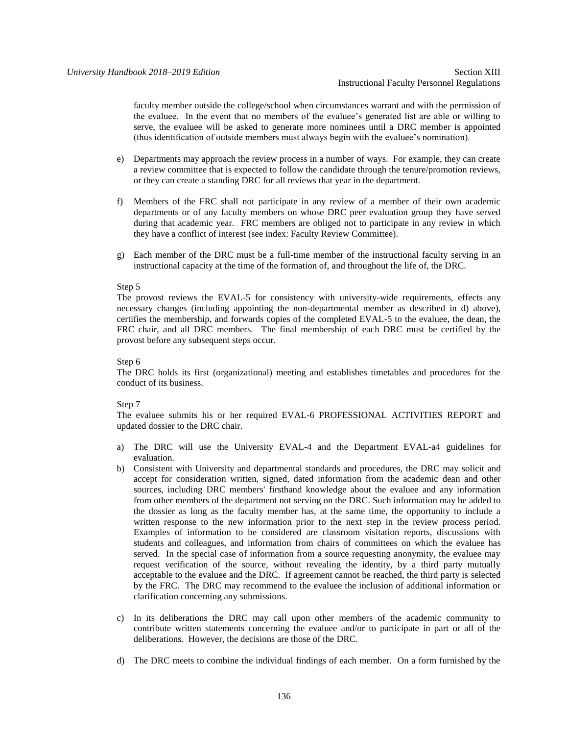faculty member outside the college/school when circumstances warrant and with the permission of the evaluee. In the event that no members of the evaluee's generated list are able or willing to serve, the evaluee will be asked to generate more nominees until a DRC member is appointed (thus identification of outside members must always begin with the evaluee's nomination).

e) Departments may approach the review process in a number of ways. For example, they can create a review committee that is expected to follow the candidate through the tenure/promotion reviews, or they can create a standing DRC for all reviews that year in the department.

f) Members of the FRC shall not participate in any review of a member of their own academic departments or of any faculty members on whose DRC peer evaluation group they have served during that academic year. FRC members are obliged not to participate in any review in which they have a conflict of interest (see index: Faculty Review Committee).

g) Each member of the DRC must be a full-time member of the instructional faculty serving in an instructional capacity at the time of the formation of, and throughout the life of, the DRC.

Step 5

The provost reviews the EVAL-5 for consistency with university-wide requirements, effects any necessary changes (including appointing the non-departmental member as described in d) above), certifies the membership, and forwards copies of the completed EVAL-5 to the evaluee, the dean, the FRC chair, and all DRC members. The final membership of each DRC must be certified by the provost before any subsequent steps occur.

Step 6

The DRC holds its first (organizational) meeting and establishes timetables and procedures for the conduct of its business.

Step 7

The evaluee submits his or her required EVAL-6 PROFESSIONAL ACTIVITIES REPORT and updated dossier to the DRC chair.

a) The DRC will use the University EVAL-4 and the Department EVAL-a4 guidelines for evaluation.
b) Consistent with University and departmental standards and procedures, the DRC may solicit and accept for consideration written, signed, dated information from the academic dean and other sources, including DRC members' firsthand knowledge about the evaluee and any information from other members of the department not serving on the DRC. Such information may be added to the dossier as long as the faculty member has, at the same time, the opportunity to include a written response to the new information prior to the next step in the review process period. Examples of information to be considered are classroom visitation reports, discussions with students and colleagues, and information from chairs of committees on which the evaluee has served. In the special case of information from a source requesting anonymity, the evaluee may request verification of the source, without revealing the identity, by a third party mutually acceptable to the evaluee and the DRC. If agreement cannot be reached, the third party is selected by the FRC. The DRC may recommend to the evaluee the inclusion of additional information or clarification concerning any submissions.

c) In its deliberations the DRC may call upon other members of the academic community to contribute written statements concerning the evaluee and/or to participate in part or all of the deliberations. However, the decisions are those of the DRC.

d) The DRC meets to combine the individual findings of each member. On a form furnished by the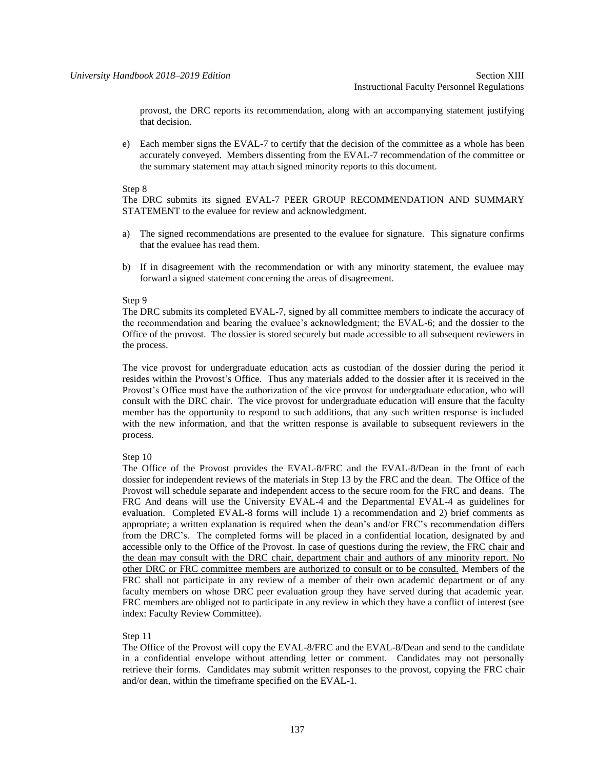provost, the DRC reports its recommendation, along with an accompanying statement justifying that decision.

e) Each member signs the EVAL-7 to certify that the decision of the committee as a whole has been accurately conveyed. Members dissenting from the EVAL-7 recommendation of the committee or the summary statement may attach signed minority reports to this document.

Step 8

The DRC submits its signed EVAL-7 PEER GROUP RECOMMENDATION AND SUMMARY STATEMENT to the evaluee for review and acknowledgment.

a) The signed recommendations are presented to the evaluee for signature. This signature confirms that the evaluee has read them.

b) If in disagreement with the recommendation or with any minority statement, the evaluee may forward a signed statement concerning the areas of disagreement.

Step 9

The DRC submits its completed EVAL-7, signed by all committee members to indicate the accuracy of the recommendation and bearing the evaluee's acknowledgment; the EVAL-6; and the dossier to the Office of the provost. The dossier is stored securely but made accessible to all subsequent reviewers in the process.

The vice provost for undergraduate education acts as custodian of the dossier during the period it resides within the Provost's Office. Thus any materials added to the dossier after it is received in the Provost's Office must have the authorization of the vice provost for undergraduate education, who will consult with the DRC chair. The vice provost for undergraduate education will ensure that the faculty member has the opportunity to respond to such additions, that any such written response is included with the new information, and that the written response is available to subsequent reviewers in the process.

Step 10

The Office of the Provost provides the EVAL-8/FRC and the EVAL-8/Dean in the front of each dossier for independent reviews of the materials in Step 13 by the FRC and the dean. The Office of the Provost will schedule separate and independent access to the secure room for the FRC and deans. The FRC And deans will use the University EVAL-4 and the Departmental EVAL-4 as guidelines for evaluation. Completed EVAL-8 forms will include 1) a recommendation and 2) brief comments as appropriate; a written explanation is required when the dean's and/or FRC's recommendation differs from the DRC's. The completed forms will be placed in a confidential location, designated by and accessible only to the Office of the Provost. In case of questions during the review, the FRC chair and the dean may consult with the DRC chair, department chair and authors of any minority report. No other DRC or FRC committee members are authorized to consult or to be consulted. Members of the FRC shall not participate in any review of a member of their own academic department or of any faculty members on whose DRC peer evaluation group they have served during that academic year. FRC members are obliged not to participate in any review in which they have a conflict of interest (see index: Faculty Review Committee).

Step 11

The Office of the Provost will copy the EVAL-8/FRC and the EVAL-8/Dean and send to the candidate in a confidential envelope without attending letter or comment. Candidates may not personally retrieve their forms. Candidates may submit written responses to the provost, copying the FRC chair and/or dean, within the timeframe specified on the EVAL-1.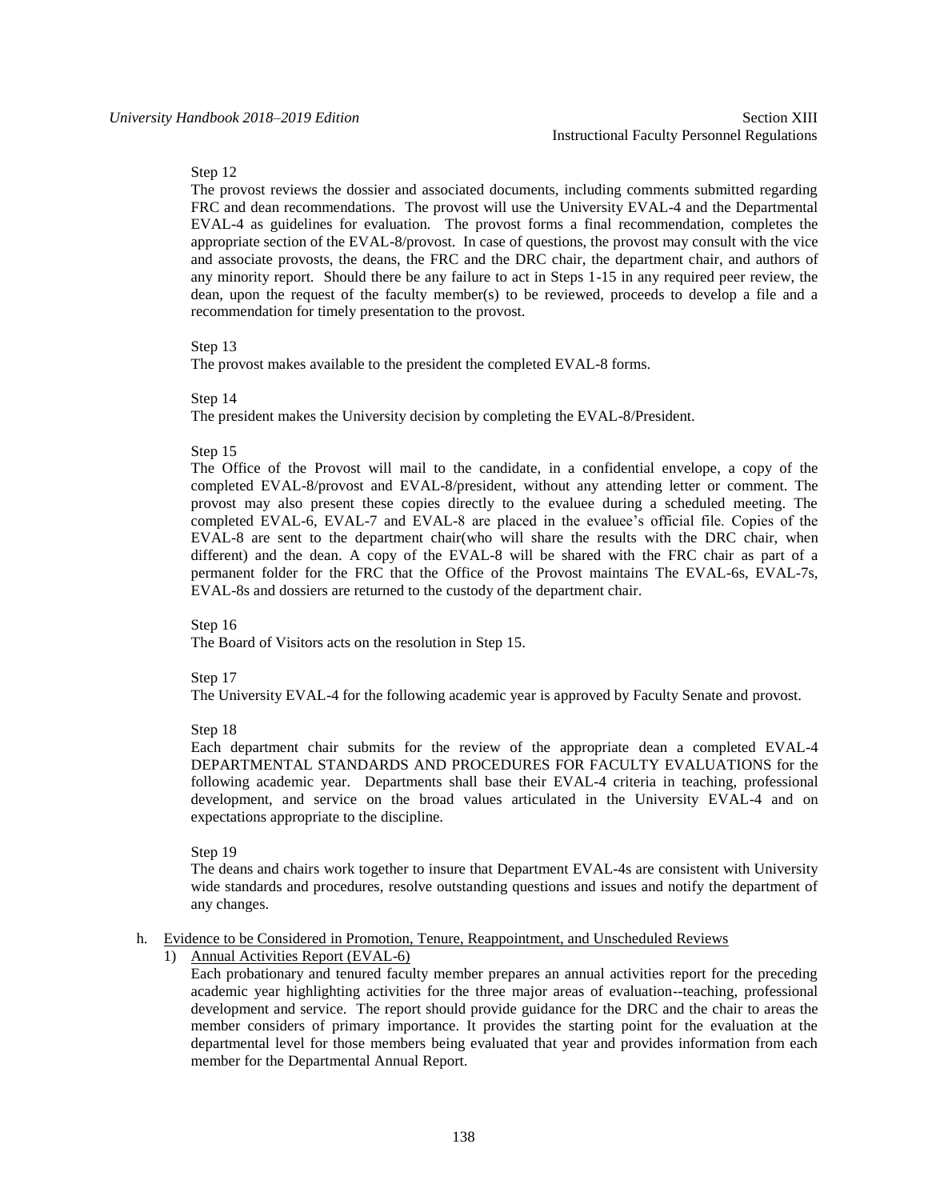Step 12

The provost reviews the dossier and associated documents, including comments submitted regarding FRC and dean recommendations. The provost will use the University EVAL-4 and the Departmental EVAL-4 as guidelines for evaluation. The provost forms a final recommendation, completes the appropriate section of the EVAL-8/provost. In case of questions, the provost may consult with the vice and associate provosts, the deans, the FRC and the DRC chair, the department chair, and authors of any minority report. Should there be any failure to act in Steps 1-15 in any required peer review, the dean, upon the request of the faculty member(s) to be reviewed, proceeds to develop a file and a recommendation for timely presentation to the provost.

Step 13

The provost makes available to the president the completed EVAL-8 forms.

Step 14

The president makes the University decision by completing the EVAL-8/President.

Step 15

The Office of the Provost will mail to the candidate, in a confidential envelope, a copy of the completed EVAL-8/provost and EVAL-8/president, without any attending letter or comment. The provost may also present these copies directly to the evaluee during a scheduled meeting. The completed EVAL-6, EVAL-7 and EVAL-8 are placed in the evaluee's official file. Copies of the EVAL-8 are sent to the department chair(who will share the results with the DRC chair, when different) and the dean. A copy of the EVAL-8 will be shared with the FRC chair as part of a permanent folder for the FRC that the Office of the Provost maintains The EVAL-6s, EVAL-7s, EVAL-8s and dossiers are returned to the custody of the department chair.

Step 16

The Board of Visitors acts on the resolution in Step 15.

Step 17

The University EVAL-4 for the following academic year is approved by Faculty Senate and provost.

Step 18

Each department chair submits for the review of the appropriate dean a completed EVAL-4 DEPARTMENTAL STANDARDS AND PROCEDURES FOR FACULTY EVALUATIONS for the following academic year. Departments shall base their EVAL-4 criteria in teaching, professional development, and service on the broad values articulated in the University EVAL-4 and on expectations appropriate to the discipline.

Step 19

The deans and chairs work together to insure that Department EVAL-4s are consistent with University wide standards and procedures, resolve outstanding questions and issues and notify the department of any changes.

h. Evidence to be Considered in Promotion, Tenure, Reappointment, and Unscheduled Reviews

1) Annual Activities Report (EVAL-6)

Each probationary and tenured faculty member prepares an annual activities report for the preceding academic year highlighting activities for the three major areas of evaluation--teaching, professional development and service. The report should provide guidance for the DRC and the chair to areas the member considers of primary importance. It provides the starting point for the evaluation at the departmental level for those members being evaluated that year and provides information from each member for the Departmental Annual Report.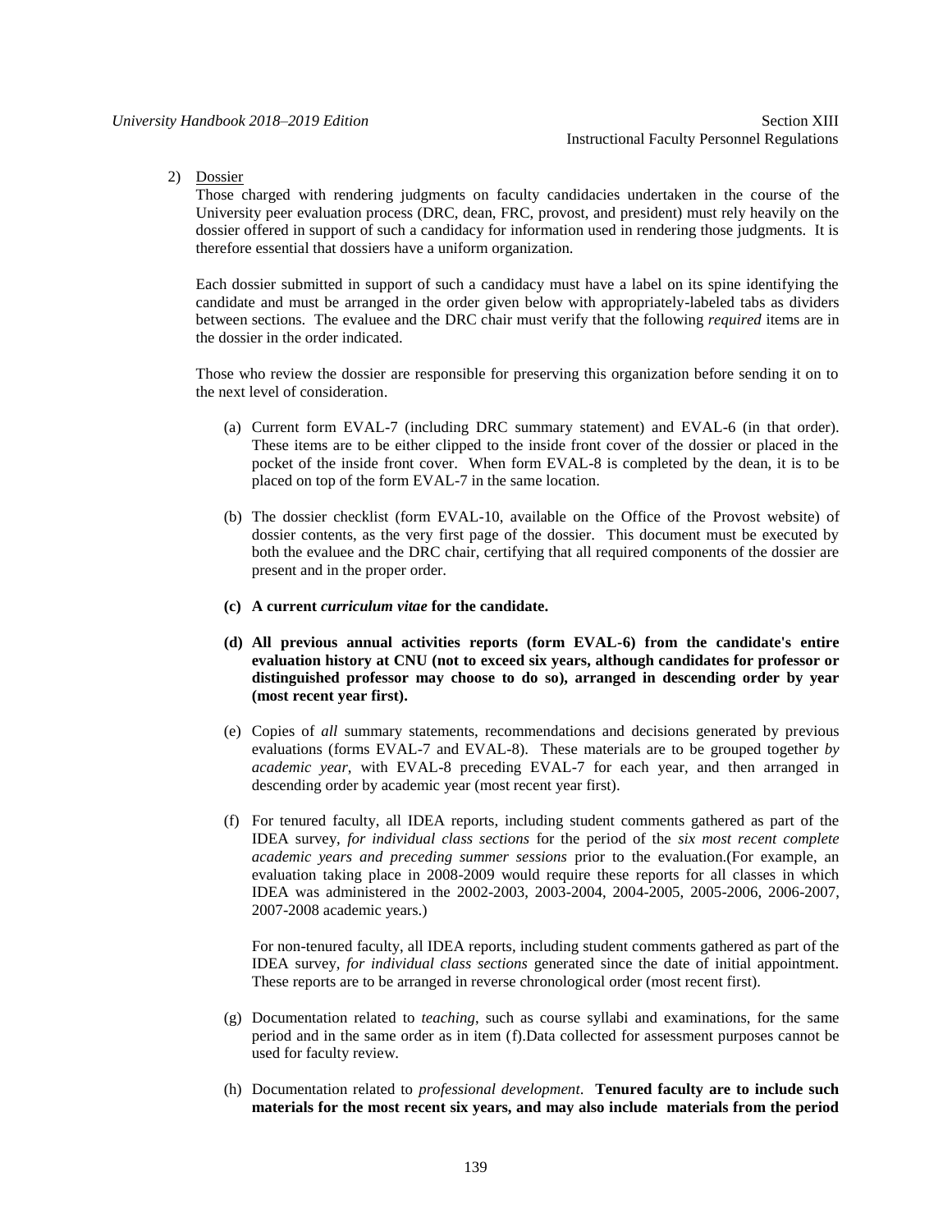2) Dossier

Those charged with rendering judgments on faculty candidacies undertaken in the course of the University peer evaluation process (DRC, dean, FRC, provost, and president) must rely heavily on the dossier offered in support of such a candidacy for information used in rendering those judgments. It is therefore essential that dossiers have a uniform organization.

Each dossier submitted in support of such a candidacy must have a label on its spine identifying the candidate and must be arranged in the order given below with appropriately-labeled tabs as dividers between sections. The evaluee and the DRC chair must verify that the following *required* items are in the dossier in the order indicated.

Those who review the dossier are responsible for preserving this organization before sending it on to the next level of consideration.

(a) Current form EVAL-7 (including DRC summary statement) and EVAL-6 (in that order). These items are to be either clipped to the inside front cover of the dossier or placed in the pocket of the inside front cover. When form EVAL-8 is completed by the dean, it is to be placed on top of the form EVAL-7 in the same location.

(b) The dossier checklist (form EVAL-10, available on the Office of the Provost website) of dossier contents, as the very first page of the dossier. This document must be executed by both the evaluee and the DRC chair, certifying that all required components of the dossier are present and in the proper order.

**(c) A current *curriculum vitae* for the candidate.**

**(d) All previous annual activities reports (form EVAL-6) from the candidate's entire evaluation history at CNU (not to exceed six years, although candidates for professor or distinguished professor may choose to do so), arranged in descending order by year (most recent year first).**

(e) Copies of *all* summary statements, recommendations and decisions generated by previous evaluations (forms EVAL-7 and EVAL-8). These materials are to be grouped together *by academic year*, with EVAL-8 preceding EVAL-7 for each year, and then arranged in descending order by academic year (most recent year first).

(f) For tenured faculty, all IDEA reports, including student comments gathered as part of the IDEA survey, *for individual class sections* for the period of the *six most recent complete academic years and preceding summer sessions* prior to the evaluation.(For example, an evaluation taking place in 2008-2009 would require these reports for all classes in which IDEA was administered in the 2002-2003, 2003-2004, 2004-2005, 2005-2006, 2006-2007, 2007-2008 academic years.)

For non-tenured faculty, all IDEA reports, including student comments gathered as part of the IDEA survey, *for individual class sections* generated since the date of initial appointment. These reports are to be arranged in reverse chronological order (most recent first).

(g) Documentation related to *teaching*, such as course syllabi and examinations, for the same period and in the same order as in item (f).Data collected for assessment purposes cannot be used for faculty review.

(h) Documentation related to *professional development*. **Tenured faculty are to include such materials for the most recent six years, and may also include materials from the period**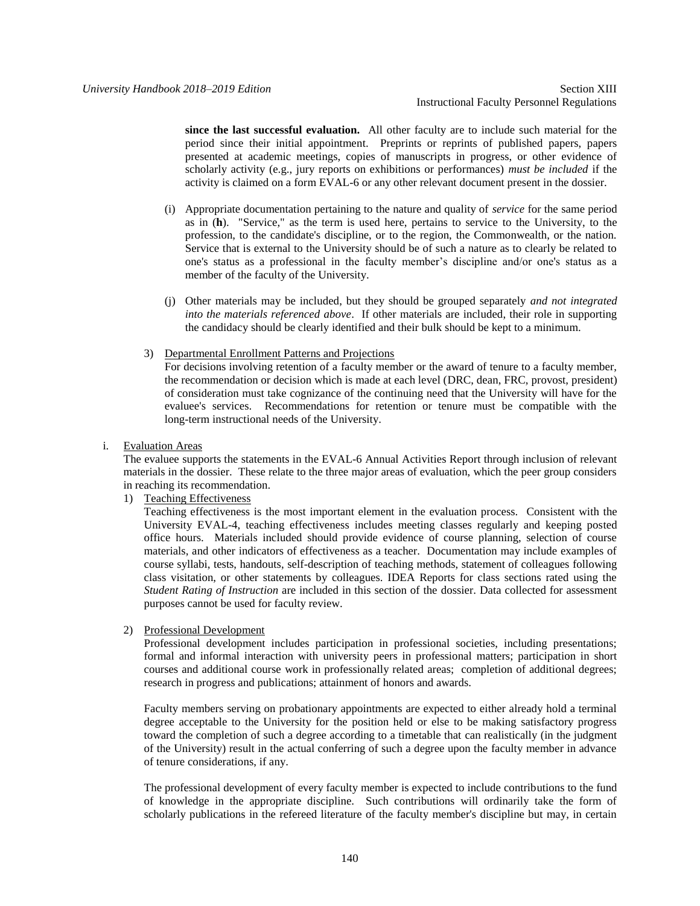**since the last successful evaluation.** All other faculty are to include such material for the period since their initial appointment. Preprints or reprints of published papers, papers presented at academic meetings, copies of manuscripts in progress, or other evidence of scholarly activity (e.g., jury reports on exhibitions or performances) *must be included* if the activity is claimed on a form EVAL-6 or any other relevant document present in the dossier.

(i) Appropriate documentation pertaining to the nature and quality of *service* for the same period as in (**h**). "Service," as the term is used here, pertains to service to the University, to the profession, to the candidate's discipline, or to the region, the Commonwealth, or the nation. Service that is external to the University should be of such a nature as to clearly be related to one's status as a professional in the faculty member's discipline and/or one's status as a member of the faculty of the University.

(j) Other materials may be included, but they should be grouped separately *and not integrated into the materials referenced above*. If other materials are included, their role in supporting the candidacy should be clearly identified and their bulk should be kept to a minimum.

3) Departmental Enrollment Patterns and Projections
For decisions involving retention of a faculty member or the award of tenure to a faculty member, the recommendation or decision which is made at each level (DRC, dean, FRC, provost, president) of consideration must take cognizance of the continuing need that the University will have for the evaluee's services. Recommendations for retention or tenure must be compatible with the long-term instructional needs of the University.

i. Evaluation Areas
The evaluee supports the statements in the EVAL-6 Annual Activities Report through inclusion of relevant materials in the dossier. These relate to the three major areas of evaluation, which the peer group considers in reaching its recommendation.

1) Teaching Effectiveness
Teaching effectiveness is the most important element in the evaluation process. Consistent with the University EVAL-4, teaching effectiveness includes meeting classes regularly and keeping posted office hours. Materials included should provide evidence of course planning, selection of course materials, and other indicators of effectiveness as a teacher. Documentation may include examples of course syllabi, tests, handouts, self-description of teaching methods, statement of colleagues following class visitation, or other statements by colleagues. IDEA Reports for class sections rated using the *Student Rating of Instruction* are included in this section of the dossier. Data collected for assessment purposes cannot be used for faculty review.

2) Professional Development
Professional development includes participation in professional societies, including presentations; formal and informal interaction with university peers in professional matters; participation in short courses and additional course work in professionally related areas; completion of additional degrees; research in progress and publications; attainment of honors and awards.

Faculty members serving on probationary appointments are expected to either already hold a terminal degree acceptable to the University for the position held or else to be making satisfactory progress toward the completion of such a degree according to a timetable that can realistically (in the judgment of the University) result in the actual conferring of such a degree upon the faculty member in advance of tenure considerations, if any.

The professional development of every faculty member is expected to include contributions to the fund of knowledge in the appropriate discipline. Such contributions will ordinarily take the form of scholarly publications in the refereed literature of the faculty member's discipline but may, in certain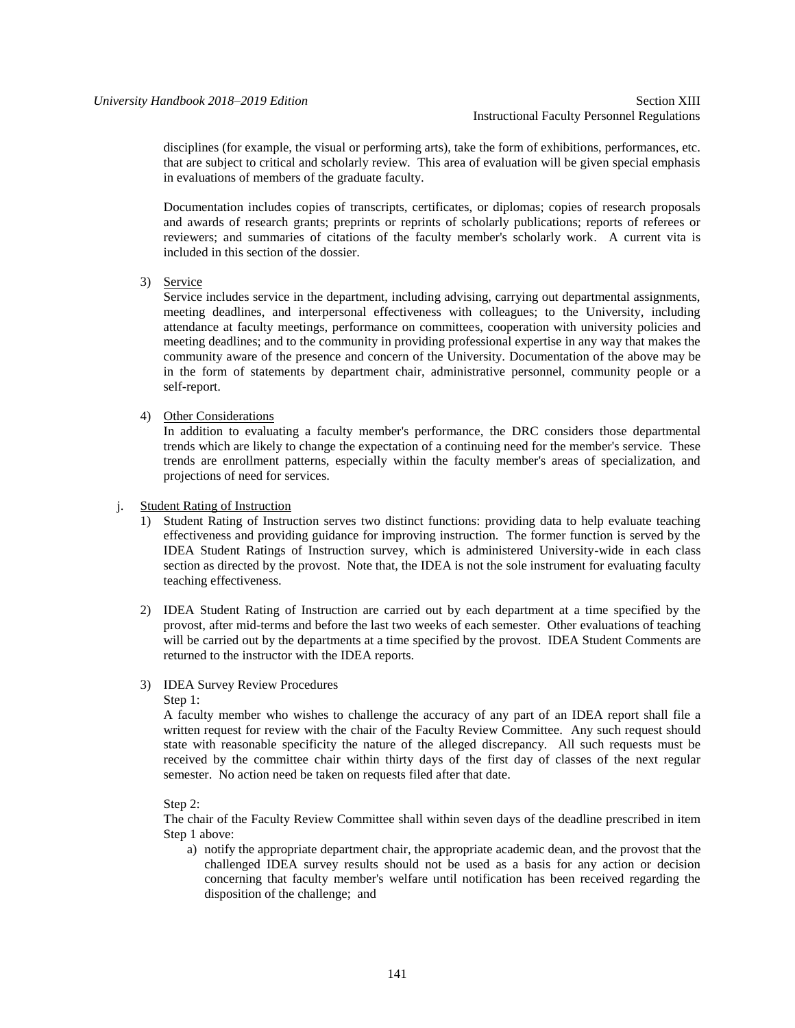disciplines (for example, the visual or performing arts), take the form of exhibitions, performances, etc. that are subject to critical and scholarly review. This area of evaluation will be given special emphasis in evaluations of members of the graduate faculty.

Documentation includes copies of transcripts, certificates, or diplomas; copies of research proposals and awards of research grants; preprints or reprints of scholarly publications; reports of referees or reviewers; and summaries of citations of the faculty member's scholarly work. A current vita is included in this section of the dossier.

3) Service

Service includes service in the department, including advising, carrying out departmental assignments, meeting deadlines, and interpersonal effectiveness with colleagues; to the University, including attendance at faculty meetings, performance on committees, cooperation with university policies and meeting deadlines; and to the community in providing professional expertise in any way that makes the community aware of the presence and concern of the University. Documentation of the above may be in the form of statements by department chair, administrative personnel, community people or a self-report.

4) Other Considerations

In addition to evaluating a faculty member's performance, the DRC considers those departmental trends which are likely to change the expectation of a continuing need for the member's service. These trends are enrollment patterns, especially within the faculty member's areas of specialization, and projections of need for services.

j. Student Rating of Instruction

1) Student Rating of Instruction serves two distinct functions: providing data to help evaluate teaching effectiveness and providing guidance for improving instruction. The former function is served by the IDEA Student Ratings of Instruction survey, which is administered University-wide in each class section as directed by the provost. Note that, the IDEA is not the sole instrument for evaluating faculty teaching effectiveness.

2) IDEA Student Rating of Instruction are carried out by each department at a time specified by the provost, after mid-terms and before the last two weeks of each semester. Other evaluations of teaching will be carried out by the departments at a time specified by the provost. IDEA Student Comments are returned to the instructor with the IDEA reports.

3) IDEA Survey Review Procedures

Step 1:

A faculty member who wishes to challenge the accuracy of any part of an IDEA report shall file a written request for review with the chair of the Faculty Review Committee. Any such request should state with reasonable specificity the nature of the alleged discrepancy. All such requests must be received by the committee chair within thirty days of the first day of classes of the next regular semester. No action need be taken on requests filed after that date.

Step 2:

The chair of the Faculty Review Committee shall within seven days of the deadline prescribed in item Step 1 above:

a) notify the appropriate department chair, the appropriate academic dean, and the provost that the challenged IDEA survey results should not be used as a basis for any action or decision concerning that faculty member's welfare until notification has been received regarding the disposition of the challenge; and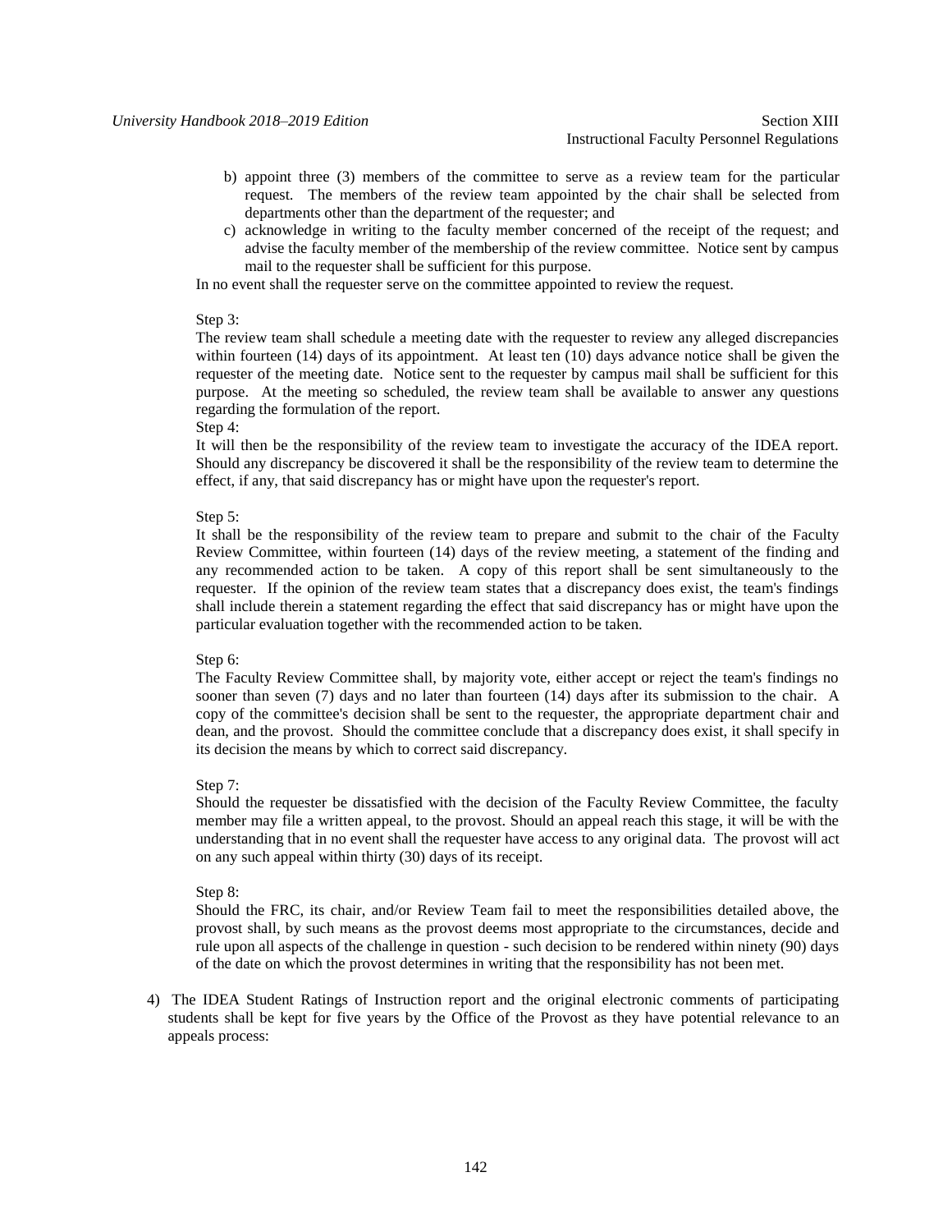b) appoint three (3) members of the committee to serve as a review team for the particular request. The members of the review team appointed by the chair shall be selected from departments other than the department of the requester; and
c) acknowledge in writing to the faculty member concerned of the receipt of the request; and advise the faculty member of the membership of the review committee. Notice sent by campus mail to the requester shall be sufficient for this purpose.

In no event shall the requester serve on the committee appointed to review the request.

Step 3:
The review team shall schedule a meeting date with the requester to review any alleged discrepancies within fourteen (14) days of its appointment. At least ten (10) days advance notice shall be given the requester of the meeting date. Notice sent to the requester by campus mail shall be sufficient for this purpose. At the meeting so scheduled, the review team shall be available to answer any questions regarding the formulation of the report.

Step 4:
It will then be the responsibility of the review team to investigate the accuracy of the IDEA report. Should any discrepancy be discovered it shall be the responsibility of the review team to determine the effect, if any, that said discrepancy has or might have upon the requester's report.

Step 5:
It shall be the responsibility of the review team to prepare and submit to the chair of the Faculty Review Committee, within fourteen (14) days of the review meeting, a statement of the finding and any recommended action to be taken. A copy of this report shall be sent simultaneously to the requester. If the opinion of the review team states that a discrepancy does exist, the team's findings shall include therein a statement regarding the effect that said discrepancy has or might have upon the particular evaluation together with the recommended action to be taken.

Step 6:
The Faculty Review Committee shall, by majority vote, either accept or reject the team's findings no sooner than seven (7) days and no later than fourteen (14) days after its submission to the chair. A copy of the committee's decision shall be sent to the requester, the appropriate department chair and dean, and the provost. Should the committee conclude that a discrepancy does exist, it shall specify in its decision the means by which to correct said discrepancy.

Step 7:
Should the requester be dissatisfied with the decision of the Faculty Review Committee, the faculty member may file a written appeal, to the provost. Should an appeal reach this stage, it will be with the understanding that in no event shall the requester have access to any original data. The provost will act on any such appeal within thirty (30) days of its receipt.

Step 8:
Should the FRC, its chair, and/or Review Team fail to meet the responsibilities detailed above, the provost shall, by such means as the provost deems most appropriate to the circumstances, decide and rule upon all aspects of the challenge in question - such decision to be rendered within ninety (90) days of the date on which the provost determines in writing that the responsibility has not been met.

4) The IDEA Student Ratings of Instruction report and the original electronic comments of participating students shall be kept for five years by the Office of the Provost as they have potential relevance to an appeals process: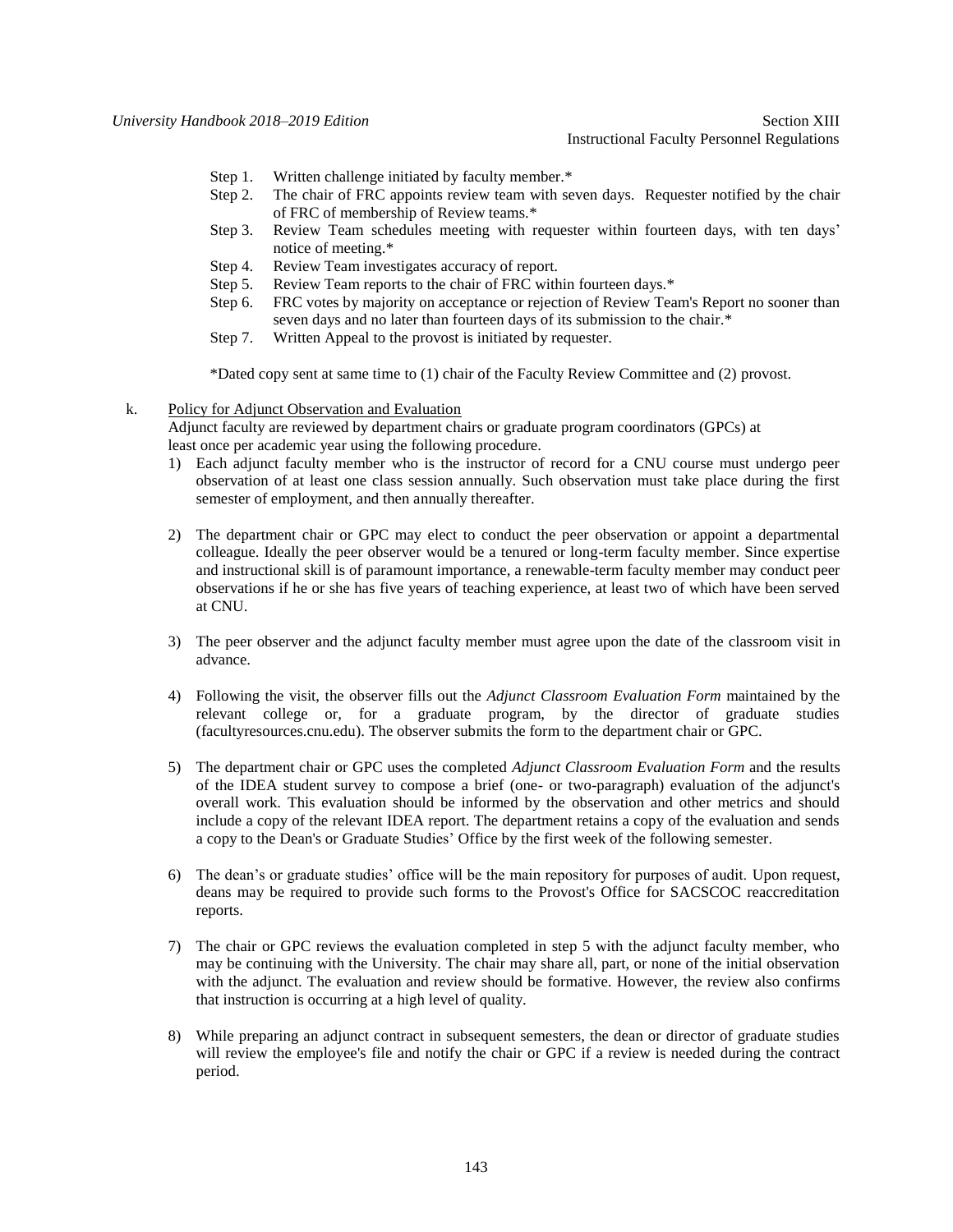Step 1. Written challenge initiated by faculty member.*

Step 2. The chair of FRC appoints review team with seven days. Requester notified by the chair of FRC of membership of Review teams.*

Step 3. Review Team schedules meeting with requester within fourteen days, with ten days' notice of meeting.*

Step 4. Review Team investigates accuracy of report.

Step 5. Review Team reports to the chair of FRC within fourteen days.*

Step 6. FRC votes by majority on acceptance or rejection of Review Team's Report no sooner than seven days and no later than fourteen days of its submission to the chair.*

Step 7. Written Appeal to the provost is initiated by requester.

*Dated copy sent at same time to (1) chair of the Faculty Review Committee and (2) provost.

k. Policy for Adjunct Observation and Evaluation

Adjunct faculty are reviewed by department chairs or graduate program coordinators (GPCs) at least once per academic year using the following procedure.

1) Each adjunct faculty member who is the instructor of record for a CNU course must undergo peer observation of at least one class session annually. Such observation must take place during the first semester of employment, and then annually thereafter.

2) The department chair or GPC may elect to conduct the peer observation or appoint a departmental colleague. Ideally the peer observer would be a tenured or long-term faculty member. Since expertise and instructional skill is of paramount importance, a renewable-term faculty member may conduct peer observations if he or she has five years of teaching experience, at least two of which have been served at CNU.

3) The peer observer and the adjunct faculty member must agree upon the date of the classroom visit in advance.

4) Following the visit, the observer fills out the *Adjunct Classroom Evaluation Form* maintained by the relevant college or, for a graduate program, by the director of graduate studies (facultyresources.cnu.edu). The observer submits the form to the department chair or GPC.

5) The department chair or GPC uses the completed *Adjunct Classroom Evaluation Form* and the results of the IDEA student survey to compose a brief (one- or two-paragraph) evaluation of the adjunct's overall work. This evaluation should be informed by the observation and other metrics and should include a copy of the relevant IDEA report. The department retains a copy of the evaluation and sends a copy to the Dean's or Graduate Studies' Office by the first week of the following semester.

6) The dean's or graduate studies' office will be the main repository for purposes of audit. Upon request, deans may be required to provide such forms to the Provost's Office for SACSCOC reaccreditation reports.

7) The chair or GPC reviews the evaluation completed in step 5 with the adjunct faculty member, who may be continuing with the University. The chair may share all, part, or none of the initial observation with the adjunct. The evaluation and review should be formative. However, the review also confirms that instruction is occurring at a high level of quality.

8) While preparing an adjunct contract in subsequent semesters, the dean or director of graduate studies will review the employee's file and notify the chair or GPC if a review is needed during the contract period.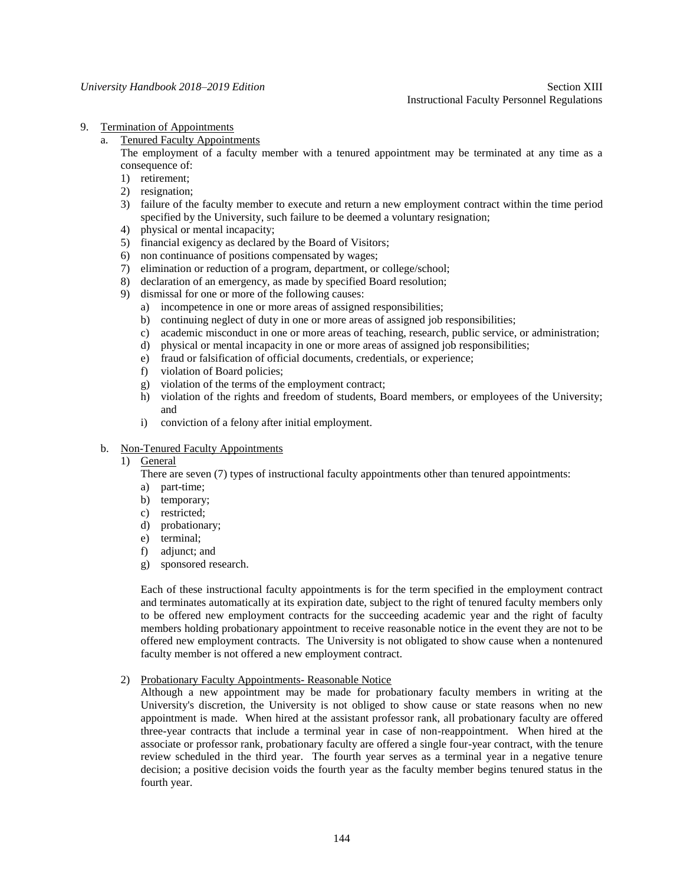9. <u>Termination of Appointments</u>
   a. <u>Tenured Faculty Appointments</u>

      The employment of a faculty member with a tenured appointment may be terminated at any time as a consequence of:

      1) retirement;
      2) resignation;
      3) failure of the faculty member to execute and return a new employment contract within the time period specified by the University, such failure to be deemed a voluntary resignation;
      4) physical or mental incapacity;
      5) financial exigency as declared by the Board of Visitors;
      6) non continuance of positions compensated by wages;
      7) elimination or reduction of a program, department, or college/school;
      8) declaration of an emergency, as made by specified Board resolution;
      9) dismissal for one or more of the following causes:
         a) incompetence in one or more areas of assigned responsibilities;
         b) continuing neglect of duty in one or more areas of assigned job responsibilities;
         c) academic misconduct in one or more areas of teaching, research, public service, or administration;
         d) physical or mental incapacity in one or more areas of assigned job responsibilities;
         e) fraud or falsification of official documents, credentials, or experience;
         f) violation of Board policies;
         g) violation of the terms of the employment contract;
         h) violation of the rights and freedom of students, Board members, or employees of the University; and
         i) conviction of a felony after initial employment.

   b. <u>Non-Tenured Faculty Appointments</u>
      1) <u>General</u>

         There are seven (7) types of instructional faculty appointments other than tenured appointments:

         a) part-time;
         b) temporary;
         c) restricted;
         d) probationary;
         e) terminal;
         f) adjunct; and
         g) sponsored research.

         Each of these instructional faculty appointments is for the term specified in the employment contract and terminates automatically at its expiration date, subject to the right of tenured faculty members only to be offered new employment contracts for the succeeding academic year and the right of faculty members holding probationary appointment to receive reasonable notice in the event they are not to be offered new employment contracts. The University is not obligated to show cause when a nontenured faculty member is not offered a new employment contract.

      2) <u>Probationary Faculty Appointments- Reasonable Notice</u>

         Although a new appointment may be made for probationary faculty members in writing at the University's discretion, the University is not obliged to show cause or state reasons when no new appointment is made. When hired at the assistant professor rank, all probationary faculty are offered three-year contracts that include a terminal year in case of non-reappointment. When hired at the associate or professor rank, probationary faculty are offered a single four-year contract, with the tenure review scheduled in the third year. The fourth year serves as a terminal year in a negative tenure decision; a positive decision voids the fourth year as the faculty member begins tenured status in the fourth year.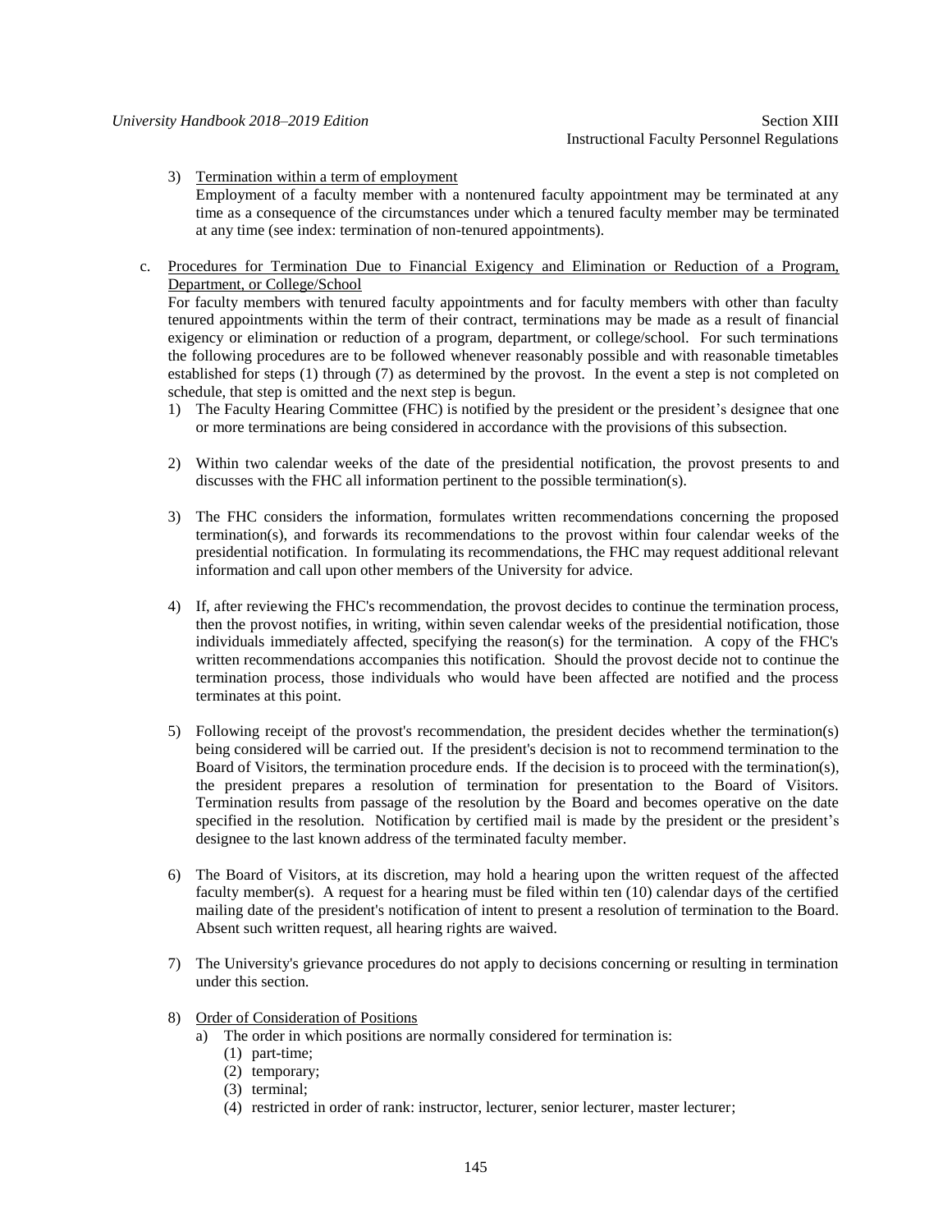3) Termination within a term of employment

   Employment of a faculty member with a nontenured faculty appointment may be terminated at any time as a consequence of the circumstances under which a tenured faculty member may be terminated at any time (see index: termination of non-tenured appointments).

c. Procedures for Termination Due to Financial Exigency and Elimination or Reduction of a Program, Department, or College/School

   For faculty members with tenured faculty appointments and for faculty members with other than faculty tenured appointments within the term of their contract, terminations may be made as a result of financial exigency or elimination or reduction of a program, department, or college/school. For such terminations the following procedures are to be followed whenever reasonably possible and with reasonable timetables established for steps (1) through (7) as determined by the provost. In the event a step is not completed on schedule, that step is omitted and the next step is begun.

   1) The Faculty Hearing Committee (FHC) is notified by the president or the president's designee that one or more terminations are being considered in accordance with the provisions of this subsection.

   2) Within two calendar weeks of the date of the presidential notification, the provost presents to and discusses with the FHC all information pertinent to the possible termination(s).

   3) The FHC considers the information, formulates written recommendations concerning the proposed termination(s), and forwards its recommendations to the provost within four calendar weeks of the presidential notification. In formulating its recommendations, the FHC may request additional relevant information and call upon other members of the University for advice.

   4) If, after reviewing the FHC's recommendation, the provost decides to continue the termination process, then the provost notifies, in writing, within seven calendar weeks of the presidential notification, those individuals immediately affected, specifying the reason(s) for the termination. A copy of the FHC's written recommendations accompanies this notification. Should the provost decide not to continue the termination process, those individuals who would have been affected are notified and the process terminates at this point.

   5) Following receipt of the provost's recommendation, the president decides whether the termination(s) being considered will be carried out. If the president's decision is not to recommend termination to the Board of Visitors, the termination procedure ends. If the decision is to proceed with the termination(s), the president prepares a resolution of termination for presentation to the Board of Visitors. Termination results from passage of the resolution by the Board and becomes operative on the date specified in the resolution. Notification by certified mail is made by the president or the president's designee to the last known address of the terminated faculty member.

   6) The Board of Visitors, at its discretion, may hold a hearing upon the written request of the affected faculty member(s). A request for a hearing must be filed within ten (10) calendar days of the certified mailing date of the president's notification of intent to present a resolution of termination to the Board. Absent such written request, all hearing rights are waived.

   7) The University's grievance procedures do not apply to decisions concerning or resulting in termination under this section.

   8) Order of Consideration of Positions

      a) The order in which positions are normally considered for termination is:

         (1) part-time;

         (2) temporary;

         (3) terminal;

         (4) restricted in order of rank: instructor, lecturer, senior lecturer, master lecturer;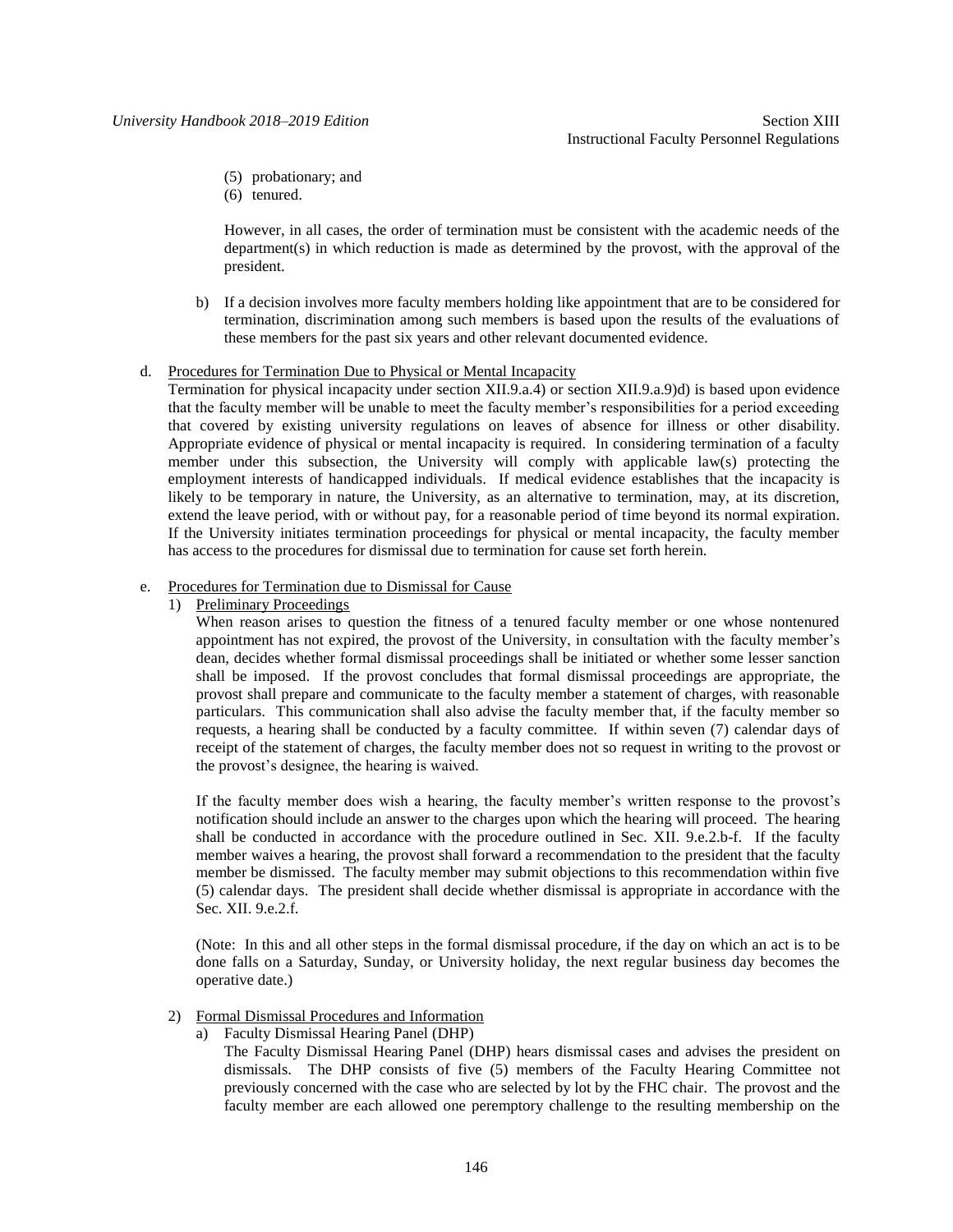(5) probationary; and
(6) tenured.

However, in all cases, the order of termination must be consistent with the academic needs of the department(s) in which reduction is made as determined by the provost, with the approval of the president.

b) If a decision involves more faculty members holding like appointment that are to be considered for termination, discrimination among such members is based upon the results of the evaluations of these members for the past six years and other relevant documented evidence.

d. Procedures for Termination Due to Physical or Mental Incapacity

Termination for physical incapacity under section XII.9.a.4) or section XII.9.a.9)d) is based upon evidence that the faculty member will be unable to meet the faculty member's responsibilities for a period exceeding that covered by existing university regulations on leaves of absence for illness or other disability. Appropriate evidence of physical or mental incapacity is required. In considering termination of a faculty member under this subsection, the University will comply with applicable law(s) protecting the employment interests of handicapped individuals. If medical evidence establishes that the incapacity is likely to be temporary in nature, the University, as an alternative to termination, may, at its discretion, extend the leave period, with or without pay, for a reasonable period of time beyond its normal expiration. If the University initiates termination proceedings for physical or mental incapacity, the faculty member has access to the procedures for dismissal due to termination for cause set forth herein.

e. Procedures for Termination due to Dismissal for Cause

1) Preliminary Proceedings

When reason arises to question the fitness of a tenured faculty member or one whose nontenured appointment has not expired, the provost of the University, in consultation with the faculty member's dean, decides whether formal dismissal proceedings shall be initiated or whether some lesser sanction shall be imposed. If the provost concludes that formal dismissal proceedings are appropriate, the provost shall prepare and communicate to the faculty member a statement of charges, with reasonable particulars. This communication shall also advise the faculty member that, if the faculty member so requests, a hearing shall be conducted by a faculty committee. If within seven (7) calendar days of receipt of the statement of charges, the faculty member does not so request in writing to the provost or the provost's designee, the hearing is waived.

If the faculty member does wish a hearing, the faculty member's written response to the provost's notification should include an answer to the charges upon which the hearing will proceed. The hearing shall be conducted in accordance with the procedure outlined in Sec. XII. 9.e.2.b-f. If the faculty member waives a hearing, the provost shall forward a recommendation to the president that the faculty member be dismissed. The faculty member may submit objections to this recommendation within five (5) calendar days. The president shall decide whether dismissal is appropriate in accordance with the Sec. XII. 9.e.2.f.

(Note: In this and all other steps in the formal dismissal procedure, if the day on which an act is to be done falls on a Saturday, Sunday, or University holiday, the next regular business day becomes the operative date.)

2) Formal Dismissal Procedures and Information

a) Faculty Dismissal Hearing Panel (DHP)

The Faculty Dismissal Hearing Panel (DHP) hears dismissal cases and advises the president on dismissals. The DHP consists of five (5) members of the Faculty Hearing Committee not previously concerned with the case who are selected by lot by the FHC chair. The provost and the faculty member are each allowed one peremptory challenge to the resulting membership on the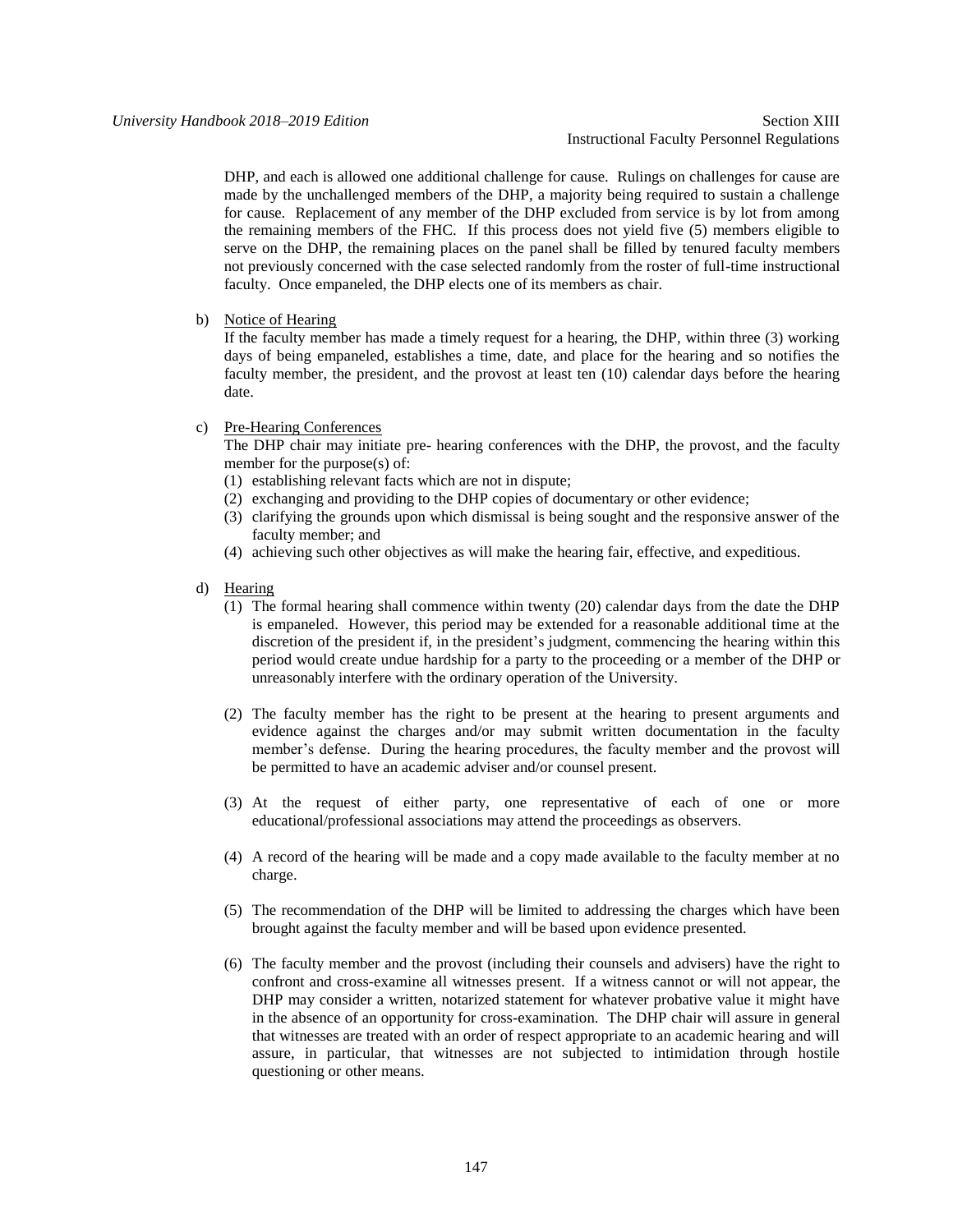DHP, and each is allowed one additional challenge for cause. Rulings on challenges for cause are made by the unchallenged members of the DHP, a majority being required to sustain a challenge for cause. Replacement of any member of the DHP excluded from service is by lot from among the remaining members of the FHC. If this process does not yield five (5) members eligible to serve on the DHP, the remaining places on the panel shall be filled by tenured faculty members not previously concerned with the case selected randomly from the roster of full-time instructional faculty. Once empaneled, the DHP elects one of its members as chair.

b) Notice of Hearing

If the faculty member has made a timely request for a hearing, the DHP, within three (3) working days of being empaneled, establishes a time, date, and place for the hearing and so notifies the faculty member, the president, and the provost at least ten (10) calendar days before the hearing date.

c) Pre-Hearing Conferences

The DHP chair may initiate pre- hearing conferences with the DHP, the provost, and the faculty member for the purpose(s) of:

(1) establishing relevant facts which are not in dispute;
(2) exchanging and providing to the DHP copies of documentary or other evidence;
(3) clarifying the grounds upon which dismissal is being sought and the responsive answer of the faculty member; and
(4) achieving such other objectives as will make the hearing fair, effective, and expeditious.

d) Hearing

(1) The formal hearing shall commence within twenty (20) calendar days from the date the DHP is empaneled. However, this period may be extended for a reasonable additional time at the discretion of the president if, in the president's judgment, commencing the hearing within this period would create undue hardship for a party to the proceeding or a member of the DHP or unreasonably interfere with the ordinary operation of the University.

(2) The faculty member has the right to be present at the hearing to present arguments and evidence against the charges and/or may submit written documentation in the faculty member's defense. During the hearing procedures, the faculty member and the provost will be permitted to have an academic adviser and/or counsel present.

(3) At the request of either party, one representative of each of one or more educational/professional associations may attend the proceedings as observers.

(4) A record of the hearing will be made and a copy made available to the faculty member at no charge.

(5) The recommendation of the DHP will be limited to addressing the charges which have been brought against the faculty member and will be based upon evidence presented.

(6) The faculty member and the provost (including their counsels and advisers) have the right to confront and cross-examine all witnesses present. If a witness cannot or will not appear, the DHP may consider a written, notarized statement for whatever probative value it might have in the absence of an opportunity for cross-examination. The DHP chair will assure in general that witnesses are treated with an order of respect appropriate to an academic hearing and will assure, in particular, that witnesses are not subjected to intimidation through hostile questioning or other means.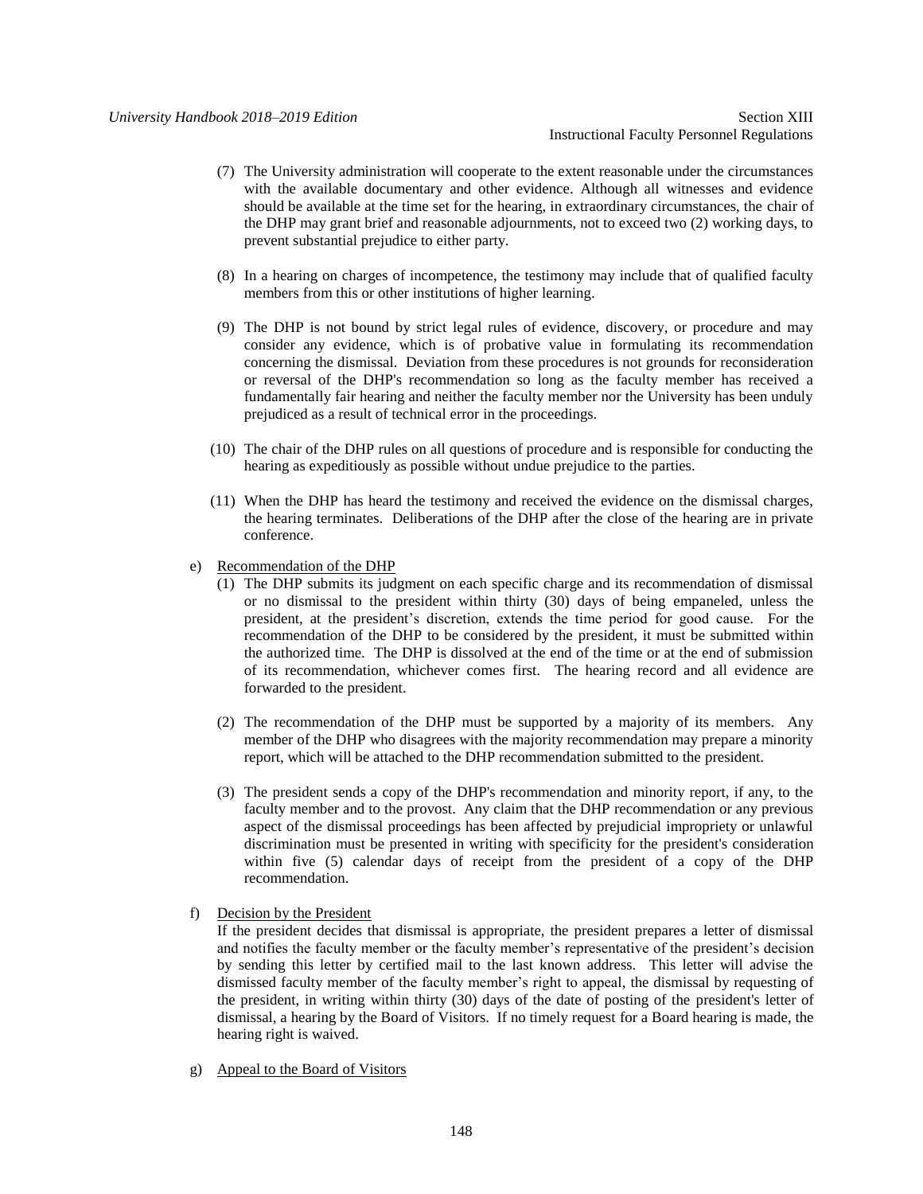(7) The University administration will cooperate to the extent reasonable under the circumstances with the available documentary and other evidence. Although all witnesses and evidence should be available at the time set for the hearing, in extraordinary circumstances, the chair of the DHP may grant brief and reasonable adjournments, not to exceed two (2) working days, to prevent substantial prejudice to either party.

(8) In a hearing on charges of incompetence, the testimony may include that of qualified faculty members from this or other institutions of higher learning.

(9) The DHP is not bound by strict legal rules of evidence, discovery, or procedure and may consider any evidence, which is of probative value in formulating its recommendation concerning the dismissal. Deviation from these procedures is not grounds for reconsideration or reversal of the DHP's recommendation so long as the faculty member has received a fundamentally fair hearing and neither the faculty member nor the University has been unduly prejudiced as a result of technical error in the proceedings.

(10) The chair of the DHP rules on all questions of procedure and is responsible for conducting the hearing as expeditiously as possible without undue prejudice to the parties.

(11) When the DHP has heard the testimony and received the evidence on the dismissal charges, the hearing terminates. Deliberations of the DHP after the close of the hearing are in private conference.

e) Recommendation of the DHP

(1) The DHP submits its judgment on each specific charge and its recommendation of dismissal or no dismissal to the president within thirty (30) days of being empaneled, unless the president, at the president's discretion, extends the time period for good cause. For the recommendation of the DHP to be considered by the president, it must be submitted within the authorized time. The DHP is dissolved at the end of the time or at the end of submission of its recommendation, whichever comes first. The hearing record and all evidence are forwarded to the president.

(2) The recommendation of the DHP must be supported by a majority of its members. Any member of the DHP who disagrees with the majority recommendation may prepare a minority report, which will be attached to the DHP recommendation submitted to the president.

(3) The president sends a copy of the DHP's recommendation and minority report, if any, to the faculty member and to the provost. Any claim that the DHP recommendation or any previous aspect of the dismissal proceedings has been affected by prejudicial impropriety or unlawful discrimination must be presented in writing with specificity for the president's consideration within five (5) calendar days of receipt from the president of a copy of the DHP recommendation.

f) Decision by the President

If the president decides that dismissal is appropriate, the president prepares a letter of dismissal and notifies the faculty member or the faculty member's representative of the president's decision by sending this letter by certified mail to the last known address. This letter will advise the dismissed faculty member of the faculty member's right to appeal, the dismissal by requesting of the president, in writing within thirty (30) days of the date of posting of the president's letter of dismissal, a hearing by the Board of Visitors. If no timely request for a Board hearing is made, the hearing right is waived.

g) Appeal to the Board of Visitors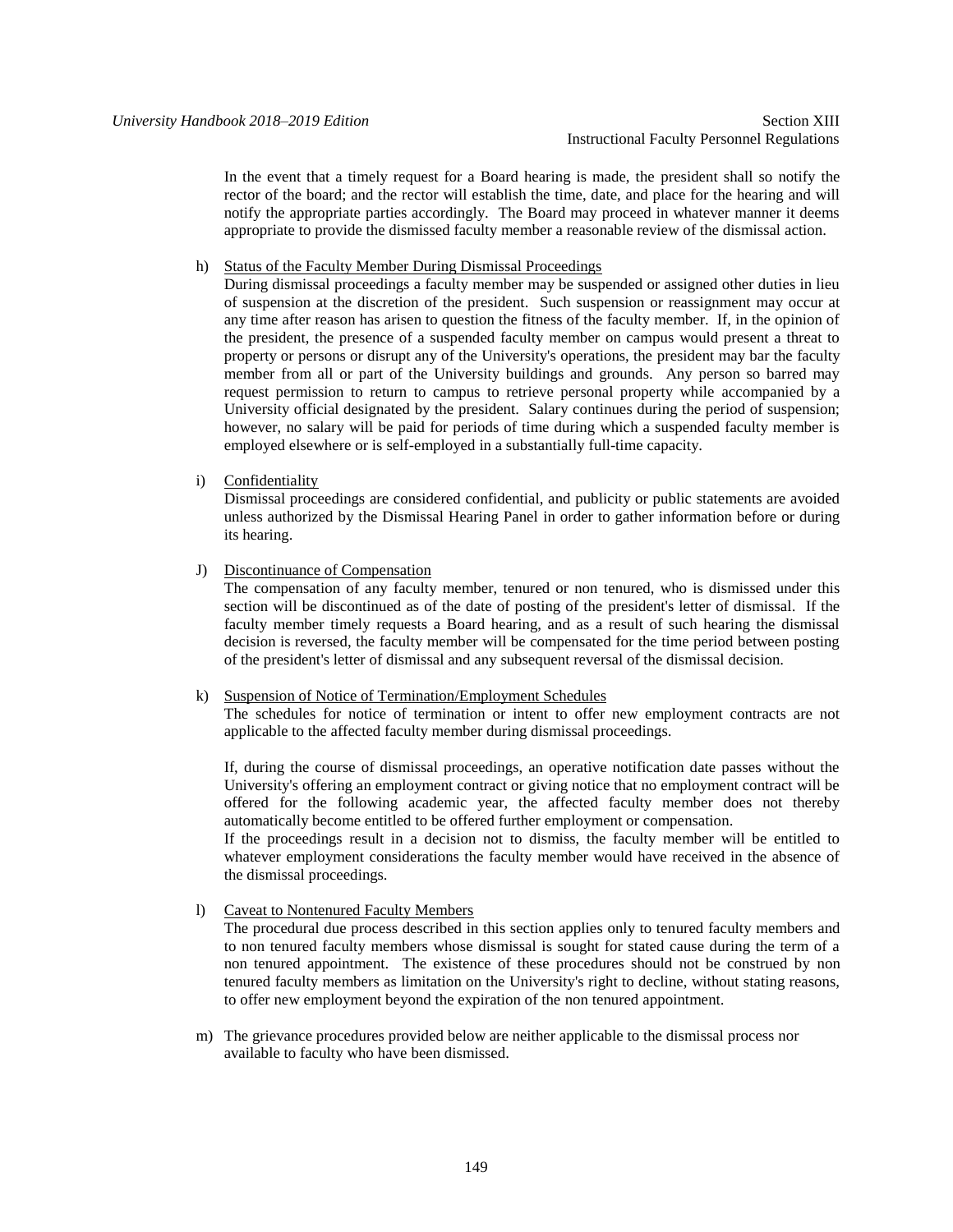In the event that a timely request for a Board hearing is made, the president shall so notify the rector of the board; and the rector will establish the time, date, and place for the hearing and will notify the appropriate parties accordingly. The Board may proceed in whatever manner it deems appropriate to provide the dismissed faculty member a reasonable review of the dismissal action.

h) Status of the Faculty Member During Dismissal Proceedings
During dismissal proceedings a faculty member may be suspended or assigned other duties in lieu of suspension at the discretion of the president. Such suspension or reassignment may occur at any time after reason has arisen to question the fitness of the faculty member. If, in the opinion of the president, the presence of a suspended faculty member on campus would present a threat to property or persons or disrupt any of the University's operations, the president may bar the faculty member from all or part of the University buildings and grounds. Any person so barred may request permission to return to campus to retrieve personal property while accompanied by a University official designated by the president. Salary continues during the period of suspension; however, no salary will be paid for periods of time during which a suspended faculty member is employed elsewhere or is self-employed in a substantially full-time capacity.

i) Confidentiality
Dismissal proceedings are considered confidential, and publicity or public statements are avoided unless authorized by the Dismissal Hearing Panel in order to gather information before or during its hearing.

J) Discontinuance of Compensation
The compensation of any faculty member, tenured or non tenured, who is dismissed under this section will be discontinued as of the date of posting of the president's letter of dismissal. If the faculty member timely requests a Board hearing, and as a result of such hearing the dismissal decision is reversed, the faculty member will be compensated for the time period between posting of the president's letter of dismissal and any subsequent reversal of the dismissal decision.

k) Suspension of Notice of Termination/Employment Schedules
The schedules for notice of termination or intent to offer new employment contracts are not applicable to the affected faculty member during dismissal proceedings.

If, during the course of dismissal proceedings, an operative notification date passes without the University's offering an employment contract or giving notice that no employment contract will be offered for the following academic year, the affected faculty member does not thereby automatically become entitled to be offered further employment or compensation.
If the proceedings result in a decision not to dismiss, the faculty member will be entitled to whatever employment considerations the faculty member would have received in the absence of the dismissal proceedings.

l) Caveat to Nontenured Faculty Members
The procedural due process described in this section applies only to tenured faculty members and to non tenured faculty members whose dismissal is sought for stated cause during the term of a non tenured appointment. The existence of these procedures should not be construed by non tenured faculty members as limitation on the University's right to decline, without stating reasons, to offer new employment beyond the expiration of the non tenured appointment.

m) The grievance procedures provided below are neither applicable to the dismissal process nor available to faculty who have been dismissed.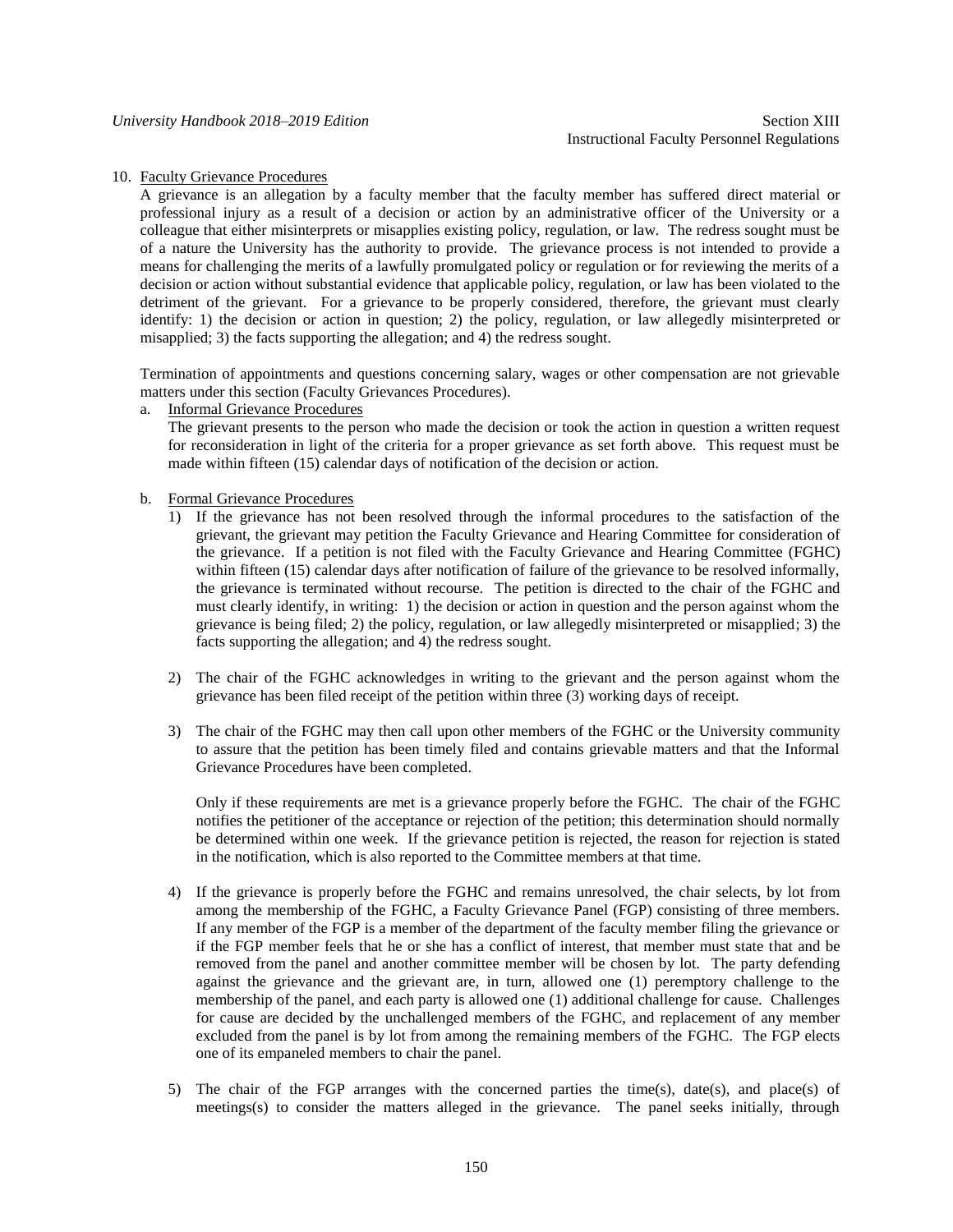10. Faculty Grievance Procedures

A grievance is an allegation by a faculty member that the faculty member has suffered direct material or professional injury as a result of a decision or action by an administrative officer of the University or a colleague that either misinterprets or misapplies existing policy, regulation, or law. The redress sought must be of a nature the University has the authority to provide. The grievance process is not intended to provide a means for challenging the merits of a lawfully promulgated policy or regulation or for reviewing the merits of a decision or action without substantial evidence that applicable policy, regulation, or law has been violated to the detriment of the grievant. For a grievance to be properly considered, therefore, the grievant must clearly identify: 1) the decision or action in question; 2) the policy, regulation, or law allegedly misinterpreted or misapplied; 3) the facts supporting the allegation; and 4) the redress sought.

Termination of appointments and questions concerning salary, wages or other compensation are not grievable matters under this section (Faculty Grievances Procedures).

a. Informal Grievance Procedures

The grievant presents to the person who made the decision or took the action in question a written request for reconsideration in light of the criteria for a proper grievance as set forth above. This request must be made within fifteen (15) calendar days of notification of the decision or action.

b. Formal Grievance Procedures

1) If the grievance has not been resolved through the informal procedures to the satisfaction of the grievant, the grievant may petition the Faculty Grievance and Hearing Committee for consideration of the grievance. If a petition is not filed with the Faculty Grievance and Hearing Committee (FGHC) within fifteen (15) calendar days after notification of failure of the grievance to be resolved informally, the grievance is terminated without recourse. The petition is directed to the chair of the FGHC and must clearly identify, in writing: 1) the decision or action in question and the person against whom the grievance is being filed; 2) the policy, regulation, or law allegedly misinterpreted or misapplied; 3) the facts supporting the allegation; and 4) the redress sought.

2) The chair of the FGHC acknowledges in writing to the grievant and the person against whom the grievance has been filed receipt of the petition within three (3) working days of receipt.

3) The chair of the FGHC may then call upon other members of the FGHC or the University community to assure that the petition has been timely filed and contains grievable matters and that the Informal Grievance Procedures have been completed.

   Only if these requirements are met is a grievance properly before the FGHC. The chair of the FGHC notifies the petitioner of the acceptance or rejection of the petition; this determination should normally be determined within one week. If the grievance petition is rejected, the reason for rejection is stated in the notification, which is also reported to the Committee members at that time.

4) If the grievance is properly before the FGHC and remains unresolved, the chair selects, by lot from among the membership of the FGHC, a Faculty Grievance Panel (FGP) consisting of three members. If any member of the FGP is a member of the department of the faculty member filing the grievance or if the FGP member feels that he or she has a conflict of interest, that member must state that and be removed from the panel and another committee member will be chosen by lot. The party defending against the grievance and the grievant are, in turn, allowed one (1) peremptory challenge to the membership of the panel, and each party is allowed one (1) additional challenge for cause. Challenges for cause are decided by the unchallenged members of the FGHC, and replacement of any member excluded from the panel is by lot from among the remaining members of the FGHC. The FGP elects one of its empaneled members to chair the panel.

5) The chair of the FGP arranges with the concerned parties the time(s), date(s), and place(s) of meetings(s) to consider the matters alleged in the grievance. The panel seeks initially, through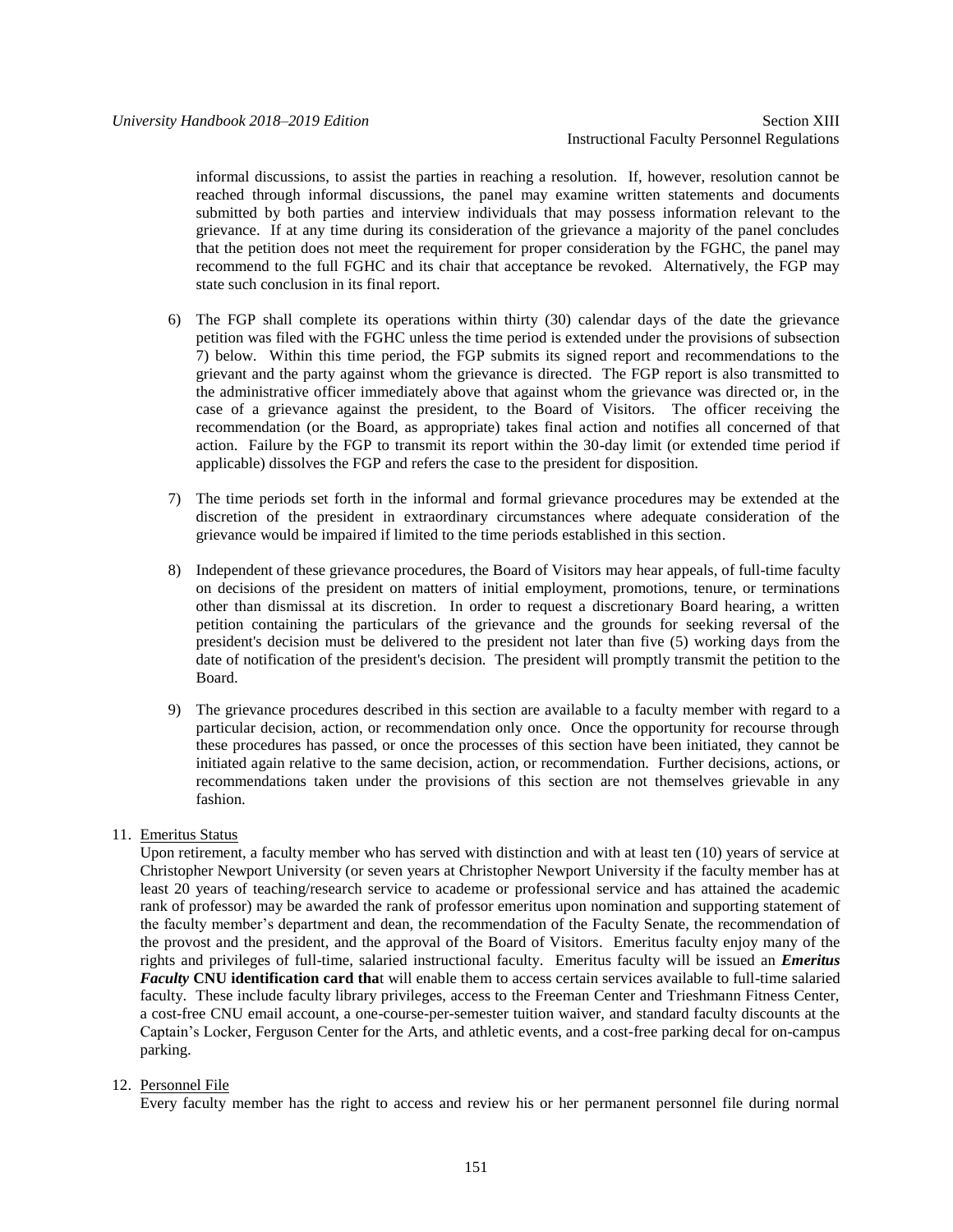informal discussions, to assist the parties in reaching a resolution. If, however, resolution cannot be reached through informal discussions, the panel may examine written statements and documents submitted by both parties and interview individuals that may possess information relevant to the grievance. If at any time during its consideration of the grievance a majority of the panel concludes that the petition does not meet the requirement for proper consideration by the FGHC, the panel may recommend to the full FGHC and its chair that acceptance be revoked. Alternatively, the FGP may state such conclusion in its final report.

6) The FGP shall complete its operations within thirty (30) calendar days of the date the grievance petition was filed with the FGHC unless the time period is extended under the provisions of subsection 7) below. Within this time period, the FGP submits its signed report and recommendations to the grievant and the party against whom the grievance is directed. The FGP report is also transmitted to the administrative officer immediately above that against whom the grievance was directed or, in the case of a grievance against the president, to the Board of Visitors. The officer receiving the recommendation (or the Board, as appropriate) takes final action and notifies all concerned of that action. Failure by the FGP to transmit its report within the 30-day limit (or extended time period if applicable) dissolves the FGP and refers the case to the president for disposition.

7) The time periods set forth in the informal and formal grievance procedures may be extended at the discretion of the president in extraordinary circumstances where adequate consideration of the grievance would be impaired if limited to the time periods established in this section.

8) Independent of these grievance procedures, the Board of Visitors may hear appeals, of full-time faculty on decisions of the president on matters of initial employment, promotions, tenure, or terminations other than dismissal at its discretion. In order to request a discretionary Board hearing, a written petition containing the particulars of the grievance and the grounds for seeking reversal of the president's decision must be delivered to the president not later than five (5) working days from the date of notification of the president's decision. The president will promptly transmit the petition to the Board.

9) The grievance procedures described in this section are available to a faculty member with regard to a particular decision, action, or recommendation only once. Once the opportunity for recourse through these procedures has passed, or once the processes of this section have been initiated, they cannot be initiated again relative to the same decision, action, or recommendation. Further decisions, actions, or recommendations taken under the provisions of this section are not themselves grievable in any fashion.

11. Emeritus Status

Upon retirement, a faculty member who has served with distinction and with at least ten (10) years of service at Christopher Newport University (or seven years at Christopher Newport University if the faculty member has at least 20 years of teaching/research service to academe or professional service and has attained the academic rank of professor) may be awarded the rank of professor emeritus upon nomination and supporting statement of the faculty member's department and dean, the recommendation of the Faculty Senate, the recommendation of the provost and the president, and the approval of the Board of Visitors. Emeritus faculty enjoy many of the rights and privileges of full-time, salaried instructional faculty. Emeritus faculty will be issued an ***Emeritus Faculty*** **CNU identification card tha**t will enable them to access certain services available to full-time salaried faculty. These include faculty library privileges, access to the Freeman Center and Trieshmann Fitness Center, a cost-free CNU email account, a one-course-per-semester tuition waiver, and standard faculty discounts at the Captain's Locker, Ferguson Center for the Arts, and athletic events, and a cost-free parking decal for on-campus parking.

12. Personnel File

Every faculty member has the right to access and review his or her permanent personnel file during normal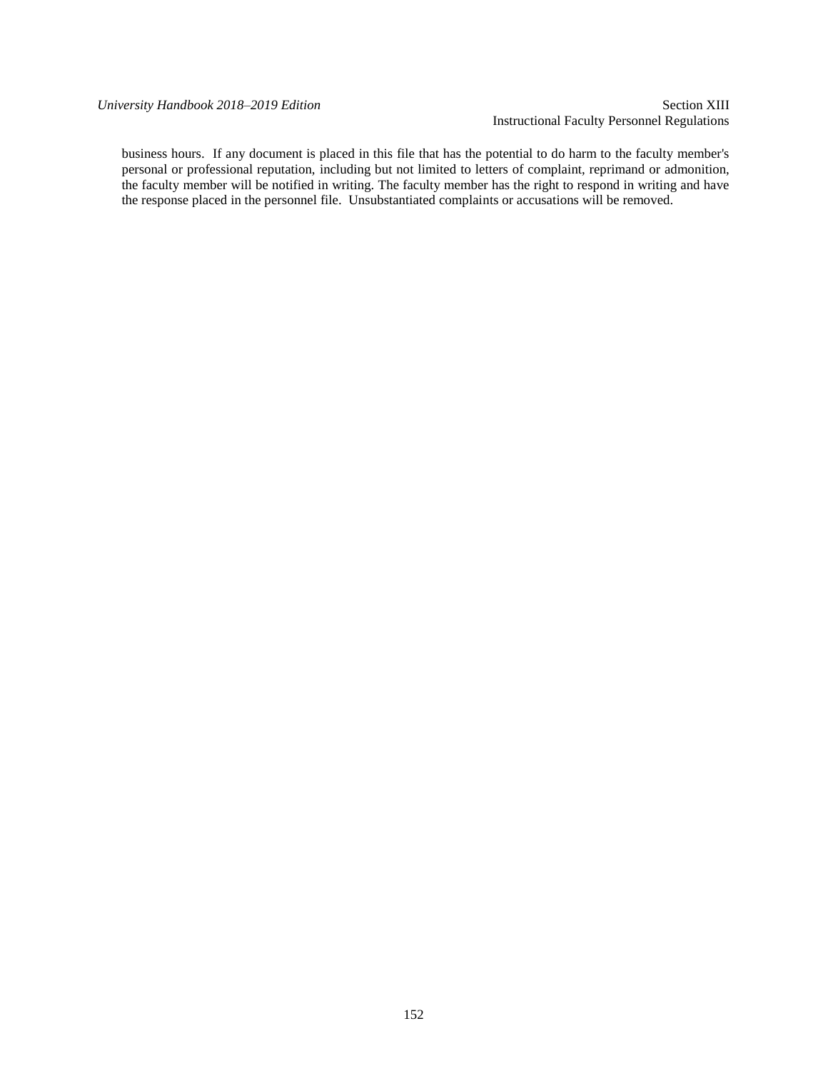business hours. If any document is placed in this file that has the potential to do harm to the faculty member's personal or professional reputation, including but not limited to letters of complaint, reprimand or admonition, the faculty member will be notified in writing. The faculty member has the right to respond in writing and have the response placed in the personnel file. Unsubstantiated complaints or accusations will be removed.